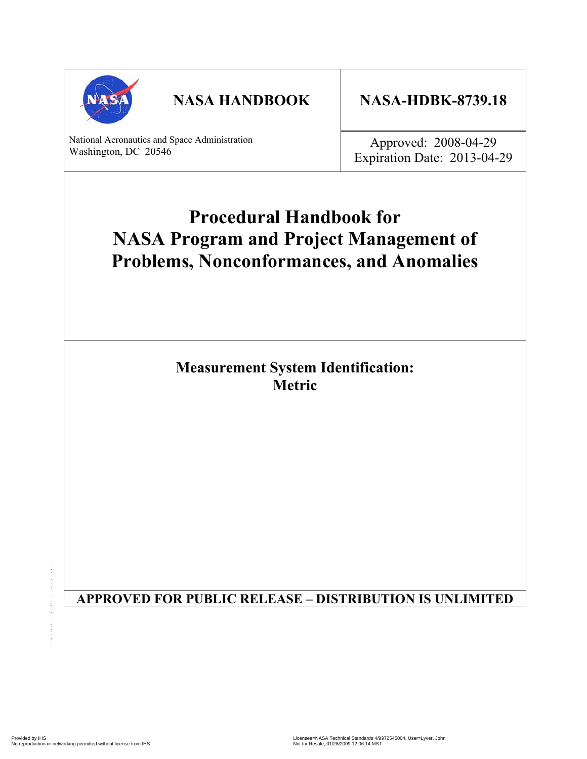**NASA HANDBOOK**

**NASA-HDBK-8739.18**

National Aeronautics and Space Administration
Washington, DC 20546

Approved: 2008-04-29
Expiration Date: 2013-04-29

# Procedural Handbook for NASA Program and Project Management of Problems, Nonconformances, and Anomalies

**Measurement System Identification:**
**Metric**

**APPROVED FOR PUBLIC RELEASE – DISTRIBUTION IS UNLIMITED**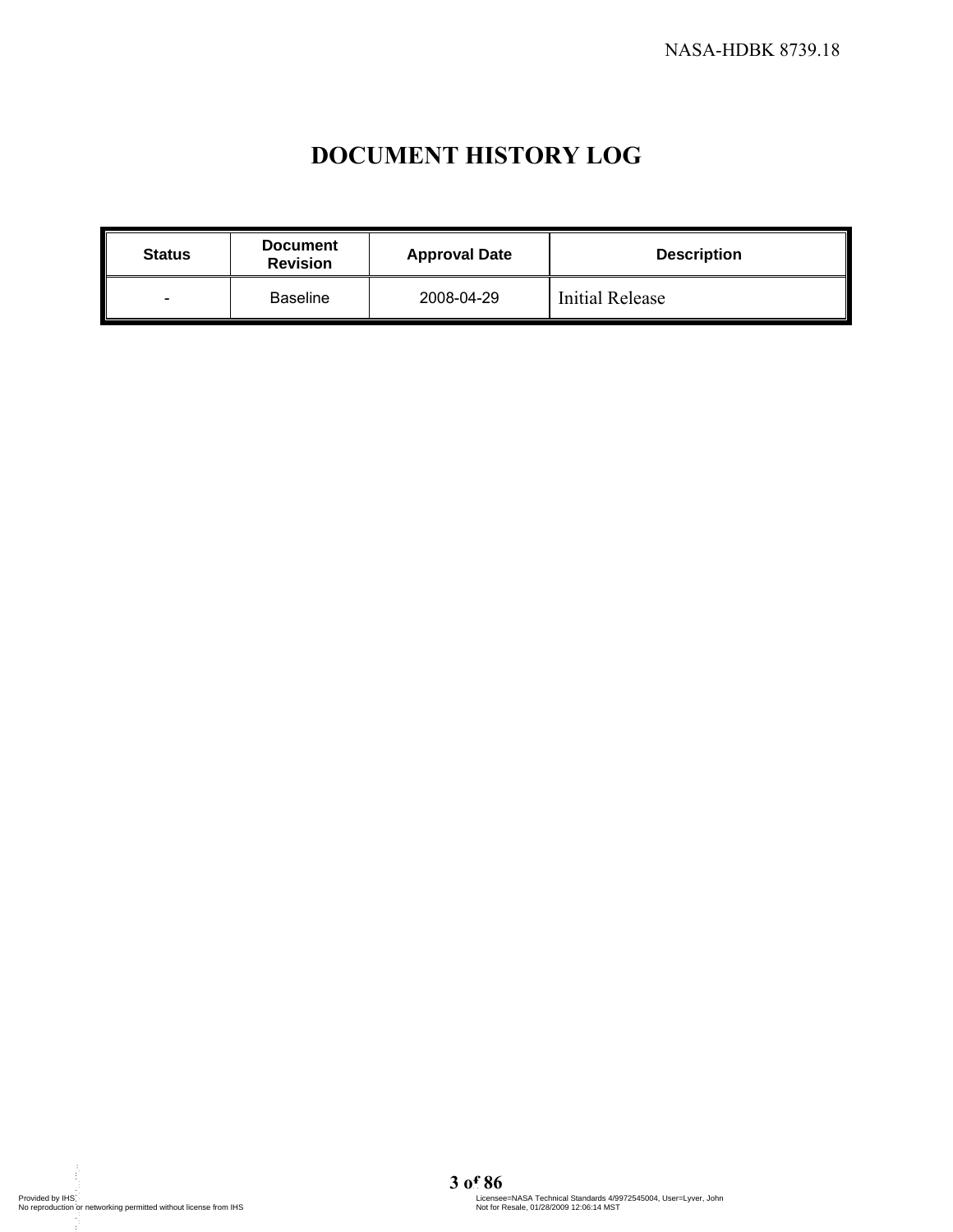# DOCUMENT HISTORY LOG

| Status | Document Revision | Approval Date | Description |
| --- | --- | --- | --- |
| - | Baseline | 2008-04-29 | Initial Release |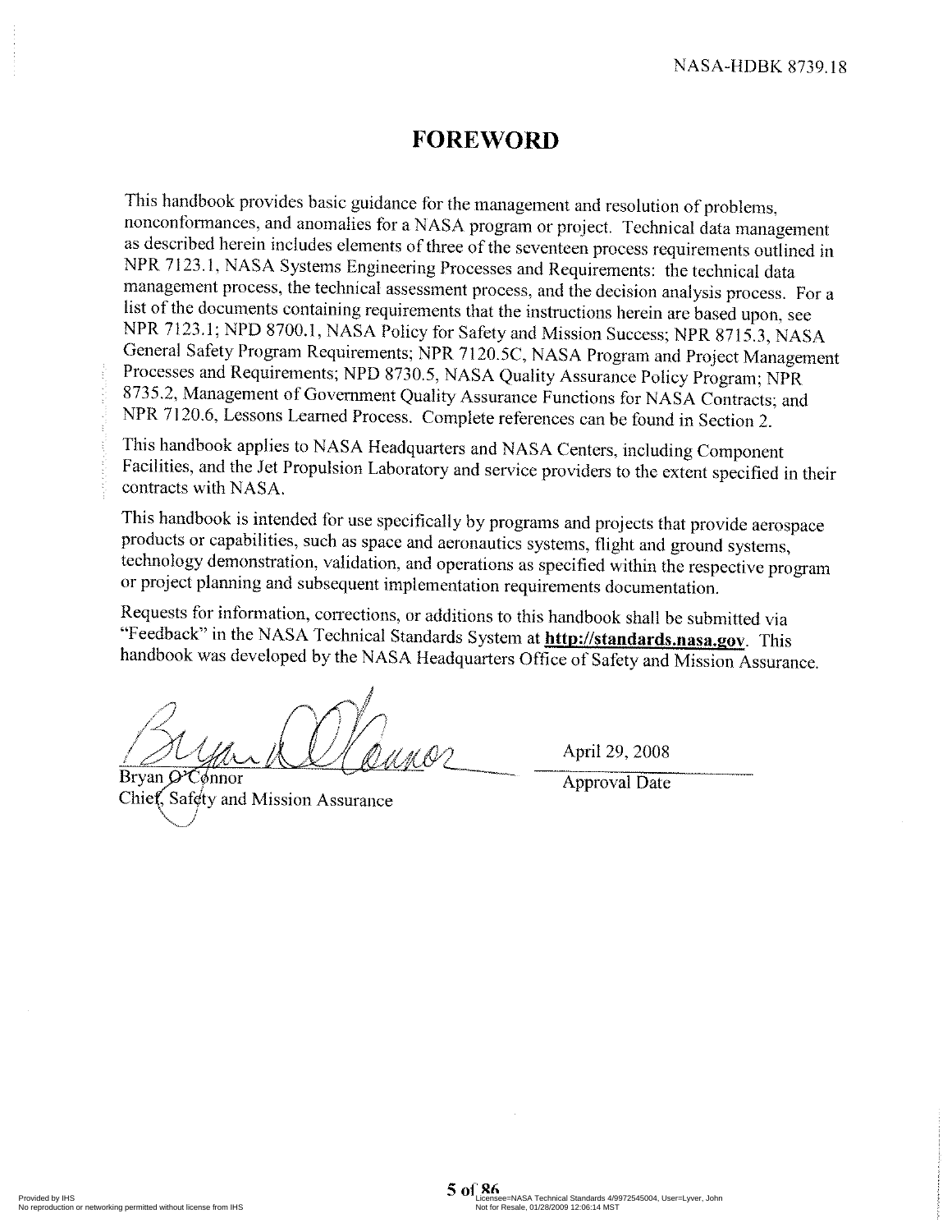# FOREWORD

This handbook provides basic guidance for the management and resolution of problems, nonconformances, and anomalies for a NASA program or project. Technical data management as described herein includes elements of three of the seventeen process requirements outlined in NPR 7123.1, NASA Systems Engineering Processes and Requirements: the technical data management process, the technical assessment process, and the decision analysis process. For a list of the documents containing requirements that the instructions herein are based upon, see NPR 7123.1; NPD 8700.1, NASA Policy for Safety and Mission Success; NPR 8715.3, NASA General Safety Program Requirements; NPR 7120.5C, NASA Program and Project Management Processes and Requirements; NPD 8730.5, NASA Quality Assurance Policy Program; NPR 8735.2, Management of Government Quality Assurance Functions for NASA Contracts; and NPR 7120.6, Lessons Learned Process. Complete references can be found in Section 2.

This handbook applies to NASA Headquarters and NASA Centers, including Component Facilities, and the Jet Propulsion Laboratory and service providers to the extent specified in their contracts with NASA.

This handbook is intended for use specifically by programs and projects that provide aerospace products or capabilities, such as space and aeronautics systems, flight and ground systems, technology demonstration, validation, and operations as specified within the respective program or project planning and subsequent implementation requirements documentation.

Requests for information, corrections, or additions to this handbook shall be submitted via "Feedback" in the NASA Technical Standards System at **http://standards.nasa.gov**. This handbook was developed by the NASA Headquarters Office of Safety and Mission Assurance.

Bryan O'Connor
Chief, Safety and Mission Assurance

April 29, 2008
Approval Date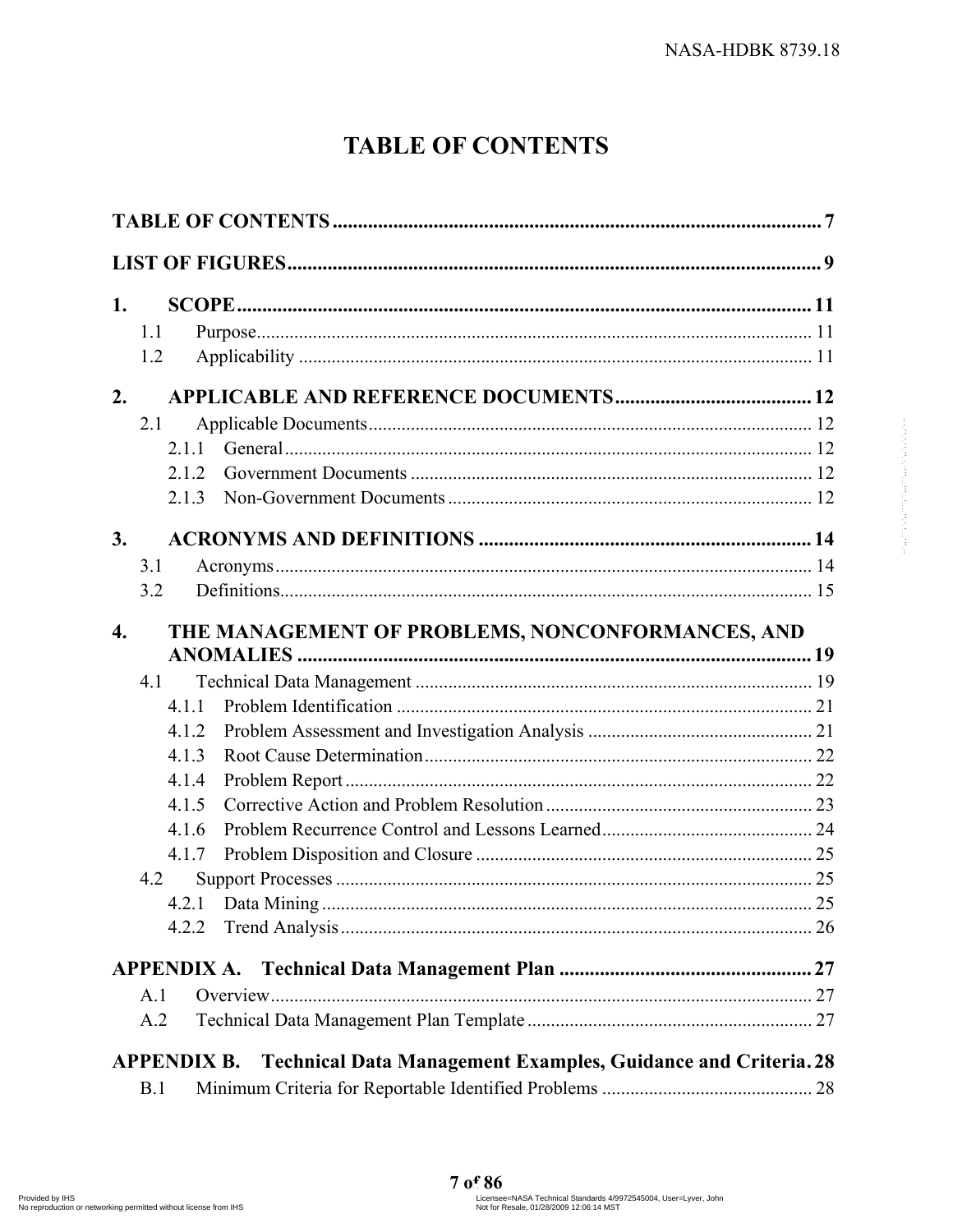# TABLE OF CONTENTS

**TABLE OF CONTENTS** .......... 7

**LIST OF FIGURES** .......... 9

**1. SCOPE** .......... 11
- 1.1 Purpose .......... 11
- 1.2 Applicability .......... 11

**2. APPLICABLE AND REFERENCE DOCUMENTS** .......... 12
- 2.1 Applicable Documents .......... 12
  - 2.1.1 General .......... 12
  - 2.1.2 Government Documents .......... 12
  - 2.1.3 Non-Government Documents .......... 12

**3. ACRONYMS AND DEFINITIONS** .......... 14
- 3.1 Acronyms .......... 14
- 3.2 Definitions .......... 15

**4. THE MANAGEMENT OF PROBLEMS, NONCONFORMANCES, AND ANOMALIES** .......... 19
- 4.1 Technical Data Management .......... 19
  - 4.1.1 Problem Identification .......... 21
  - 4.1.2 Problem Assessment and Investigation Analysis .......... 21
  - 4.1.3 Root Cause Determination .......... 22
  - 4.1.4 Problem Report .......... 22
  - 4.1.5 Corrective Action and Problem Resolution .......... 23
  - 4.1.6 Problem Recurrence Control and Lessons Learned .......... 24
  - 4.1.7 Problem Disposition and Closure .......... 25
- 4.2 Support Processes .......... 25
  - 4.2.1 Data Mining .......... 25
  - 4.2.2 Trend Analysis .......... 26

**APPENDIX A. Technical Data Management Plan** .......... 27
- A.1 Overview .......... 27
- A.2 Technical Data Management Plan Template .......... 27

**APPENDIX B. Technical Data Management Examples, Guidance and Criteria** .......... 28
- B.1 Minimum Criteria for Reportable Identified Problems .......... 28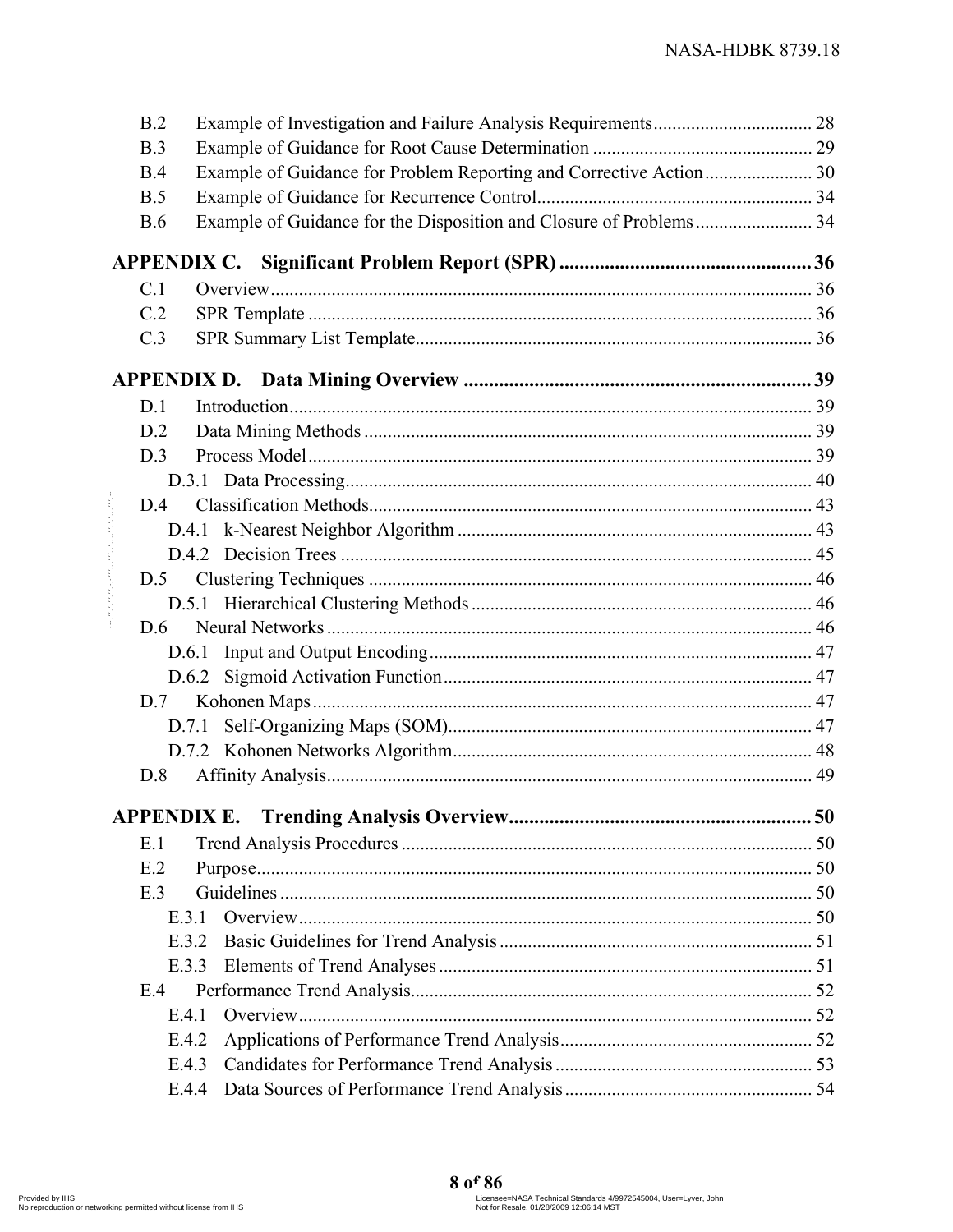B.2 Example of Investigation and Failure Analysis Requirements ..... 28
B.3 Example of Guidance for Root Cause Determination ..... 29
B.4 Example of Guidance for Problem Reporting and Corrective Action ..... 30
B.5 Example of Guidance for Recurrence Control ..... 34
B.6 Example of Guidance for the Disposition and Closure of Problems ..... 34

**APPENDIX C. Significant Problem Report (SPR) ..... 36**

C.1 Overview ..... 36
C.2 SPR Template ..... 36
C.3 SPR Summary List Template ..... 36

**APPENDIX D. Data Mining Overview ..... 39**

D.1 Introduction ..... 39
D.2 Data Mining Methods ..... 39
D.3 Process Model ..... 39
D.3.1 Data Processing ..... 40
D.4 Classification Methods ..... 43
D.4.1 k-Nearest Neighbor Algorithm ..... 43
D.4.2 Decision Trees ..... 45
D.5 Clustering Techniques ..... 46
D.5.1 Hierarchical Clustering Methods ..... 46
D.6 Neural Networks ..... 46
D.6.1 Input and Output Encoding ..... 47
D.6.2 Sigmoid Activation Function ..... 47
D.7 Kohonen Maps ..... 47
D.7.1 Self-Organizing Maps (SOM) ..... 47
D.7.2 Kohonen Networks Algorithm ..... 48
D.8 Affinity Analysis ..... 49

**APPENDIX E. Trending Analysis Overview ..... 50**

E.1 Trend Analysis Procedures ..... 50
E.2 Purpose ..... 50
E.3 Guidelines ..... 50
E.3.1 Overview ..... 50
E.3.2 Basic Guidelines for Trend Analysis ..... 51
E.3.3 Elements of Trend Analyses ..... 51
E.4 Performance Trend Analysis ..... 52
E.4.1 Overview ..... 52
E.4.2 Applications of Performance Trend Analysis ..... 52
E.4.3 Candidates for Performance Trend Analysis ..... 53
E.4.4 Data Sources of Performance Trend Analysis ..... 54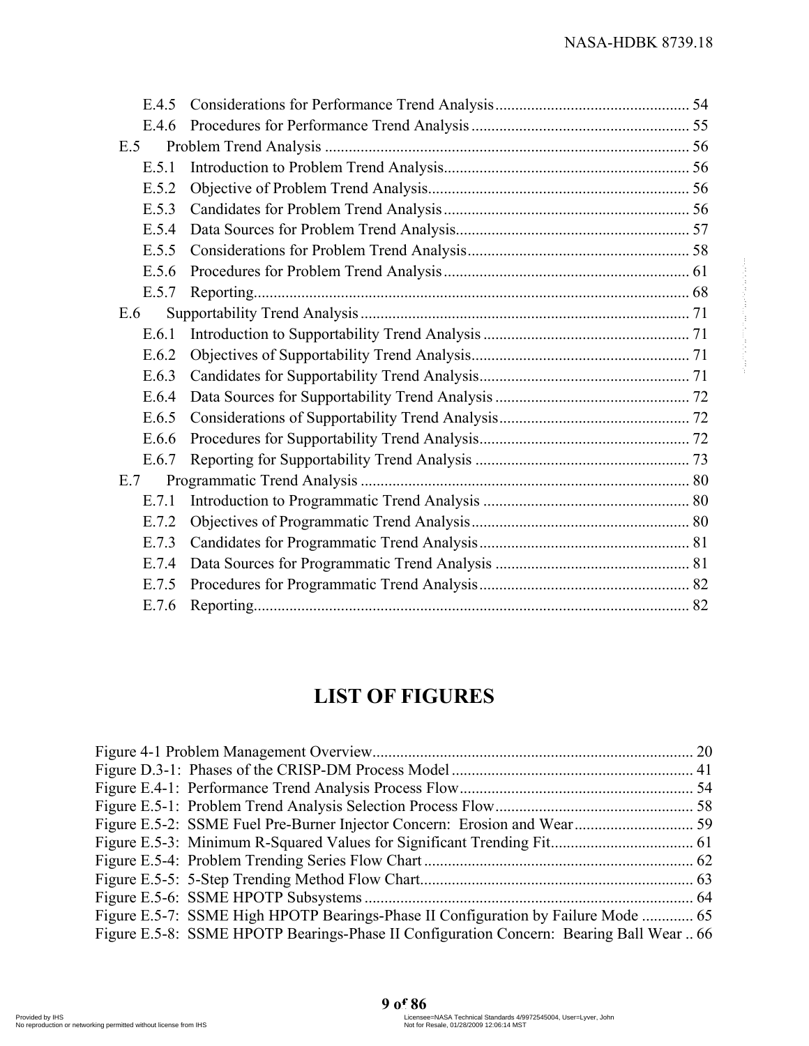E.4.5 Considerations for Performance Trend Analysis ................................................ 54
E.4.6 Procedures for Performance Trend Analysis ...................................................... 55
E.5 Problem Trend Analysis ........................................................................................... 56
E.5.1 Introduction to Problem Trend Analysis............................................................. 56
E.5.2 Objective of Problem Trend Analysis................................................................. 56
E.5.3 Candidates for Problem Trend Analysis ............................................................. 56
E.5.4 Data Sources for Problem Trend Analysis.......................................................... 57
E.5.5 Considerations for Problem Trend Analysis....................................................... 58
E.5.6 Procedures for Problem Trend Analysis ............................................................. 61
E.5.7 Reporting............................................................................................................. 68
E.6 Supportability Trend Analysis .................................................................................. 71
E.6.1 Introduction to Supportability Trend Analysis ................................................... 71
E.6.2 Objectives of Supportability Trend Analysis...................................................... 71
E.6.3 Candidates for Supportability Trend Analysis.................................................... 71
E.6.4 Data Sources for Supportability Trend Analysis ................................................ 72
E.6.5 Considerations of Supportability Trend Analysis............................................... 72
E.6.6 Procedures for Supportability Trend Analysis.................................................... 72
E.6.7 Reporting for Supportability Trend Analysis ..................................................... 73
E.7 Programmatic Trend Analysis .................................................................................. 80
E.7.1 Introduction to Programmatic Trend Analysis ................................................... 80
E.7.2 Objectives of Programmatic Trend Analysis...................................................... 80
E.7.3 Candidates for Programmatic Trend Analysis.................................................... 81
E.7.4 Data Sources for Programmatic Trend Analysis ................................................ 81
E.7.5 Procedures for Programmatic Trend Analysis.................................................... 82
E.7.6 Reporting............................................................................................................. 82

# LIST OF FIGURES

Figure 4-1 Problem Management Overview................................................................................ 20
Figure D.3-1: Phases of the CRISP-DM Process Model ............................................................ 41
Figure E.4-1: Performance Trend Analysis Process Flow.......................................................... 54
Figure E.5-1: Problem Trend Analysis Selection Process Flow.................................................. 58
Figure E.5-2: SSME Fuel Pre-Burner Injector Concern: Erosion and Wear.............................. 59
Figure E.5-3: Minimum R-Squared Values for Significant Trending Fit.................................... 61
Figure E.5-4: Problem Trending Series Flow Chart .................................................................... 62
Figure E.5-5: 5-Step Trending Method Flow Chart..................................................................... 63
Figure E.5-6: SSME HPOTP Subsystems .................................................................................. 64
Figure E.5-7: SSME High HPOTP Bearings-Phase II Configuration by Failure Mode ............. 65
Figure E.5-8: SSME HPOTP Bearings-Phase II Configuration Concern: Bearing Ball Wear .. 66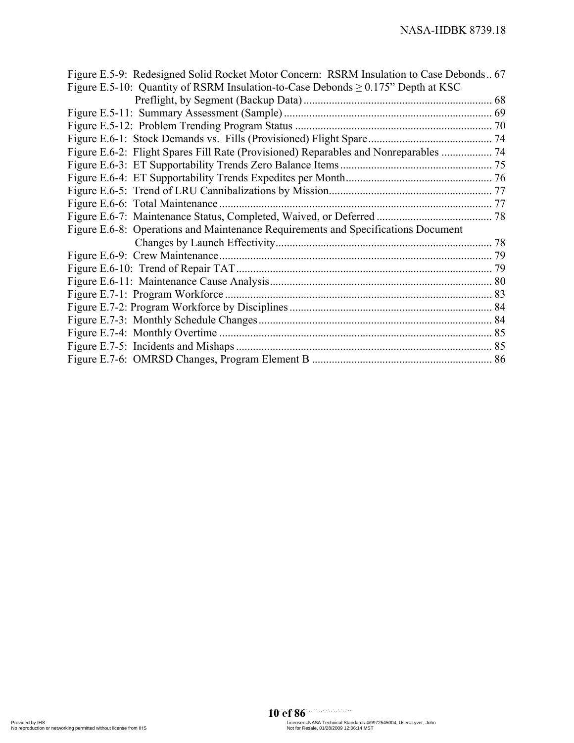Figure E.5-9: Redesigned Solid Rocket Motor Concern: RSRM Insulation to Case Debonds .. 67
Figure E.5-10: Quantity of RSRM Insulation-to-Case Debonds ≥ 0.175" Depth at KSC Preflight, by Segment (Backup Data) .................................................................. 68
Figure E.5-11: Summary Assessment (Sample) ........................................................................ 69
Figure E.5-12: Problem Trending Program Status ..................................................................... 70
Figure E.6-1: Stock Demands vs. Fills (Provisioned) Flight Spare ............................................ 74
Figure E.6-2: Flight Spares Fill Rate (Provisioned) Reparables and Nonreparables .................. 74
Figure E.6-3: ET Supportability Trends Zero Balance Items ...................................................... 75
Figure E.6-4: ET Supportability Trends Expedites per Month .................................................... 76
Figure E.6-5: Trend of LRU Cannibalizations by Mission .......................................................... 77
Figure E.6-6: Total Maintenance ................................................................................................ 77
Figure E.6-7: Maintenance Status, Completed, Waived, or Deferred ......................................... 78
Figure E.6-8: Operations and Maintenance Requirements and Specifications Document Changes by Launch Effectivity ............................................................................ 78
Figure E.6-9: Crew Maintenance ................................................................................................ 79
Figure E.6-10: Trend of Repair TAT .......................................................................................... 79
Figure E.6-11: Maintenance Cause Analysis ............................................................................... 80
Figure E.7-1: Program Workforce ............................................................................................... 83
Figure E.7-2: Program Workforce by Disciplines ........................................................................ 84
Figure E.7-3: Monthly Schedule Changes ................................................................................... 84
Figure E.7-4: Monthly Overtime ................................................................................................. 85
Figure E.7-5: Incidents and Mishaps ........................................................................................... 85
Figure E.7-6: OMRSD Changes, Program Element B ................................................................ 86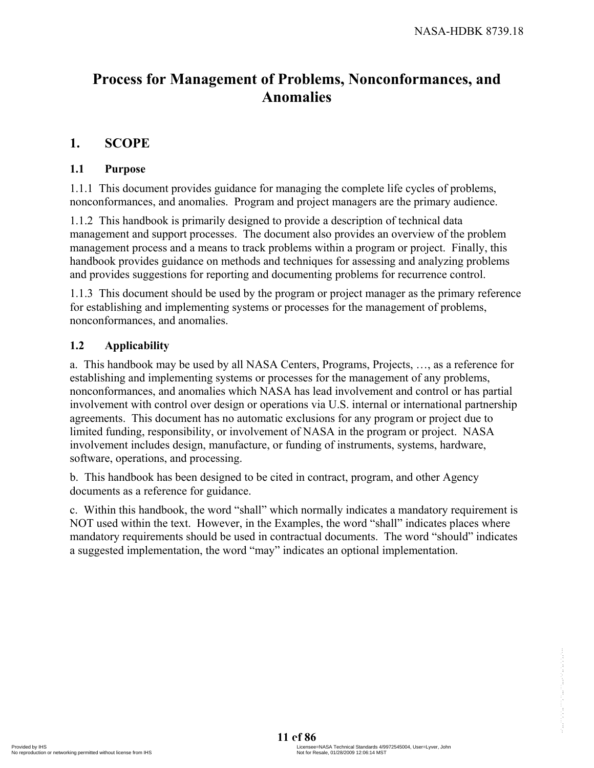# Process for Management of Problems, Nonconformances, and Anomalies

## 1. SCOPE

### 1.1 Purpose

1.1.1 This document provides guidance for managing the complete life cycles of problems, nonconformances, and anomalies. Program and project managers are the primary audience.

1.1.2 This handbook is primarily designed to provide a description of technical data management and support processes. The document also provides an overview of the problem management process and a means to track problems within a program or project. Finally, this handbook provides guidance on methods and techniques for assessing and analyzing problems and provides suggestions for reporting and documenting problems for recurrence control.

1.1.3 This document should be used by the program or project manager as the primary reference for establishing and implementing systems or processes for the management of problems, nonconformances, and anomalies.

### 1.2 Applicability

a. This handbook may be used by all NASA Centers, Programs, Projects, …, as a reference for establishing and implementing systems or processes for the management of any problems, nonconformances, and anomalies which NASA has lead involvement and control or has partial involvement with control over design or operations via U.S. internal or international partnership agreements. This document has no automatic exclusions for any program or project due to limited funding, responsibility, or involvement of NASA in the program or project. NASA involvement includes design, manufacture, or funding of instruments, systems, hardware, software, operations, and processing.

b. This handbook has been designed to be cited in contract, program, and other Agency documents as a reference for guidance.

c. Within this handbook, the word "shall" which normally indicates a mandatory requirement is NOT used within the text. However, in the Examples, the word "shall" indicates places where mandatory requirements should be used in contractual documents. The word "should" indicates a suggested implementation, the word "may" indicates an optional implementation.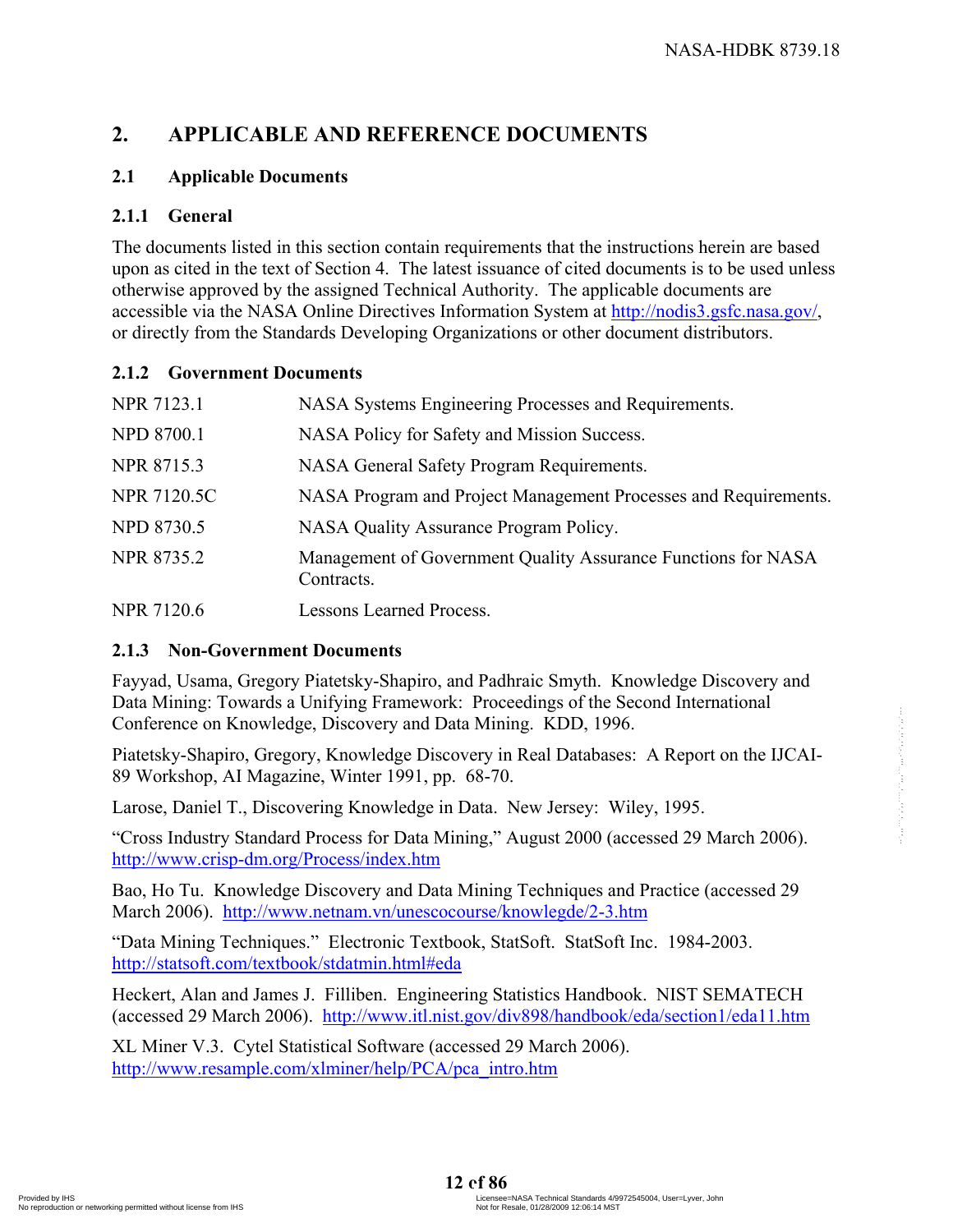# 2. APPLICABLE AND REFERENCE DOCUMENTS

## 2.1 Applicable Documents

### 2.1.1 General

The documents listed in this section contain requirements that the instructions herein are based upon as cited in the text of Section 4. The latest issuance of cited documents is to be used unless otherwise approved by the assigned Technical Authority. The applicable documents are accessible via the NASA Online Directives Information System at http://nodis3.gsfc.nasa.gov/, or directly from the Standards Developing Organizations or other document distributors.

### 2.1.2 Government Documents

| | |
|---|---|
| NPR 7123.1 | NASA Systems Engineering Processes and Requirements. |
| NPD 8700.1 | NASA Policy for Safety and Mission Success. |
| NPR 8715.3 | NASA General Safety Program Requirements. |
| NPR 7120.5C | NASA Program and Project Management Processes and Requirements. |
| NPD 8730.5 | NASA Quality Assurance Program Policy. |
| NPR 8735.2 | Management of Government Quality Assurance Functions for NASA Contracts. |
| NPR 7120.6 | Lessons Learned Process. |

### 2.1.3 Non-Government Documents

Fayyad, Usama, Gregory Piatetsky-Shapiro, and Padhraic Smyth. Knowledge Discovery and Data Mining: Towards a Unifying Framework: Proceedings of the Second International Conference on Knowledge, Discovery and Data Mining. KDD, 1996.

Piatetsky-Shapiro, Gregory, Knowledge Discovery in Real Databases: A Report on the IJCAI-89 Workshop, AI Magazine, Winter 1991, pp. 68-70.

Larose, Daniel T., Discovering Knowledge in Data. New Jersey: Wiley, 1995.

"Cross Industry Standard Process for Data Mining," August 2000 (accessed 29 March 2006). http://www.crisp-dm.org/Process/index.htm

Bao, Ho Tu. Knowledge Discovery and Data Mining Techniques and Practice (accessed 29 March 2006). http://www.netnam.vn/unescocourse/knowlegde/2-3.htm

"Data Mining Techniques." Electronic Textbook, StatSoft. StatSoft Inc. 1984-2003. http://statsoft.com/textbook/stdatmin.html#eda

Heckert, Alan and James J. Filliben. Engineering Statistics Handbook. NIST SEMATECH (accessed 29 March 2006). http://www.itl.nist.gov/div898/handbook/eda/section1/eda11.htm

XL Miner V.3. Cytel Statistical Software (accessed 29 March 2006). http://www.resample.com/xlminer/help/PCA/pca_intro.htm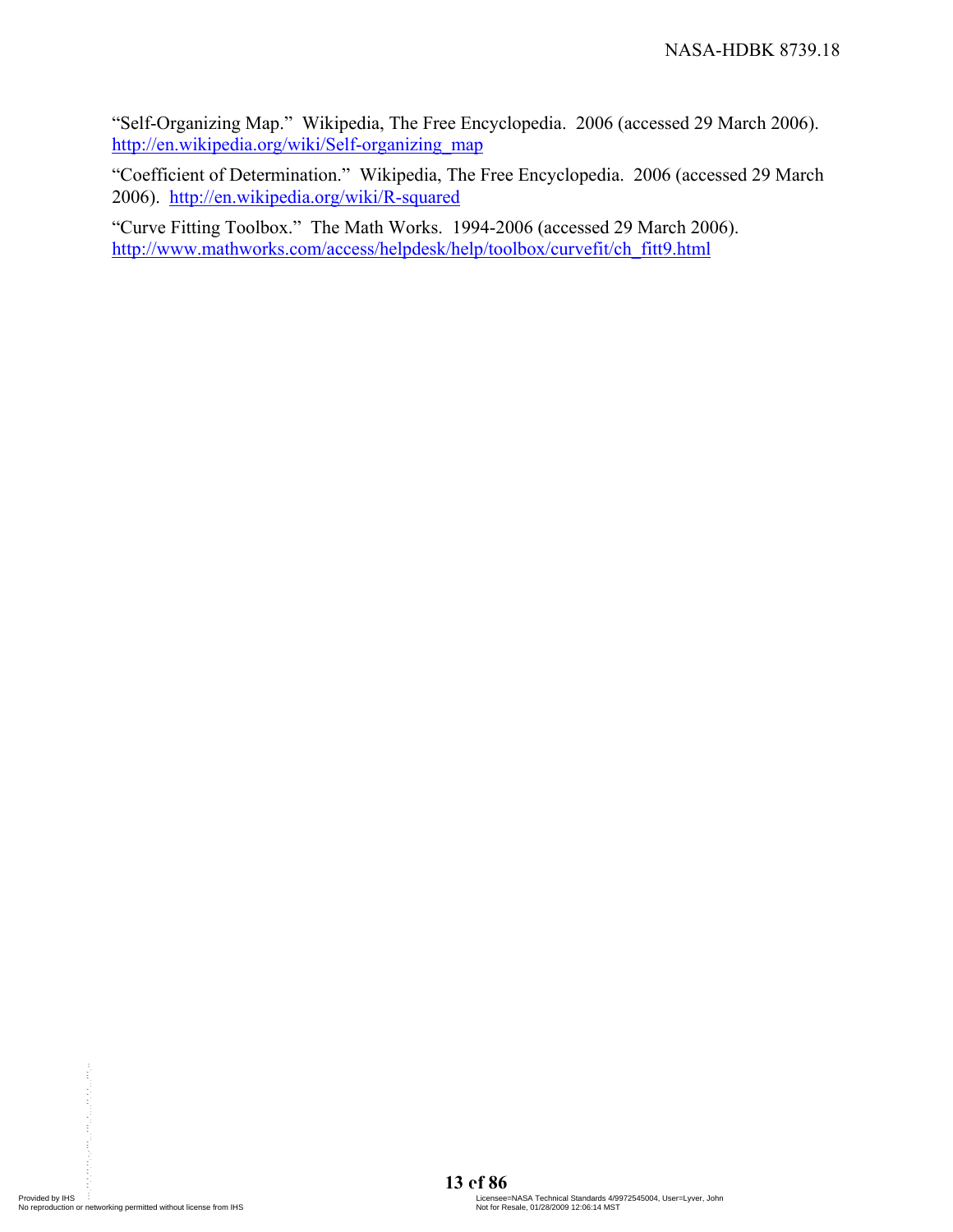"Self-Organizing Map." Wikipedia, The Free Encyclopedia. 2006 (accessed 29 March 2006). http://en.wikipedia.org/wiki/Self-organizing_map

"Coefficient of Determination." Wikipedia, The Free Encyclopedia. 2006 (accessed 29 March 2006). http://en.wikipedia.org/wiki/R-squared

"Curve Fitting Toolbox." The Math Works. 1994-2006 (accessed 29 March 2006). http://www.mathworks.com/access/helpdesk/help/toolbox/curvefit/ch_fitt9.html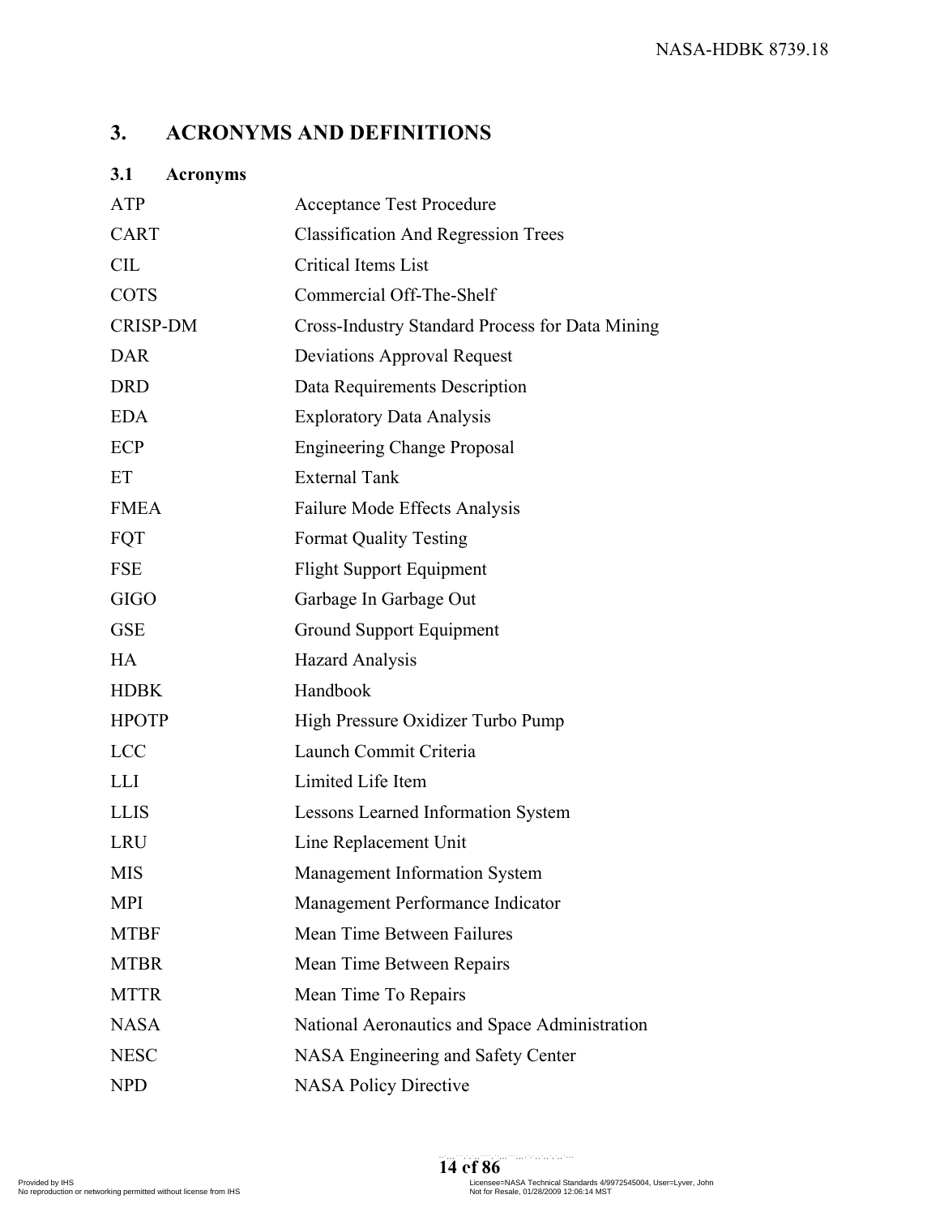# 3. ACRONYMS AND DEFINITIONS

## 3.1 Acronyms

| | |
|---|---|
| ATP | Acceptance Test Procedure |
| CART | Classification And Regression Trees |
| CIL | Critical Items List |
| COTS | Commercial Off-The-Shelf |
| CRISP-DM | Cross-Industry Standard Process for Data Mining |
| DAR | Deviations Approval Request |
| DRD | Data Requirements Description |
| EDA | Exploratory Data Analysis |
| ECP | Engineering Change Proposal |
| ET | External Tank |
| FMEA | Failure Mode Effects Analysis |
| FQT | Format Quality Testing |
| FSE | Flight Support Equipment |
| GIGO | Garbage In Garbage Out |
| GSE | Ground Support Equipment |
| HA | Hazard Analysis |
| HDBK | Handbook |
| HPOTP | High Pressure Oxidizer Turbo Pump |
| LCC | Launch Commit Criteria |
| LLI | Limited Life Item |
| LLIS | Lessons Learned Information System |
| LRU | Line Replacement Unit |
| MIS | Management Information System |
| MPI | Management Performance Indicator |
| MTBF | Mean Time Between Failures |
| MTBR | Mean Time Between Repairs |
| MTTR | Mean Time To Repairs |
| NASA | National Aeronautics and Space Administration |
| NESC | NASA Engineering and Safety Center |
| NPD | NASA Policy Directive |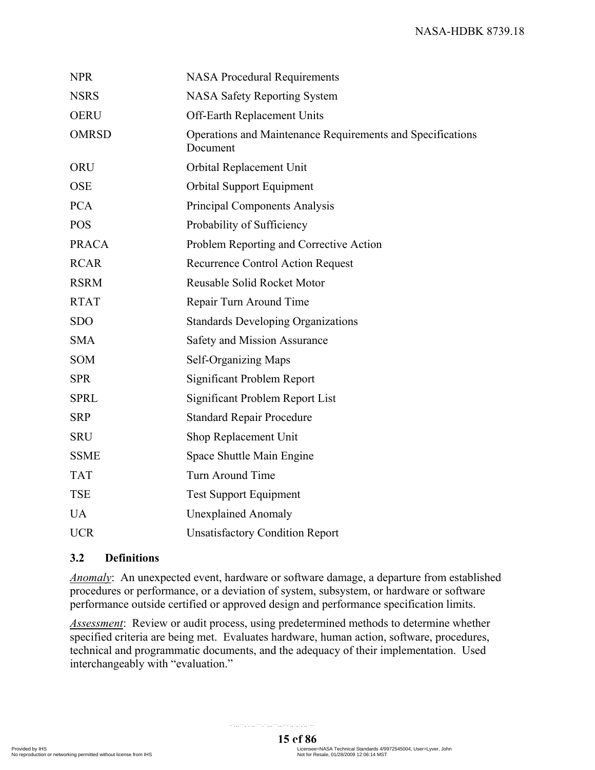| | |
|---|---|
| NPR | NASA Procedural Requirements |
| NSRS | NASA Safety Reporting System |
| OERU | Off-Earth Replacement Units |
| OMRSD | Operations and Maintenance Requirements and Specifications Document |
| ORU | Orbital Replacement Unit |
| OSE | Orbital Support Equipment |
| PCA | Principal Components Analysis |
| POS | Probability of Sufficiency |
| PRACA | Problem Reporting and Corrective Action |
| RCAR | Recurrence Control Action Request |
| RSRM | Reusable Solid Rocket Motor |
| RTAT | Repair Turn Around Time |
| SDO | Standards Developing Organizations |
| SMA | Safety and Mission Assurance |
| SOM | Self-Organizing Maps |
| SPR | Significant Problem Report |
| SPRL | Significant Problem Report List |
| SRP | Standard Repair Procedure |
| SRU | Shop Replacement Unit |
| SSME | Space Shuttle Main Engine |
| TAT | Turn Around Time |
| TSE | Test Support Equipment |
| UA | Unexplained Anomaly |
| UCR | Unsatisfactory Condition Report |

### 3.2 Definitions

*Anomaly*: An unexpected event, hardware or software damage, a departure from established procedures or performance, or a deviation of system, subsystem, or hardware or software performance outside certified or approved design and performance specification limits.

*Assessment*: Review or audit process, using predetermined methods to determine whether specified criteria are being met. Evaluates hardware, human action, software, procedures, technical and programmatic documents, and the adequacy of their implementation. Used interchangeably with "evaluation."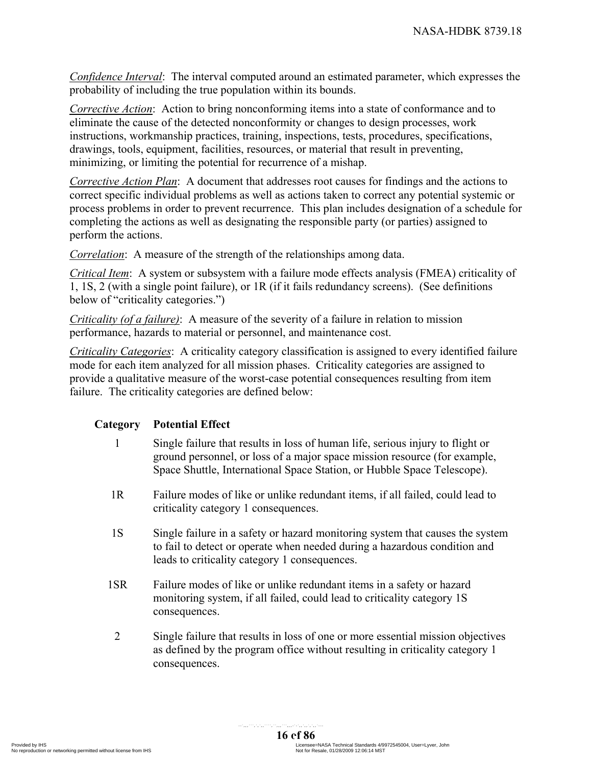*<u>Confidence Interval</u>*: The interval computed around an estimated parameter, which expresses the probability of including the true population within its bounds.

*<u>Corrective Action</u>*: Action to bring nonconforming items into a state of conformance and to eliminate the cause of the detected nonconformity or changes to design processes, work instructions, workmanship practices, training, inspections, tests, procedures, specifications, drawings, tools, equipment, facilities, resources, or material that result in preventing, minimizing, or limiting the potential for recurrence of a mishap.

*<u>Corrective Action Plan</u>*: A document that addresses root causes for findings and the actions to correct specific individual problems as well as actions taken to correct any potential systemic or process problems in order to prevent recurrence. This plan includes designation of a schedule for completing the actions as well as designating the responsible party (or parties) assigned to perform the actions.

*<u>Correlation</u>*: A measure of the strength of the relationships among data.

*<u>Critical Item</u>*: A system or subsystem with a failure mode effects analysis (FMEA) criticality of 1, 1S, 2 (with a single point failure), or 1R (if it fails redundancy screens). (See definitions below of "criticality categories.")

*<u>Criticality (of a failure)</u>*: A measure of the severity of a failure in relation to mission performance, hazards to material or personnel, and maintenance cost.

*<u>Criticality Categories</u>*: A criticality category classification is assigned to every identified failure mode for each item analyzed for all mission phases. Criticality categories are assigned to provide a qualitative measure of the worst-case potential consequences resulting from item failure. The criticality categories are defined below:

| Category | Potential Effect |
|---|---|
| 1 | Single failure that results in loss of human life, serious injury to flight or ground personnel, or loss of a major space mission resource (for example, Space Shuttle, International Space Station, or Hubble Space Telescope). |
| 1R | Failure modes of like or unlike redundant items, if all failed, could lead to criticality category 1 consequences. |
| 1S | Single failure in a safety or hazard monitoring system that causes the system to fail to detect or operate when needed during a hazardous condition and leads to criticality category 1 consequences. |
| 1SR | Failure modes of like or unlike redundant items in a safety or hazard monitoring system, if all failed, could lead to criticality category 1S consequences. |
| 2 | Single failure that results in loss of one or more essential mission objectives as defined by the program office without resulting in criticality category 1 consequences. |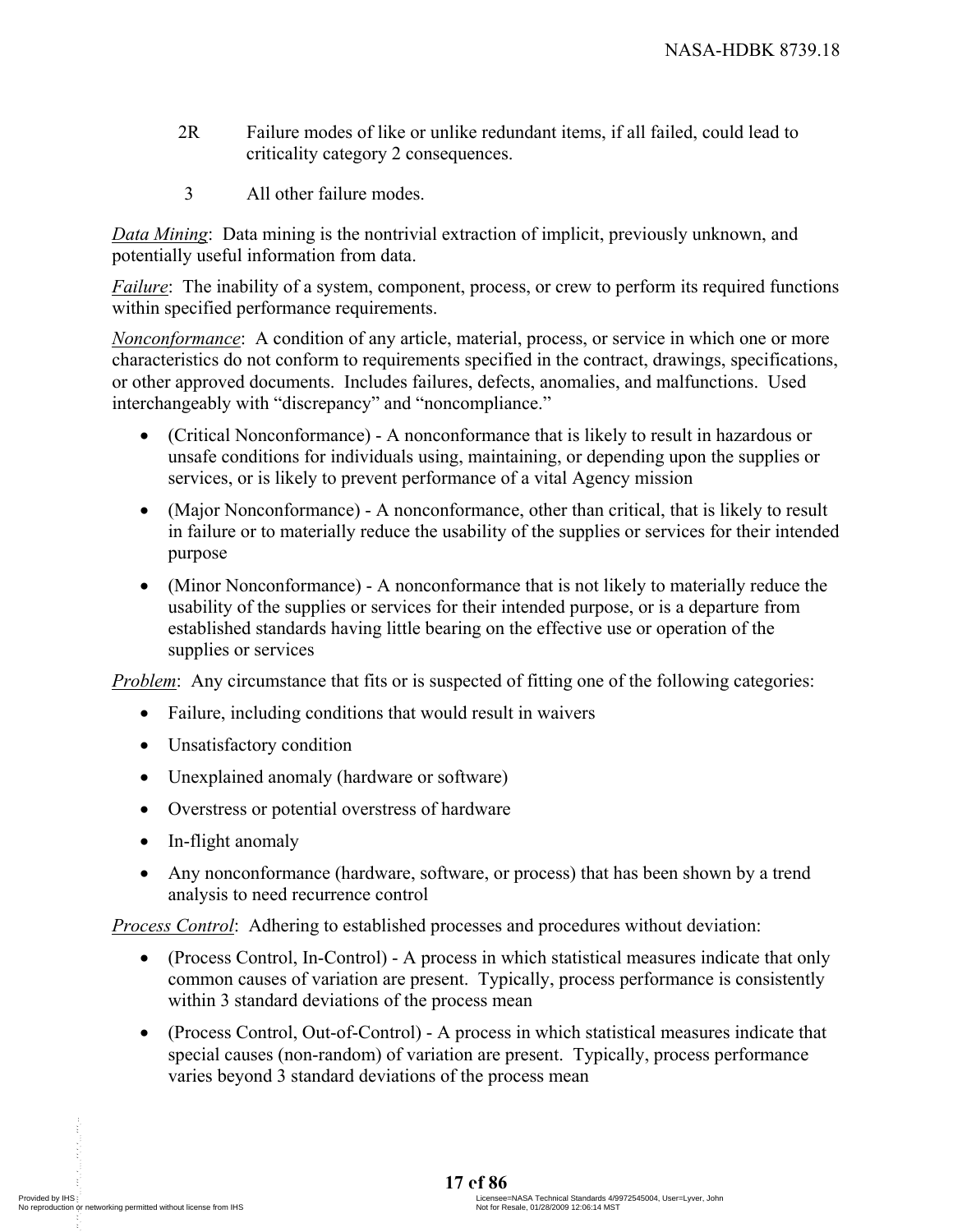2R Failure modes of like or unlike redundant items, if all failed, could lead to criticality category 2 consequences.

3 All other failure modes.

*Data Mining*: Data mining is the nontrivial extraction of implicit, previously unknown, and potentially useful information from data.

*Failure*: The inability of a system, component, process, or crew to perform its required functions within specified performance requirements.

*Nonconformance*: A condition of any article, material, process, or service in which one or more characteristics do not conform to requirements specified in the contract, drawings, specifications, or other approved documents. Includes failures, defects, anomalies, and malfunctions. Used interchangeably with "discrepancy" and "noncompliance."

- (Critical Nonconformance) - A nonconformance that is likely to result in hazardous or unsafe conditions for individuals using, maintaining, or depending upon the supplies or services, or is likely to prevent performance of a vital Agency mission
- (Major Nonconformance) - A nonconformance, other than critical, that is likely to result in failure or to materially reduce the usability of the supplies or services for their intended purpose
- (Minor Nonconformance) - A nonconformance that is not likely to materially reduce the usability of the supplies or services for their intended purpose, or is a departure from established standards having little bearing on the effective use or operation of the supplies or services

*Problem*: Any circumstance that fits or is suspected of fitting one of the following categories:

- Failure, including conditions that would result in waivers
- Unsatisfactory condition
- Unexplained anomaly (hardware or software)
- Overstress or potential overstress of hardware
- In-flight anomaly
- Any nonconformance (hardware, software, or process) that has been shown by a trend analysis to need recurrence control

*Process Control*: Adhering to established processes and procedures without deviation:

- (Process Control, In-Control) - A process in which statistical measures indicate that only common causes of variation are present. Typically, process performance is consistently within 3 standard deviations of the process mean
- (Process Control, Out-of-Control) - A process in which statistical measures indicate that special causes (non-random) of variation are present. Typically, process performance varies beyond 3 standard deviations of the process mean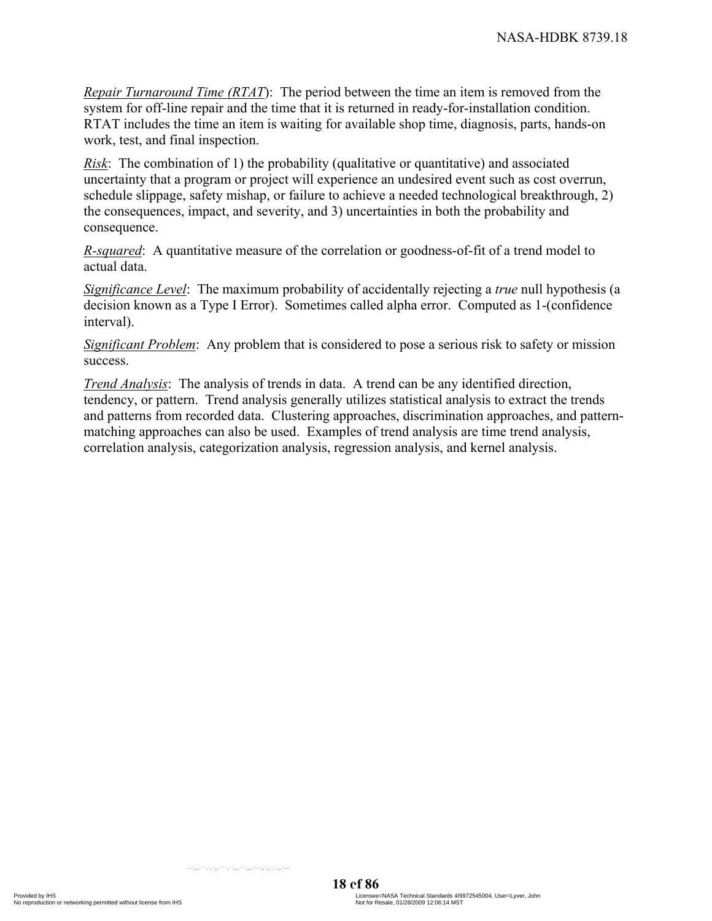*Repair Turnaround Time (RTAT)*: The period between the time an item is removed from the system for off-line repair and the time that it is returned in ready-for-installation condition. RTAT includes the time an item is waiting for available shop time, diagnosis, parts, hands-on work, test, and final inspection.

*Risk*: The combination of 1) the probability (qualitative or quantitative) and associated uncertainty that a program or project will experience an undesired event such as cost overrun, schedule slippage, safety mishap, or failure to achieve a needed technological breakthrough, 2) the consequences, impact, and severity, and 3) uncertainties in both the probability and consequence.

*R-squared*: A quantitative measure of the correlation or goodness-of-fit of a trend model to actual data.

*Significance Level*: The maximum probability of accidentally rejecting a *true* null hypothesis (a decision known as a Type I Error). Sometimes called alpha error. Computed as 1-(confidence interval).

*Significant Problem*: Any problem that is considered to pose a serious risk to safety or mission success.

*Trend Analysis*: The analysis of trends in data. A trend can be any identified direction, tendency, or pattern. Trend analysis generally utilizes statistical analysis to extract the trends and patterns from recorded data. Clustering approaches, discrimination approaches, and pattern-matching approaches can also be used. Examples of trend analysis are time trend analysis, correlation analysis, categorization analysis, regression analysis, and kernel analysis.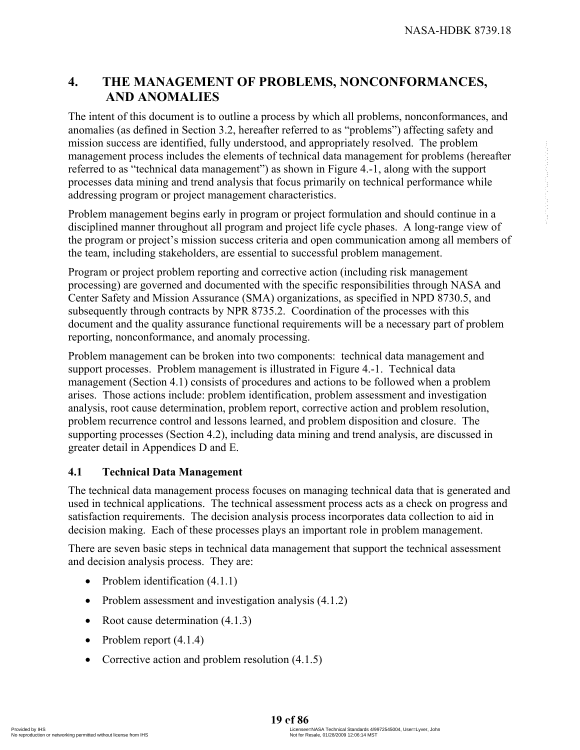# 4. THE MANAGEMENT OF PROBLEMS, NONCONFORMANCES, AND ANOMALIES

The intent of this document is to outline a process by which all problems, nonconformances, and anomalies (as defined in Section 3.2, hereafter referred to as "problems") affecting safety and mission success are identified, fully understood, and appropriately resolved. The problem management process includes the elements of technical data management for problems (hereafter referred to as "technical data management") as shown in Figure 4.-1, along with the support processes data mining and trend analysis that focus primarily on technical performance while addressing program or project management characteristics.

Problem management begins early in program or project formulation and should continue in a disciplined manner throughout all program and project life cycle phases. A long-range view of the program or project's mission success criteria and open communication among all members of the team, including stakeholders, are essential to successful problem management.

Program or project problem reporting and corrective action (including risk management processing) are governed and documented with the specific responsibilities through NASA and Center Safety and Mission Assurance (SMA) organizations, as specified in NPD 8730.5, and subsequently through contracts by NPR 8735.2. Coordination of the processes with this document and the quality assurance functional requirements will be a necessary part of problem reporting, nonconformance, and anomaly processing.

Problem management can be broken into two components: technical data management and support processes. Problem management is illustrated in Figure 4.-1. Technical data management (Section 4.1) consists of procedures and actions to be followed when a problem arises. Those actions include: problem identification, problem assessment and investigation analysis, root cause determination, problem report, corrective action and problem resolution, problem recurrence control and lessons learned, and problem disposition and closure. The supporting processes (Section 4.2), including data mining and trend analysis, are discussed in greater detail in Appendices D and E.

## 4.1 Technical Data Management

The technical data management process focuses on managing technical data that is generated and used in technical applications. The technical assessment process acts as a check on progress and satisfaction requirements. The decision analysis process incorporates data collection to aid in decision making. Each of these processes plays an important role in problem management.

There are seven basic steps in technical data management that support the technical assessment and decision analysis process. They are:

- Problem identification (4.1.1)
- Problem assessment and investigation analysis (4.1.2)
- Root cause determination (4.1.3)
- Problem report (4.1.4)
- Corrective action and problem resolution (4.1.5)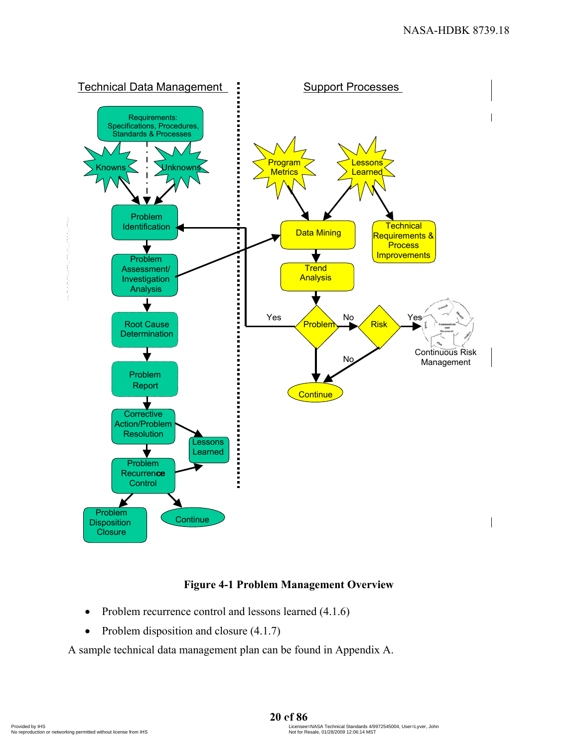**Figure 4-1 Problem Management Overview**

- Problem recurrence control and lessons learned (4.1.6)
- Problem disposition and closure (4.1.7)

A sample technical data management plan can be found in Appendix A.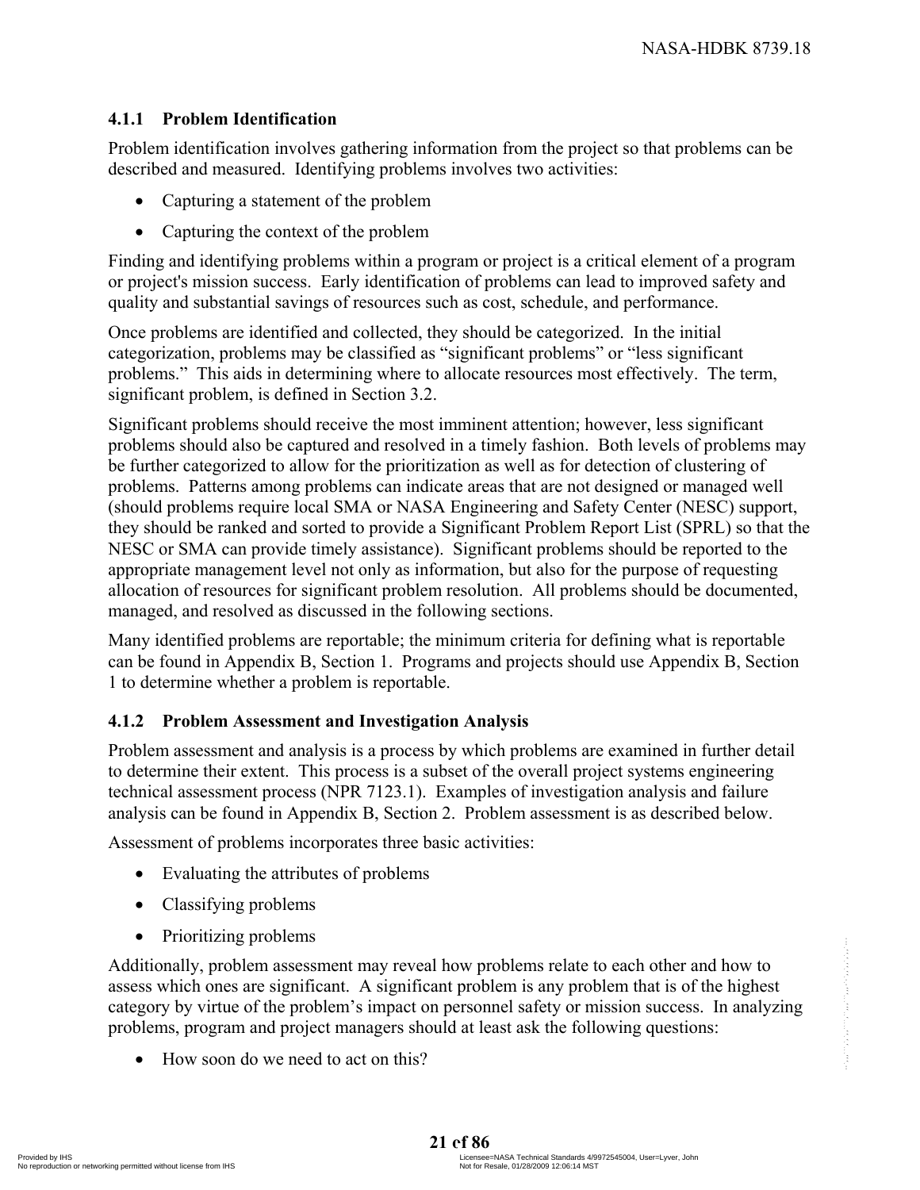### 4.1.1 Problem Identification

Problem identification involves gathering information from the project so that problems can be described and measured. Identifying problems involves two activities:

- Capturing a statement of the problem
- Capturing the context of the problem

Finding and identifying problems within a program or project is a critical element of a program or project's mission success. Early identification of problems can lead to improved safety and quality and substantial savings of resources such as cost, schedule, and performance.

Once problems are identified and collected, they should be categorized. In the initial categorization, problems may be classified as "significant problems" or "less significant problems." This aids in determining where to allocate resources most effectively. The term, significant problem, is defined in Section 3.2.

Significant problems should receive the most imminent attention; however, less significant problems should also be captured and resolved in a timely fashion. Both levels of problems may be further categorized to allow for the prioritization as well as for detection of clustering of problems. Patterns among problems can indicate areas that are not designed or managed well (should problems require local SMA or NASA Engineering and Safety Center (NESC) support, they should be ranked and sorted to provide a Significant Problem Report List (SPRL) so that the NESC or SMA can provide timely assistance). Significant problems should be reported to the appropriate management level not only as information, but also for the purpose of requesting allocation of resources for significant problem resolution. All problems should be documented, managed, and resolved as discussed in the following sections.

Many identified problems are reportable; the minimum criteria for defining what is reportable can be found in Appendix B, Section 1. Programs and projects should use Appendix B, Section 1 to determine whether a problem is reportable.

### 4.1.2 Problem Assessment and Investigation Analysis

Problem assessment and analysis is a process by which problems are examined in further detail to determine their extent. This process is a subset of the overall project systems engineering technical assessment process (NPR 7123.1). Examples of investigation analysis and failure analysis can be found in Appendix B, Section 2. Problem assessment is as described below.

Assessment of problems incorporates three basic activities:

- Evaluating the attributes of problems
- Classifying problems
- Prioritizing problems

Additionally, problem assessment may reveal how problems relate to each other and how to assess which ones are significant. A significant problem is any problem that is of the highest category by virtue of the problem's impact on personnel safety or mission success. In analyzing problems, program and project managers should at least ask the following questions:

- How soon do we need to act on this?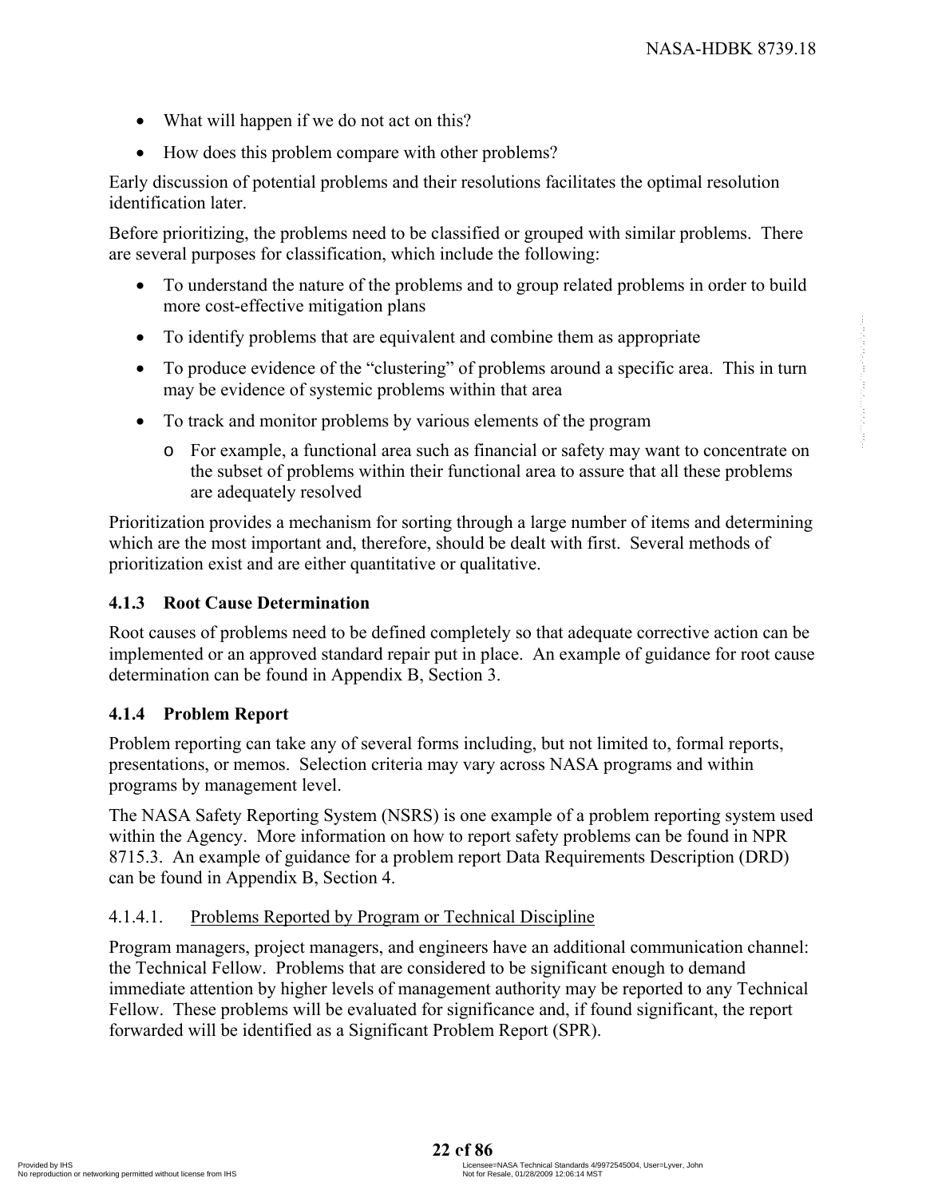- What will happen if we do not act on this?
- How does this problem compare with other problems?

Early discussion of potential problems and their resolutions facilitates the optimal resolution identification later.

Before prioritizing, the problems need to be classified or grouped with similar problems. There are several purposes for classification, which include the following:

- To understand the nature of the problems and to group related problems in order to build more cost-effective mitigation plans
- To identify problems that are equivalent and combine them as appropriate
- To produce evidence of the "clustering" of problems around a specific area. This in turn may be evidence of systemic problems within that area
- To track and monitor problems by various elements of the program
  - For example, a functional area such as financial or safety may want to concentrate on the subset of problems within their functional area to assure that all these problems are adequately resolved

Prioritization provides a mechanism for sorting through a large number of items and determining which are the most important and, therefore, should be dealt with first. Several methods of prioritization exist and are either quantitative or qualitative.

### 4.1.3 Root Cause Determination

Root causes of problems need to be defined completely so that adequate corrective action can be implemented or an approved standard repair put in place. An example of guidance for root cause determination can be found in Appendix B, Section 3.

### 4.1.4 Problem Report

Problem reporting can take any of several forms including, but not limited to, formal reports, presentations, or memos. Selection criteria may vary across NASA programs and within programs by management level.

The NASA Safety Reporting System (NSRS) is one example of a problem reporting system used within the Agency. More information on how to report safety problems can be found in NPR 8715.3. An example of guidance for a problem report Data Requirements Description (DRD) can be found in Appendix B, Section 4.

#### 4.1.4.1. Problems Reported by Program or Technical Discipline

Program managers, project managers, and engineers have an additional communication channel: the Technical Fellow. Problems that are considered to be significant enough to demand immediate attention by higher levels of management authority may be reported to any Technical Fellow. These problems will be evaluated for significance and, if found significant, the report forwarded will be identified as a Significant Problem Report (SPR).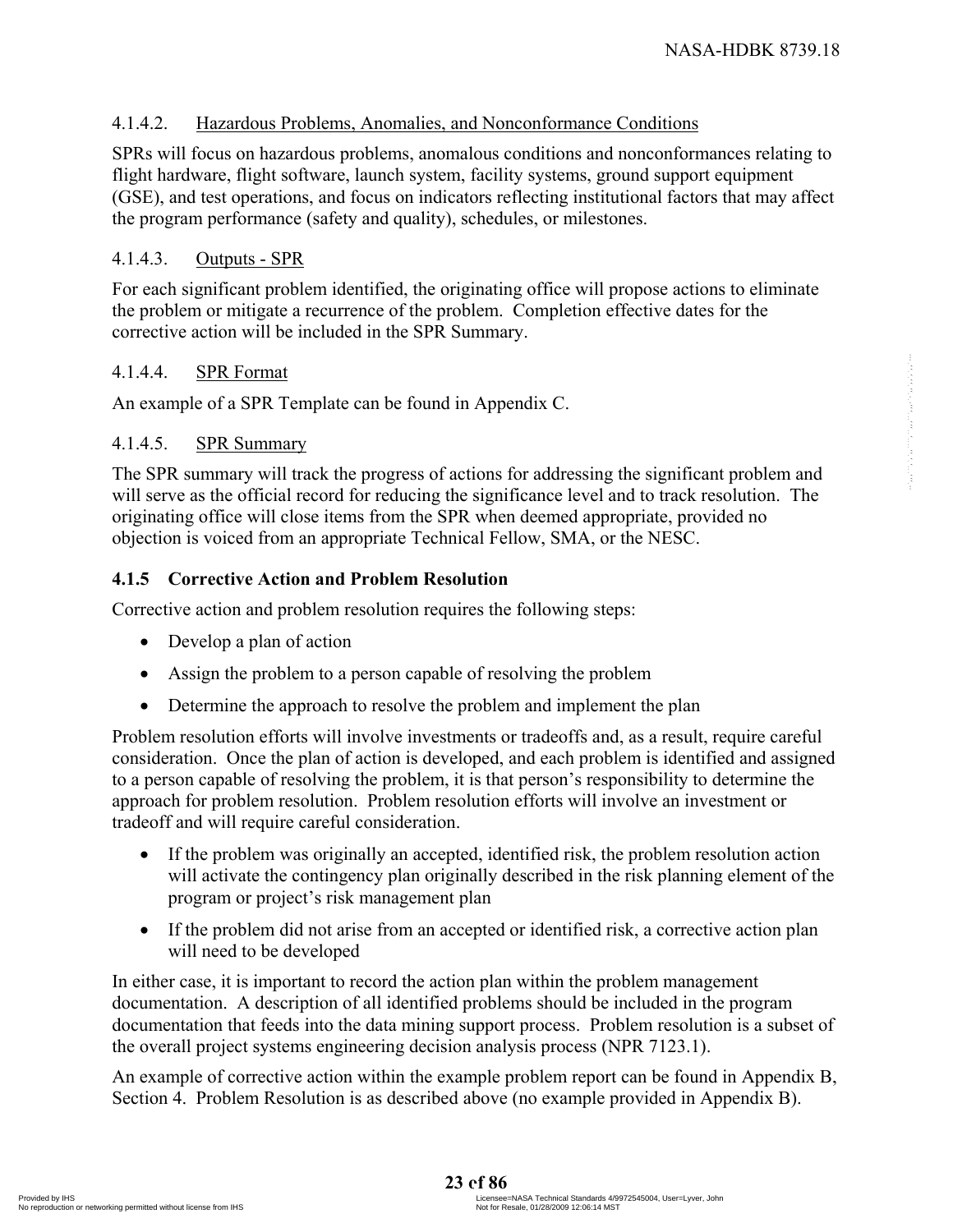#### 4.1.4.2. Hazardous Problems, Anomalies, and Nonconformance Conditions

SPRs will focus on hazardous problems, anomalous conditions and nonconformances relating to flight hardware, flight software, launch system, facility systems, ground support equipment (GSE), and test operations, and focus on indicators reflecting institutional factors that may affect the program performance (safety and quality), schedules, or milestones.

#### 4.1.4.3. Outputs - SPR

For each significant problem identified, the originating office will propose actions to eliminate the problem or mitigate a recurrence of the problem. Completion effective dates for the corrective action will be included in the SPR Summary.

#### 4.1.4.4. SPR Format

An example of a SPR Template can be found in Appendix C.

#### 4.1.4.5. SPR Summary

The SPR summary will track the progress of actions for addressing the significant problem and will serve as the official record for reducing the significance level and to track resolution. The originating office will close items from the SPR when deemed appropriate, provided no objection is voiced from an appropriate Technical Fellow, SMA, or the NESC.

### 4.1.5 Corrective Action and Problem Resolution

Corrective action and problem resolution requires the following steps:

- Develop a plan of action
- Assign the problem to a person capable of resolving the problem
- Determine the approach to resolve the problem and implement the plan

Problem resolution efforts will involve investments or tradeoffs and, as a result, require careful consideration. Once the plan of action is developed, and each problem is identified and assigned to a person capable of resolving the problem, it is that person's responsibility to determine the approach for problem resolution. Problem resolution efforts will involve an investment or tradeoff and will require careful consideration.

- If the problem was originally an accepted, identified risk, the problem resolution action will activate the contingency plan originally described in the risk planning element of the program or project's risk management plan
- If the problem did not arise from an accepted or identified risk, a corrective action plan will need to be developed

In either case, it is important to record the action plan within the problem management documentation. A description of all identified problems should be included in the program documentation that feeds into the data mining support process. Problem resolution is a subset of the overall project systems engineering decision analysis process (NPR 7123.1).

An example of corrective action within the example problem report can be found in Appendix B, Section 4. Problem Resolution is as described above (no example provided in Appendix B).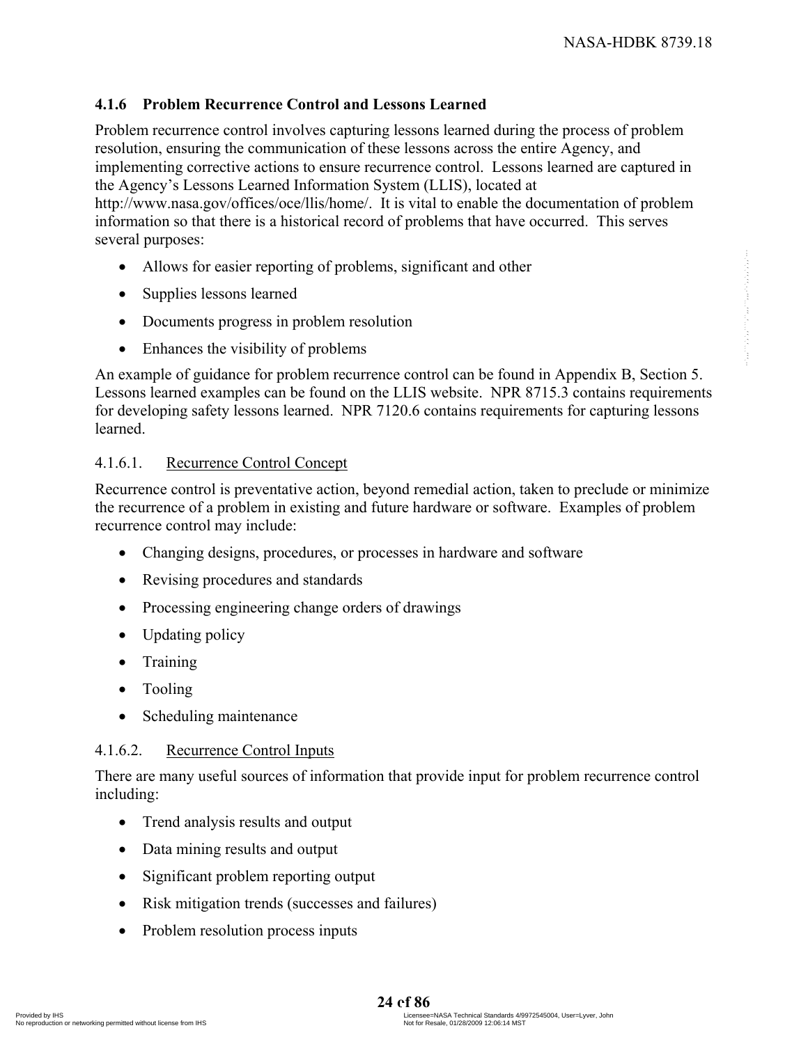### 4.1.6 Problem Recurrence Control and Lessons Learned

Problem recurrence control involves capturing lessons learned during the process of problem resolution, ensuring the communication of these lessons across the entire Agency, and implementing corrective actions to ensure recurrence control. Lessons learned are captured in the Agency's Lessons Learned Information System (LLIS), located at http://www.nasa.gov/offices/oce/llis/home/. It is vital to enable the documentation of problem information so that there is a historical record of problems that have occurred. This serves several purposes:

- Allows for easier reporting of problems, significant and other
- Supplies lessons learned
- Documents progress in problem resolution
- Enhances the visibility of problems

An example of guidance for problem recurrence control can be found in Appendix B, Section 5. Lessons learned examples can be found on the LLIS website. NPR 8715.3 contains requirements for developing safety lessons learned. NPR 7120.6 contains requirements for capturing lessons learned.

#### 4.1.6.1. Recurrence Control Concept

Recurrence control is preventative action, beyond remedial action, taken to preclude or minimize the recurrence of a problem in existing and future hardware or software. Examples of problem recurrence control may include:

- Changing designs, procedures, or processes in hardware and software
- Revising procedures and standards
- Processing engineering change orders of drawings
- Updating policy
- Training
- Tooling
- Scheduling maintenance

#### 4.1.6.2. Recurrence Control Inputs

There are many useful sources of information that provide input for problem recurrence control including:

- Trend analysis results and output
- Data mining results and output
- Significant problem reporting output
- Risk mitigation trends (successes and failures)
- Problem resolution process inputs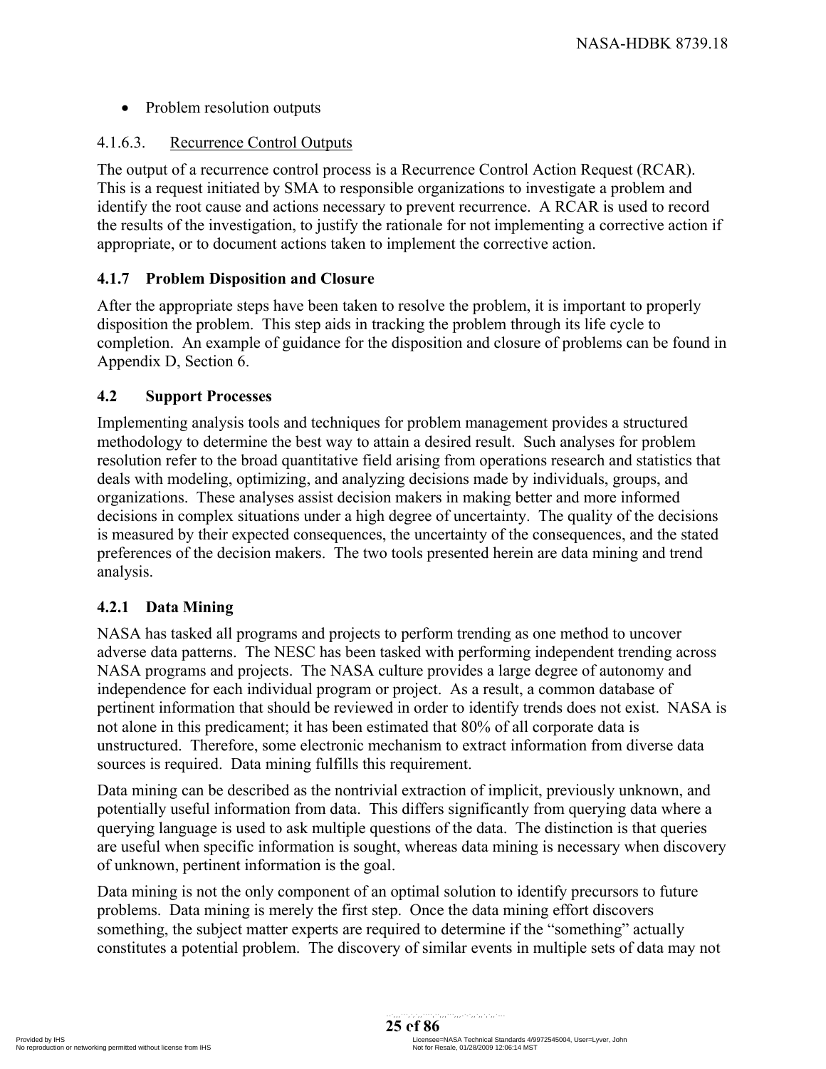- Problem resolution outputs

4.1.6.3. Recurrence Control Outputs

The output of a recurrence control process is a Recurrence Control Action Request (RCAR). This is a request initiated by SMA to responsible organizations to investigate a problem and identify the root cause and actions necessary to prevent recurrence. A RCAR is used to record the results of the investigation, to justify the rationale for not implementing a corrective action if appropriate, or to document actions taken to implement the corrective action.

### 4.1.7 Problem Disposition and Closure

After the appropriate steps have been taken to resolve the problem, it is important to properly disposition the problem. This step aids in tracking the problem through its life cycle to completion. An example of guidance for the disposition and closure of problems can be found in Appendix D, Section 6.

## 4.2 Support Processes

Implementing analysis tools and techniques for problem management provides a structured methodology to determine the best way to attain a desired result. Such analyses for problem resolution refer to the broad quantitative field arising from operations research and statistics that deals with modeling, optimizing, and analyzing decisions made by individuals, groups, and organizations. These analyses assist decision makers in making better and more informed decisions in complex situations under a high degree of uncertainty. The quality of the decisions is measured by their expected consequences, the uncertainty of the consequences, and the stated preferences of the decision makers. The two tools presented herein are data mining and trend analysis.

### 4.2.1 Data Mining

NASA has tasked all programs and projects to perform trending as one method to uncover adverse data patterns. The NESC has been tasked with performing independent trending across NASA programs and projects. The NASA culture provides a large degree of autonomy and independence for each individual program or project. As a result, a common database of pertinent information that should be reviewed in order to identify trends does not exist. NASA is not alone in this predicament; it has been estimated that 80% of all corporate data is unstructured. Therefore, some electronic mechanism to extract information from diverse data sources is required. Data mining fulfills this requirement.

Data mining can be described as the nontrivial extraction of implicit, previously unknown, and potentially useful information from data. This differs significantly from querying data where a querying language is used to ask multiple questions of the data. The distinction is that queries are useful when specific information is sought, whereas data mining is necessary when discovery of unknown, pertinent information is the goal.

Data mining is not the only component of an optimal solution to identify precursors to future problems. Data mining is merely the first step. Once the data mining effort discovers something, the subject matter experts are required to determine if the "something" actually constitutes a potential problem. The discovery of similar events in multiple sets of data may not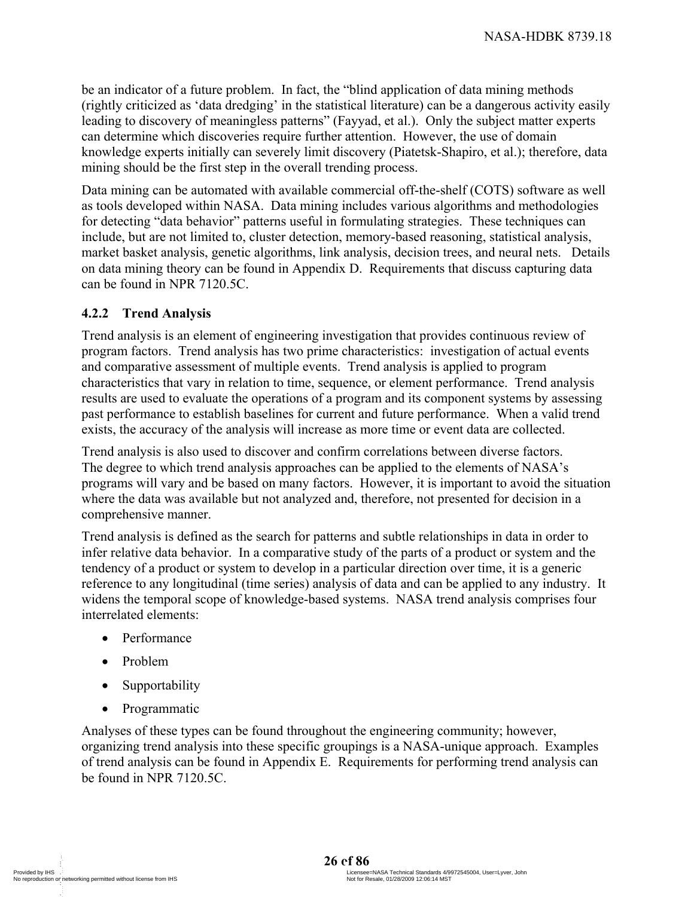be an indicator of a future problem. In fact, the "blind application of data mining methods (rightly criticized as 'data dredging' in the statistical literature) can be a dangerous activity easily leading to discovery of meaningless patterns" (Fayyad, et al.). Only the subject matter experts can determine which discoveries require further attention. However, the use of domain knowledge experts initially can severely limit discovery (Piatetsk-Shapiro, et al.); therefore, data mining should be the first step in the overall trending process.

Data mining can be automated with available commercial off-the-shelf (COTS) software as well as tools developed within NASA. Data mining includes various algorithms and methodologies for detecting "data behavior" patterns useful in formulating strategies. These techniques can include, but are not limited to, cluster detection, memory-based reasoning, statistical analysis, market basket analysis, genetic algorithms, link analysis, decision trees, and neural nets. Details on data mining theory can be found in Appendix D. Requirements that discuss capturing data can be found in NPR 7120.5C.

### 4.2.2 Trend Analysis

Trend analysis is an element of engineering investigation that provides continuous review of program factors. Trend analysis has two prime characteristics: investigation of actual events and comparative assessment of multiple events. Trend analysis is applied to program characteristics that vary in relation to time, sequence, or element performance. Trend analysis results are used to evaluate the operations of a program and its component systems by assessing past performance to establish baselines for current and future performance. When a valid trend exists, the accuracy of the analysis will increase as more time or event data are collected.

Trend analysis is also used to discover and confirm correlations between diverse factors. The degree to which trend analysis approaches can be applied to the elements of NASA's programs will vary and be based on many factors. However, it is important to avoid the situation where the data was available but not analyzed and, therefore, not presented for decision in a comprehensive manner.

Trend analysis is defined as the search for patterns and subtle relationships in data in order to infer relative data behavior. In a comparative study of the parts of a product or system and the tendency of a product or system to develop in a particular direction over time, it is a generic reference to any longitudinal (time series) analysis of data and can be applied to any industry. It widens the temporal scope of knowledge-based systems. NASA trend analysis comprises four interrelated elements:

- Performance
- Problem
- Supportability
- Programmatic

Analyses of these types can be found throughout the engineering community; however, organizing trend analysis into these specific groupings is a NASA-unique approach. Examples of trend analysis can be found in Appendix E. Requirements for performing trend analysis can be found in NPR 7120.5C.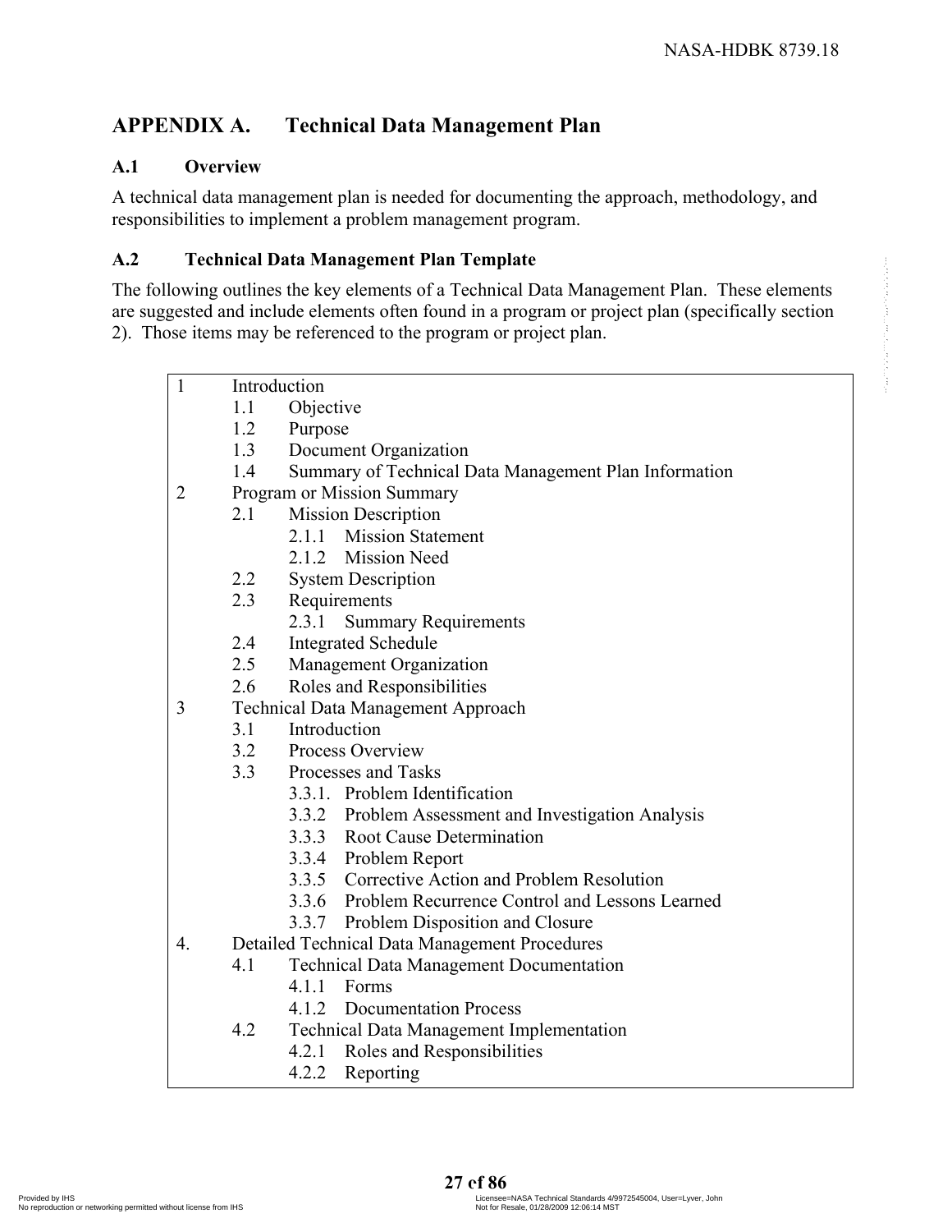# APPENDIX A. Technical Data Management Plan

## A.1 Overview

A technical data management plan is needed for documenting the approach, methodology, and responsibilities to implement a problem management program.

## A.2 Technical Data Management Plan Template

The following outlines the key elements of a Technical Data Management Plan. These elements are suggested and include elements often found in a program or project plan (specifically section 2). Those items may be referenced to the program or project plan.

```
1     Introduction
      1.1    Objective
      1.2    Purpose
      1.3    Document Organization
      1.4    Summary of Technical Data Management Plan Information
2     Program or Mission Summary
      2.1    Mission Description
             2.1.1   Mission Statement
             2.1.2   Mission Need
      2.2    System Description
      2.3    Requirements
             2.3.1   Summary Requirements
      2.4    Integrated Schedule
      2.5    Management Organization
      2.6    Roles and Responsibilities
3     Technical Data Management Approach
      3.1    Introduction
      3.2    Process Overview
      3.3    Processes and Tasks
             3.3.1.  Problem Identification
             3.3.2   Problem Assessment and Investigation Analysis
             3.3.3   Root Cause Determination
             3.3.4   Problem Report
             3.3.5   Corrective Action and Problem Resolution
             3.3.6   Problem Recurrence Control and Lessons Learned
             3.3.7   Problem Disposition and Closure
4.    Detailed Technical Data Management Procedures
      4.1    Technical Data Management Documentation
             4.1.1   Forms
             4.1.2   Documentation Process
      4.2    Technical Data Management Implementation
             4.2.1   Roles and Responsibilities
             4.2.2   Reporting
```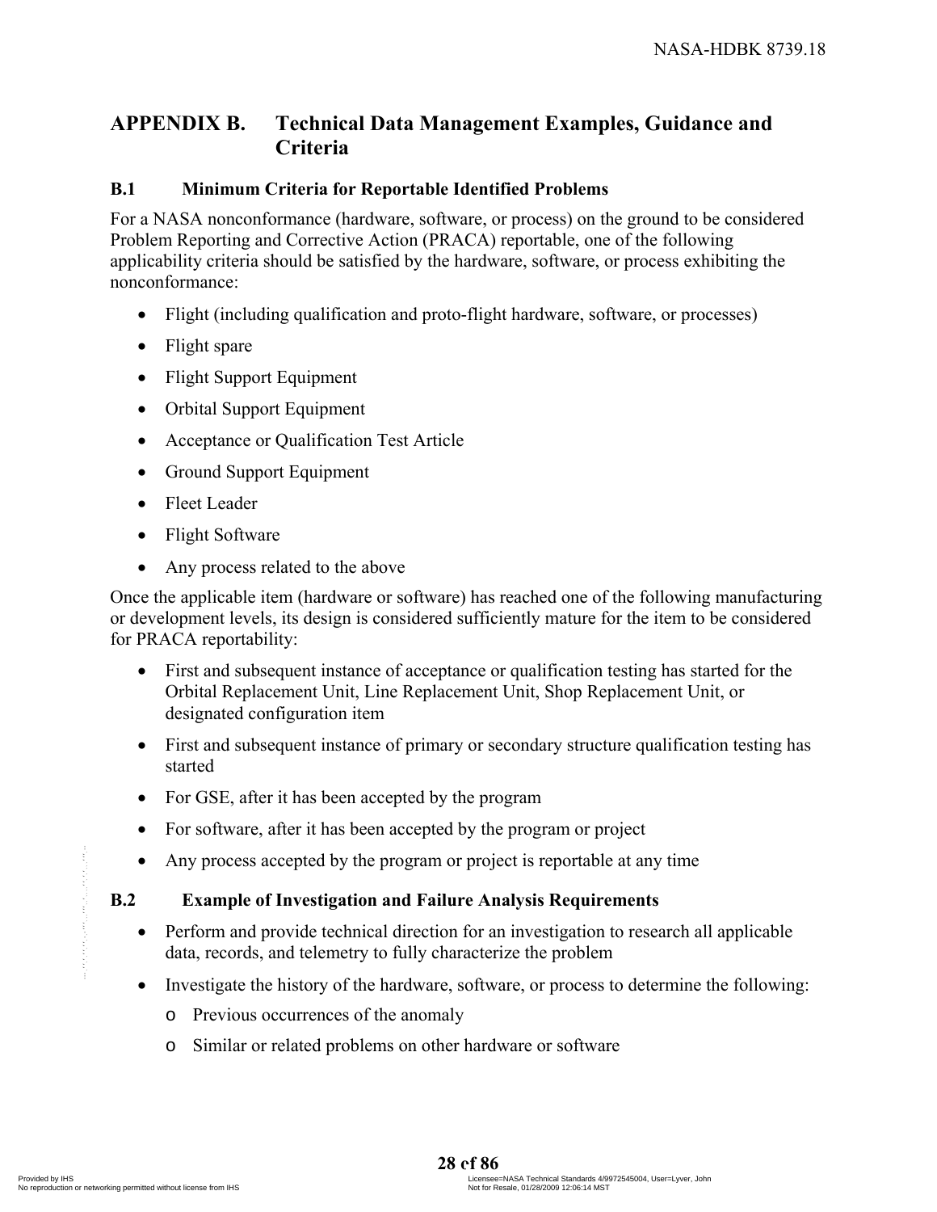# APPENDIX B. Technical Data Management Examples, Guidance and Criteria

## B.1 Minimum Criteria for Reportable Identified Problems

For a NASA nonconformance (hardware, software, or process) on the ground to be considered Problem Reporting and Corrective Action (PRACA) reportable, one of the following applicability criteria should be satisfied by the hardware, software, or process exhibiting the nonconformance:

- Flight (including qualification and proto-flight hardware, software, or processes)
- Flight spare
- Flight Support Equipment
- Orbital Support Equipment
- Acceptance or Qualification Test Article
- Ground Support Equipment
- Fleet Leader
- Flight Software
- Any process related to the above

Once the applicable item (hardware or software) has reached one of the following manufacturing or development levels, its design is considered sufficiently mature for the item to be considered for PRACA reportability:

- First and subsequent instance of acceptance or qualification testing has started for the Orbital Replacement Unit, Line Replacement Unit, Shop Replacement Unit, or designated configuration item
- First and subsequent instance of primary or secondary structure qualification testing has started
- For GSE, after it has been accepted by the program
- For software, after it has been accepted by the program or project
- Any process accepted by the program or project is reportable at any time

## B.2 Example of Investigation and Failure Analysis Requirements

- Perform and provide technical direction for an investigation to research all applicable data, records, and telemetry to fully characterize the problem
- Investigate the history of the hardware, software, or process to determine the following:
  - Previous occurrences of the anomaly
  - Similar or related problems on other hardware or software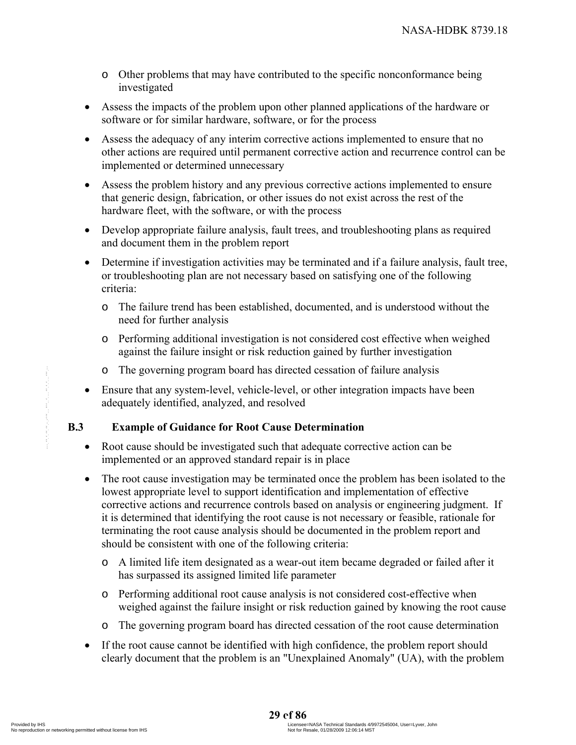- Other problems that may have contributed to the specific nonconformance being investigated

- Assess the impacts of the problem upon other planned applications of the hardware or software or for similar hardware, software, or for the process
- Assess the adequacy of any interim corrective actions implemented to ensure that no other actions are required until permanent corrective action and recurrence control can be implemented or determined unnecessary
- Assess the problem history and any previous corrective actions implemented to ensure that generic design, fabrication, or other issues do not exist across the rest of the hardware fleet, with the software, or with the process
- Develop appropriate failure analysis, fault trees, and troubleshooting plans as required and document them in the problem report
- Determine if investigation activities may be terminated and if a failure analysis, fault tree, or troubleshooting plan are not necessary based on satisfying one of the following criteria:
  - The failure trend has been established, documented, and is understood without the need for further analysis
  - Performing additional investigation is not considered cost effective when weighed against the failure insight or risk reduction gained by further investigation
  - The governing program board has directed cessation of failure analysis
- Ensure that any system-level, vehicle-level, or other integration impacts have been adequately identified, analyzed, and resolved

### B.3 Example of Guidance for Root Cause Determination

- Root cause should be investigated such that adequate corrective action can be implemented or an approved standard repair is in place
- The root cause investigation may be terminated once the problem has been isolated to the lowest appropriate level to support identification and implementation of effective corrective actions and recurrence controls based on analysis or engineering judgment. If it is determined that identifying the root cause is not necessary or feasible, rationale for terminating the root cause analysis should be documented in the problem report and should be consistent with one of the following criteria:
  - A limited life item designated as a wear-out item became degraded or failed after it has surpassed its assigned limited life parameter
  - Performing additional root cause analysis is not considered cost-effective when weighed against the failure insight or risk reduction gained by knowing the root cause
  - The governing program board has directed cessation of the root cause determination
- If the root cause cannot be identified with high confidence, the problem report should clearly document that the problem is an "Unexplained Anomaly" (UA), with the problem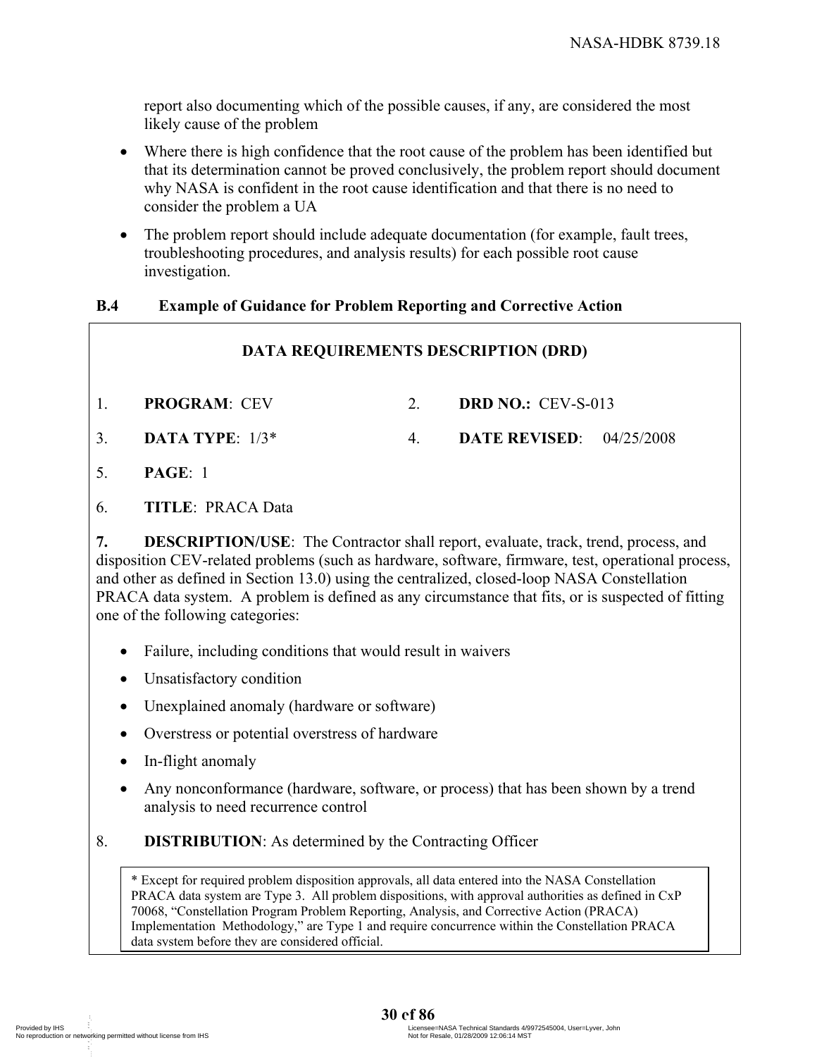report also documenting which of the possible causes, if any, are considered the most likely cause of the problem

- Where there is high confidence that the root cause of the problem has been identified but that its determination cannot be proved conclusively, the problem report should document why NASA is confident in the root cause identification and that there is no need to consider the problem a UA
- The problem report should include adequate documentation (for example, fault trees, troubleshooting procedures, and analysis results) for each possible root cause investigation.

## B.4 Example of Guidance for Problem Reporting and Corrective Action

**DATA REQUIREMENTS DESCRIPTION (DRD)**

1. **PROGRAM**: CEV
2. **DRD NO.:** CEV-S-013
3. **DATA TYPE**: 1/3*
4. **DATE REVISED**: 04/25/2008
5. **PAGE**: 1
6. **TITLE**: PRACA Data

**7. DESCRIPTION/USE**: The Contractor shall report, evaluate, track, trend, process, and disposition CEV-related problems (such as hardware, software, firmware, test, operational process, and other as defined in Section 13.0) using the centralized, closed-loop NASA Constellation PRACA data system. A problem is defined as any circumstance that fits, or is suspected of fitting one of the following categories:

- Failure, including conditions that would result in waivers
- Unsatisfactory condition
- Unexplained anomaly (hardware or software)
- Overstress or potential overstress of hardware
- In-flight anomaly
- Any nonconformance (hardware, software, or process) that has been shown by a trend analysis to need recurrence control

8. **DISTRIBUTION**: As determined by the Contracting Officer

* Except for required problem disposition approvals, all data entered into the NASA Constellation PRACA data system are Type 3. All problem dispositions, with approval authorities as defined in CxP 70068, "Constellation Program Problem Reporting, Analysis, and Corrective Action (PRACA) Implementation Methodology," are Type 1 and require concurrence within the Constellation PRACA data system before they are considered official.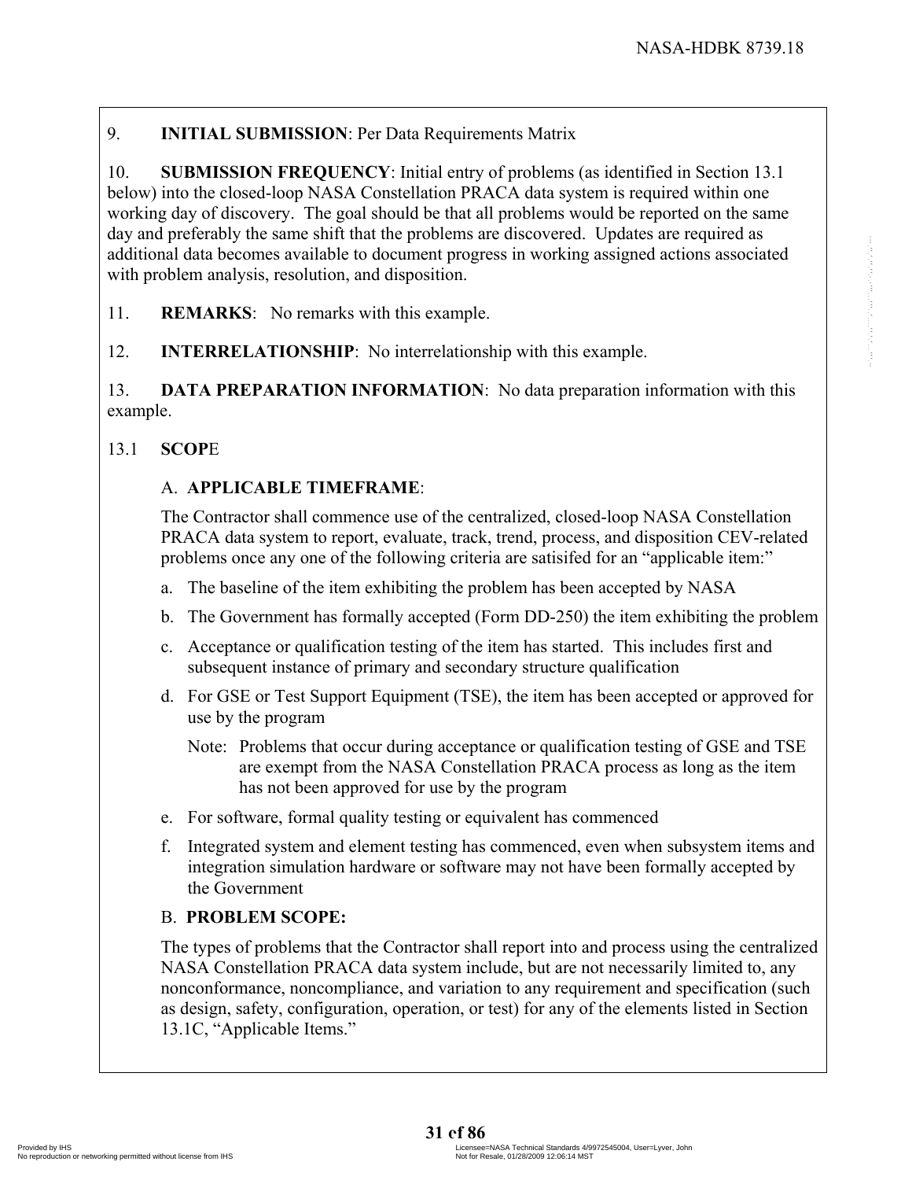9. **INITIAL SUBMISSION**: Per Data Requirements Matrix

10. **SUBMISSION FREQUENCY**: Initial entry of problems (as identified in Section 13.1 below) into the closed-loop NASA Constellation PRACA data system is required within one working day of discovery. The goal should be that all problems would be reported on the same day and preferably the same shift that the problems are discovered. Updates are required as additional data becomes available to document progress in working assigned actions associated with problem analysis, resolution, and disposition.

11. **REMARKS**: No remarks with this example.

12. **INTERRELATIONSHIP**: No interrelationship with this example.

13. **DATA PREPARATION INFORMATION**: No data preparation information with this example.

13.1 **SCOP**E

A. **APPLICABLE TIMEFRAME**:

The Contractor shall commence use of the centralized, closed-loop NASA Constellation PRACA data system to report, evaluate, track, trend, process, and disposition CEV-related problems once any one of the following criteria are satisifed for an "applicable item:"

a. The baseline of the item exhibiting the problem has been accepted by NASA

b. The Government has formally accepted (Form DD-250) the item exhibiting the problem

c. Acceptance or qualification testing of the item has started. This includes first and subsequent instance of primary and secondary structure qualification

d. For GSE or Test Support Equipment (TSE), the item has been accepted or approved for use by the program

   Note: Problems that occur during acceptance or qualification testing of GSE and TSE are exempt from the NASA Constellation PRACA process as long as the item has not been approved for use by the program

e. For software, formal quality testing or equivalent has commenced

f. Integrated system and element testing has commenced, even when subsystem items and integration simulation hardware or software may not have been formally accepted by the Government

B. **PROBLEM SCOPE:**

The types of problems that the Contractor shall report into and process using the centralized NASA Constellation PRACA data system include, but are not necessarily limited to, any nonconformance, noncompliance, and variation to any requirement and specification (such as design, safety, configuration, operation, or test) for any of the elements listed in Section 13.1C, "Applicable Items."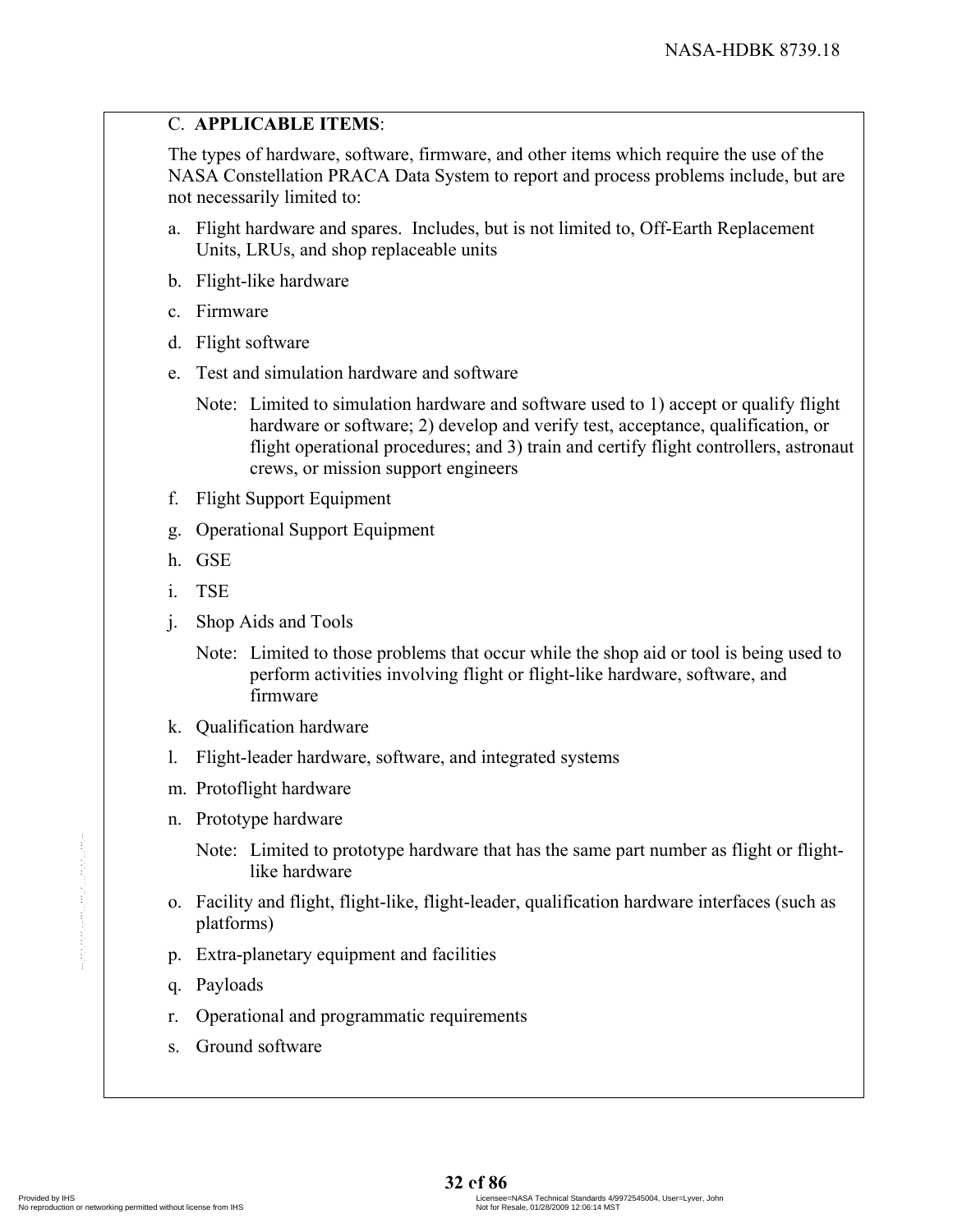C. **APPLICABLE ITEMS**:

The types of hardware, software, firmware, and other items which require the use of the NASA Constellation PRACA Data System to report and process problems include, but are not necessarily limited to:

a. Flight hardware and spares. Includes, but is not limited to, Off-Earth Replacement Units, LRUs, and shop replaceable units

b. Flight-like hardware

c. Firmware

d. Flight software

e. Test and simulation hardware and software

   Note: Limited to simulation hardware and software used to 1) accept or qualify flight hardware or software; 2) develop and verify test, acceptance, qualification, or flight operational procedures; and 3) train and certify flight controllers, astronaut crews, or mission support engineers

f. Flight Support Equipment

g. Operational Support Equipment

h. GSE

i. TSE

j. Shop Aids and Tools

   Note: Limited to those problems that occur while the shop aid or tool is being used to perform activities involving flight or flight-like hardware, software, and firmware

k. Qualification hardware

l. Flight-leader hardware, software, and integrated systems

m. Protoflight hardware

n. Prototype hardware

   Note: Limited to prototype hardware that has the same part number as flight or flight-like hardware

o. Facility and flight, flight-like, flight-leader, qualification hardware interfaces (such as platforms)

p. Extra-planetary equipment and facilities

q. Payloads

r. Operational and programmatic requirements

s. Ground software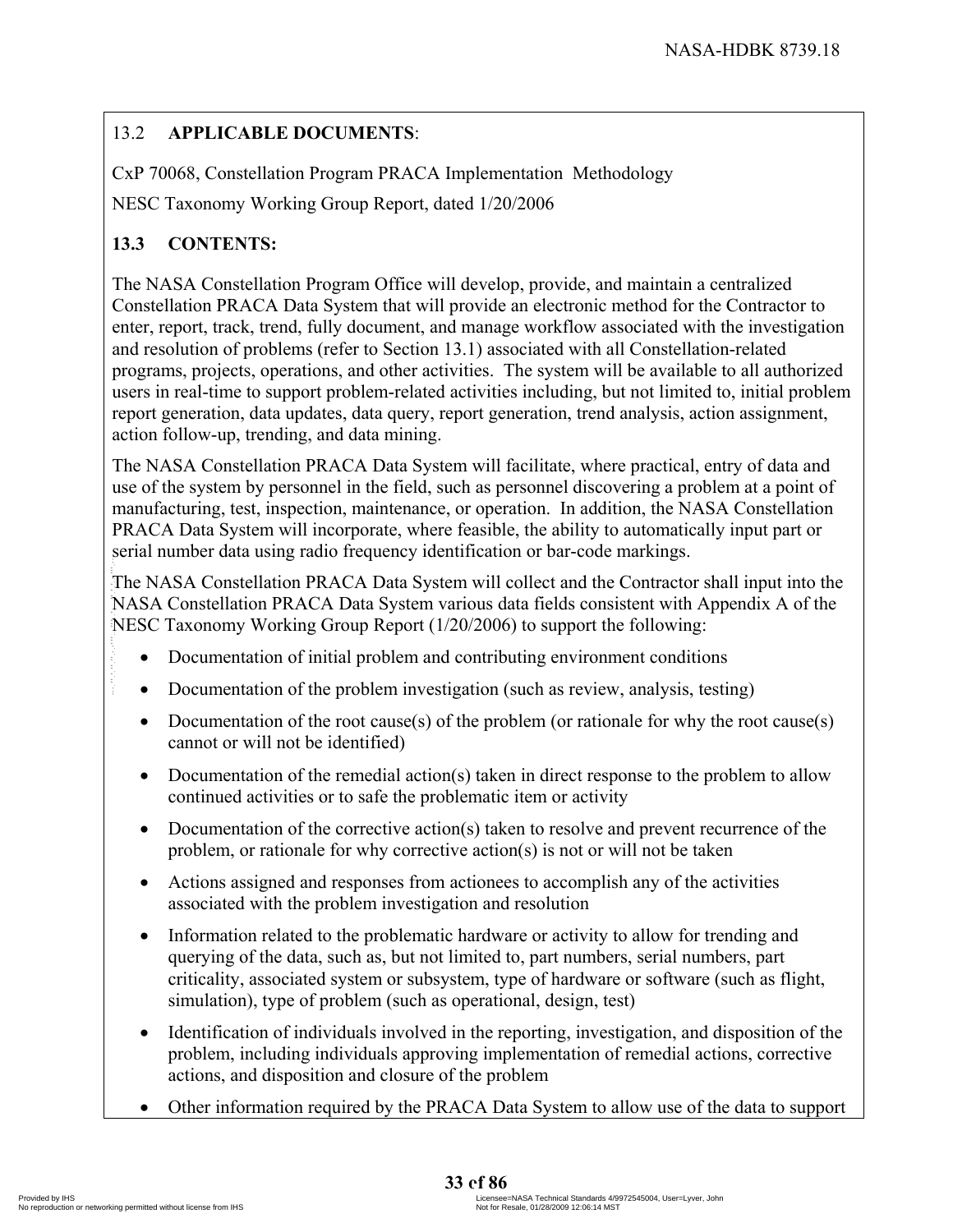## 13.2 **APPLICABLE DOCUMENTS**:

CxP 70068, Constellation Program PRACA Implementation Methodology

NESC Taxonomy Working Group Report, dated 1/20/2006

## **13.3 CONTENTS:**

The NASA Constellation Program Office will develop, provide, and maintain a centralized Constellation PRACA Data System that will provide an electronic method for the Contractor to enter, report, track, trend, fully document, and manage workflow associated with the investigation and resolution of problems (refer to Section 13.1) associated with all Constellation-related programs, projects, operations, and other activities. The system will be available to all authorized users in real-time to support problem-related activities including, but not limited to, initial problem report generation, data updates, data query, report generation, trend analysis, action assignment, action follow-up, trending, and data mining.

The NASA Constellation PRACA Data System will facilitate, where practical, entry of data and use of the system by personnel in the field, such as personnel discovering a problem at a point of manufacturing, test, inspection, maintenance, or operation. In addition, the NASA Constellation PRACA Data System will incorporate, where feasible, the ability to automatically input part or serial number data using radio frequency identification or bar-code markings.

The NASA Constellation PRACA Data System will collect and the Contractor shall input into the NASA Constellation PRACA Data System various data fields consistent with Appendix A of the NESC Taxonomy Working Group Report (1/20/2006) to support the following:

- Documentation of initial problem and contributing environment conditions
- Documentation of the problem investigation (such as review, analysis, testing)
- Documentation of the root cause(s) of the problem (or rationale for why the root cause(s) cannot or will not be identified)
- Documentation of the remedial action(s) taken in direct response to the problem to allow continued activities or to safe the problematic item or activity
- Documentation of the corrective action(s) taken to resolve and prevent recurrence of the problem, or rationale for why corrective action(s) is not or will not be taken
- Actions assigned and responses from actionees to accomplish any of the activities associated with the problem investigation and resolution
- Information related to the problematic hardware or activity to allow for trending and querying of the data, such as, but not limited to, part numbers, serial numbers, part criticality, associated system or subsystem, type of hardware or software (such as flight, simulation), type of problem (such as operational, design, test)
- Identification of individuals involved in the reporting, investigation, and disposition of the problem, including individuals approving implementation of remedial actions, corrective actions, and disposition and closure of the problem
- Other information required by the PRACA Data System to allow use of the data to support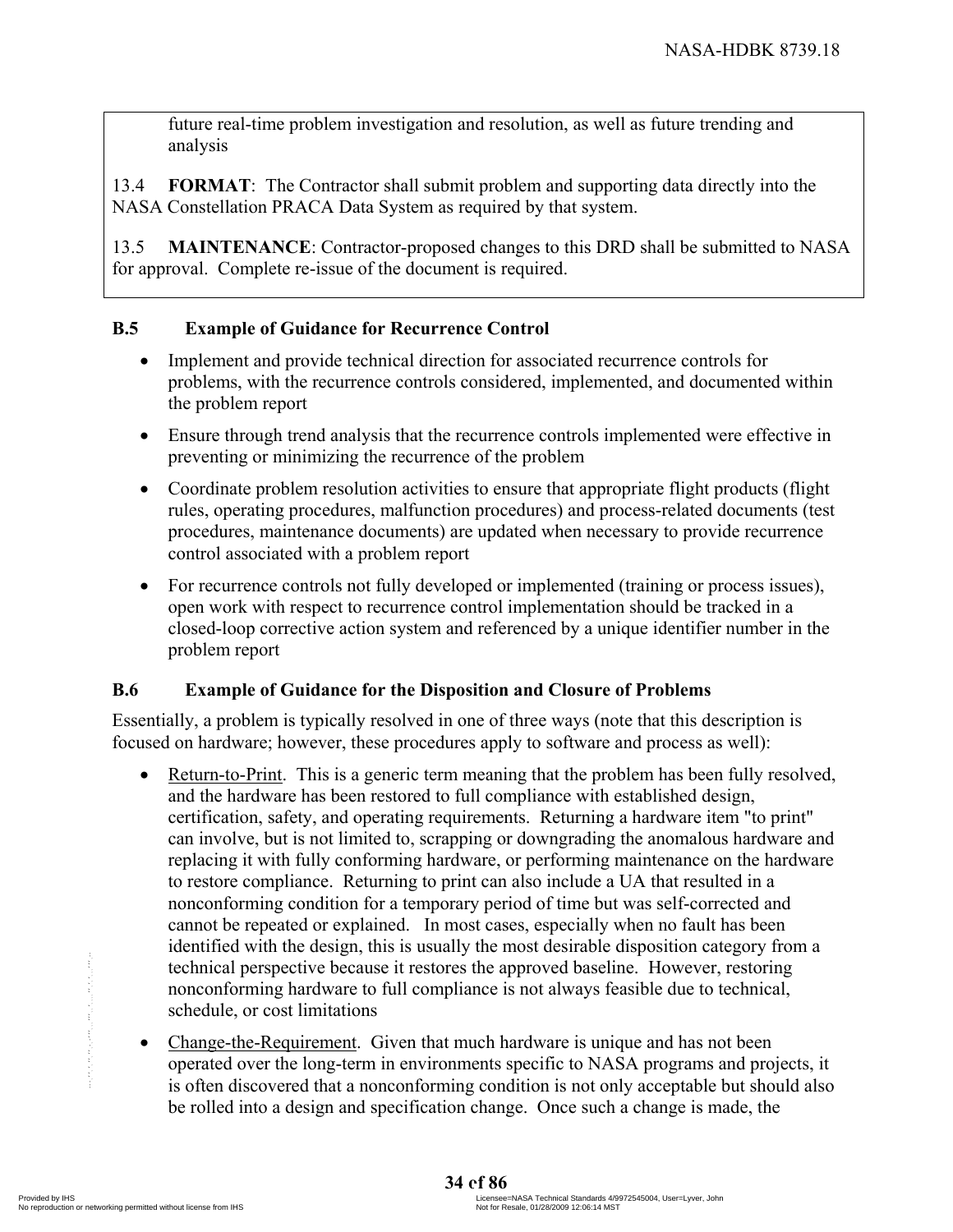future real-time problem investigation and resolution, as well as future trending and analysis

13.4 **FORMAT**: The Contractor shall submit problem and supporting data directly into the NASA Constellation PRACA Data System as required by that system.

13.5 **MAINTENANCE**: Contractor-proposed changes to this DRD shall be submitted to NASA for approval. Complete re-issue of the document is required.

### B.5 Example of Guidance for Recurrence Control

- Implement and provide technical direction for associated recurrence controls for problems, with the recurrence controls considered, implemented, and documented within the problem report
- Ensure through trend analysis that the recurrence controls implemented were effective in preventing or minimizing the recurrence of the problem
- Coordinate problem resolution activities to ensure that appropriate flight products (flight rules, operating procedures, malfunction procedures) and process-related documents (test procedures, maintenance documents) are updated when necessary to provide recurrence control associated with a problem report
- For recurrence controls not fully developed or implemented (training or process issues), open work with respect to recurrence control implementation should be tracked in a closed-loop corrective action system and referenced by a unique identifier number in the problem report

### B.6 Example of Guidance for the Disposition and Closure of Problems

Essentially, a problem is typically resolved in one of three ways (note that this description is focused on hardware; however, these procedures apply to software and process as well):

- Return-to-Print. This is a generic term meaning that the problem has been fully resolved, and the hardware has been restored to full compliance with established design, certification, safety, and operating requirements. Returning a hardware item "to print" can involve, but is not limited to, scrapping or downgrading the anomalous hardware and replacing it with fully conforming hardware, or performing maintenance on the hardware to restore compliance. Returning to print can also include a UA that resulted in a nonconforming condition for a temporary period of time but was self-corrected and cannot be repeated or explained. In most cases, especially when no fault has been identified with the design, this is usually the most desirable disposition category from a technical perspective because it restores the approved baseline. However, restoring nonconforming hardware to full compliance is not always feasible due to technical, schedule, or cost limitations
- Change-the-Requirement. Given that much hardware is unique and has not been operated over the long-term in environments specific to NASA programs and projects, it is often discovered that a nonconforming condition is not only acceptable but should also be rolled into a design and specification change. Once such a change is made, the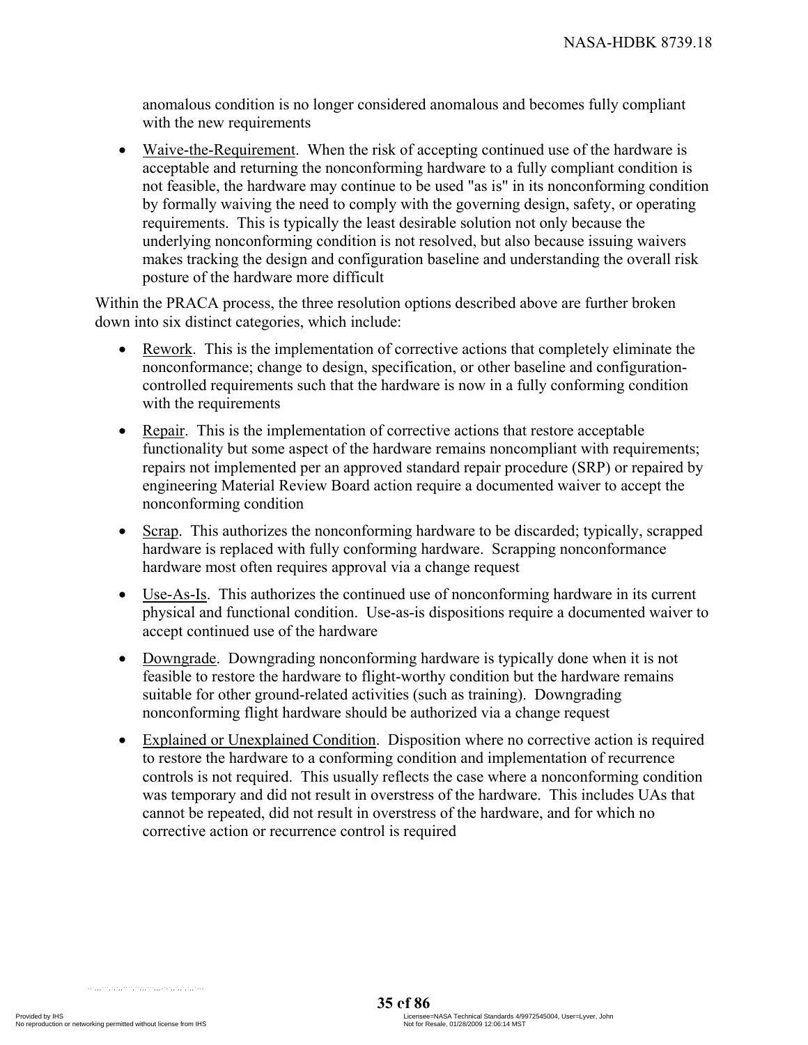anomalous condition is no longer considered anomalous and becomes fully compliant with the new requirements

- Waive-the-Requirement. When the risk of accepting continued use of the hardware is acceptable and returning the nonconforming hardware to a fully compliant condition is not feasible, the hardware may continue to be used "as is" in its nonconforming condition by formally waiving the need to comply with the governing design, safety, or operating requirements. This is typically the least desirable solution not only because the underlying nonconforming condition is not resolved, but also because issuing waivers makes tracking the design and configuration baseline and understanding the overall risk posture of the hardware more difficult

Within the PRACA process, the three resolution options described above are further broken down into six distinct categories, which include:

- Rework. This is the implementation of corrective actions that completely eliminate the nonconformance; change to design, specification, or other baseline and configuration-controlled requirements such that the hardware is now in a fully conforming condition with the requirements
- Repair. This is the implementation of corrective actions that restore acceptable functionality but some aspect of the hardware remains noncompliant with requirements; repairs not implemented per an approved standard repair procedure (SRP) or repaired by engineering Material Review Board action require a documented waiver to accept the nonconforming condition
- Scrap. This authorizes the nonconforming hardware to be discarded; typically, scrapped hardware is replaced with fully conforming hardware. Scrapping nonconformance hardware most often requires approval via a change request
- Use-As-Is. This authorizes the continued use of nonconforming hardware in its current physical and functional condition. Use-as-is dispositions require a documented waiver to accept continued use of the hardware
- Downgrade. Downgrading nonconforming hardware is typically done when it is not feasible to restore the hardware to flight-worthy condition but the hardware remains suitable for other ground-related activities (such as training). Downgrading nonconforming flight hardware should be authorized via a change request
- Explained or Unexplained Condition. Disposition where no corrective action is required to restore the hardware to a conforming condition and implementation of recurrence controls is not required. This usually reflects the case where a nonconforming condition was temporary and did not result in overstress of the hardware. This includes UAs that cannot be repeated, did not result in overstress of the hardware, and for which no corrective action or recurrence control is required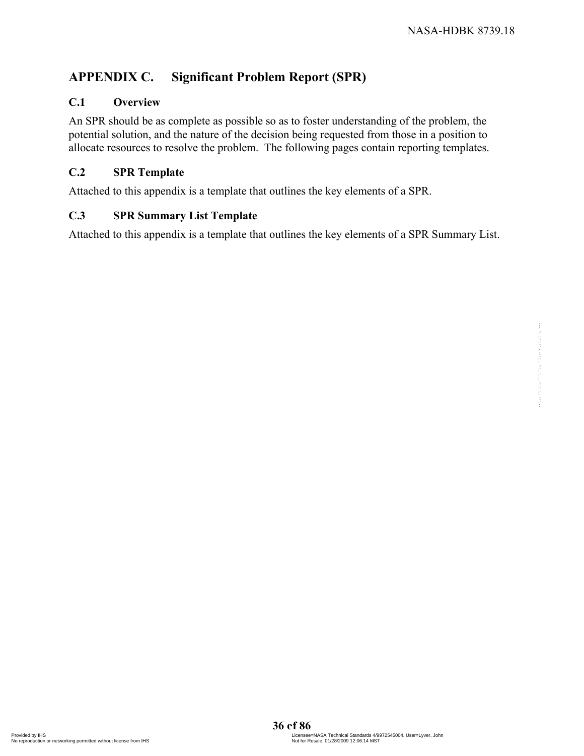# APPENDIX C. Significant Problem Report (SPR)

## C.1 Overview

An SPR should be as complete as possible so as to foster understanding of the problem, the potential solution, and the nature of the decision being requested from those in a position to allocate resources to resolve the problem. The following pages contain reporting templates.

## C.2 SPR Template

Attached to this appendix is a template that outlines the key elements of a SPR.

## C.3 SPR Summary List Template

Attached to this appendix is a template that outlines the key elements of a SPR Summary List.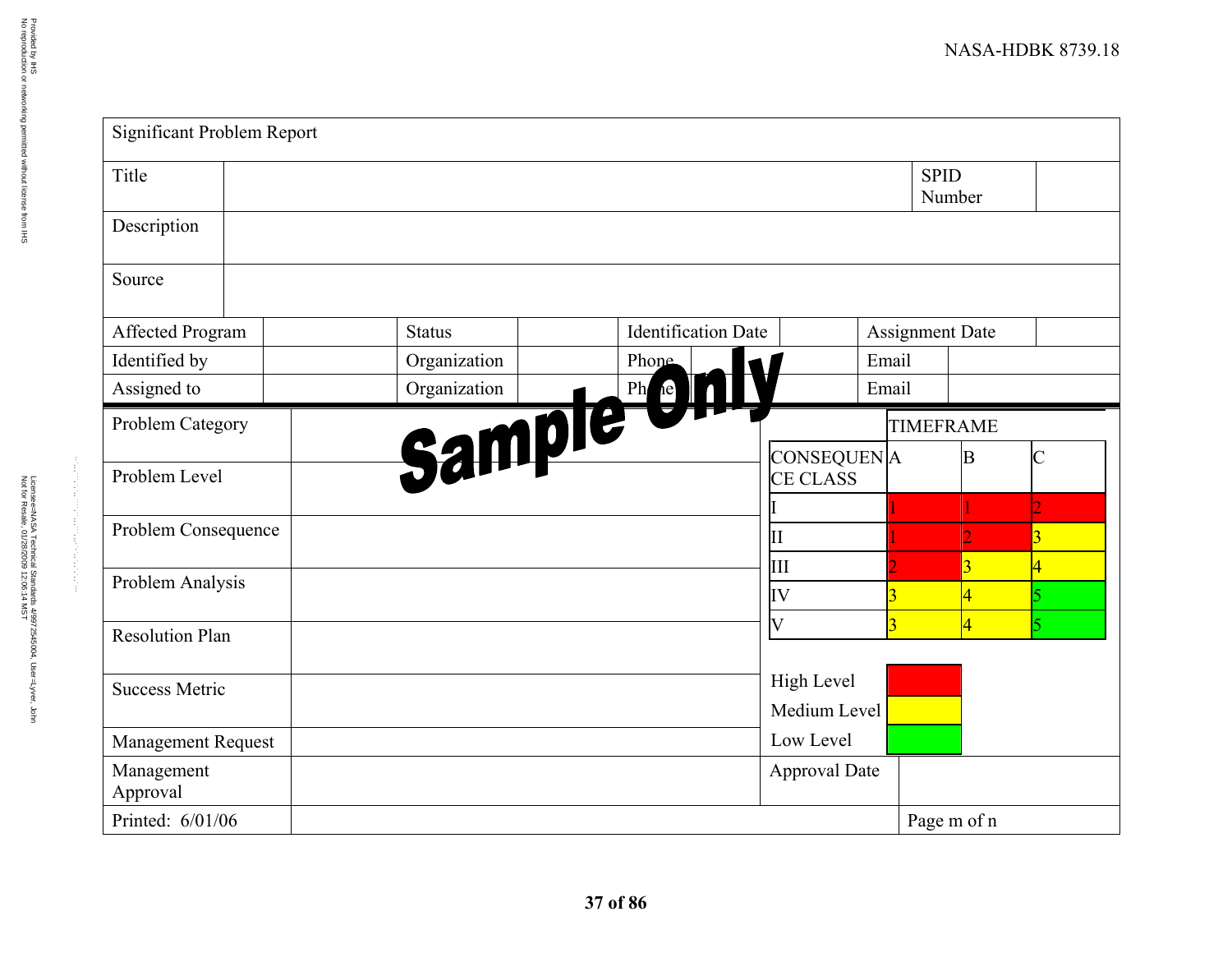| Significant Problem Report | | | | | | | |
|---|---|---|---|---|---|---|---|
| Title | | | | | | SPID Number | |
| Description | | | | | | | |
| Source | | | | | | | |
| Affected Program | | Status | | Identification Date | | Assignment Date | |
| Identified by | | Organization | | Phone | | Email | |
| Assigned to | | Organization | | Phone | | Email | |

Sample Only

| Problem Category | |
|---|---|
| Problem Level | |
| Problem Consequence | |
| Problem Analysis | |
| Resolution Plan | |
| Success Metric | |
| Management Request | |
| Management Approval | |
| Printed: 6/01/06 | |

| | TIMEFRAME | | |
|---|---|---|---|
| CONSEQUENCE CLASS | A | B | C |
| I | 1 | 1 | 2 |
| II | 1 | 2 | 3 |
| III | 2 | 3 | 4 |
| IV | 3 | 4 | 5 |
| V | 3 | 4 | 5 |

| Level | Color |
|---|---|
| High Level | Red |
| Medium Level | Yellow |
| Low Level | Green |

| Approval Date | |
|---|---|
| Page m of n | |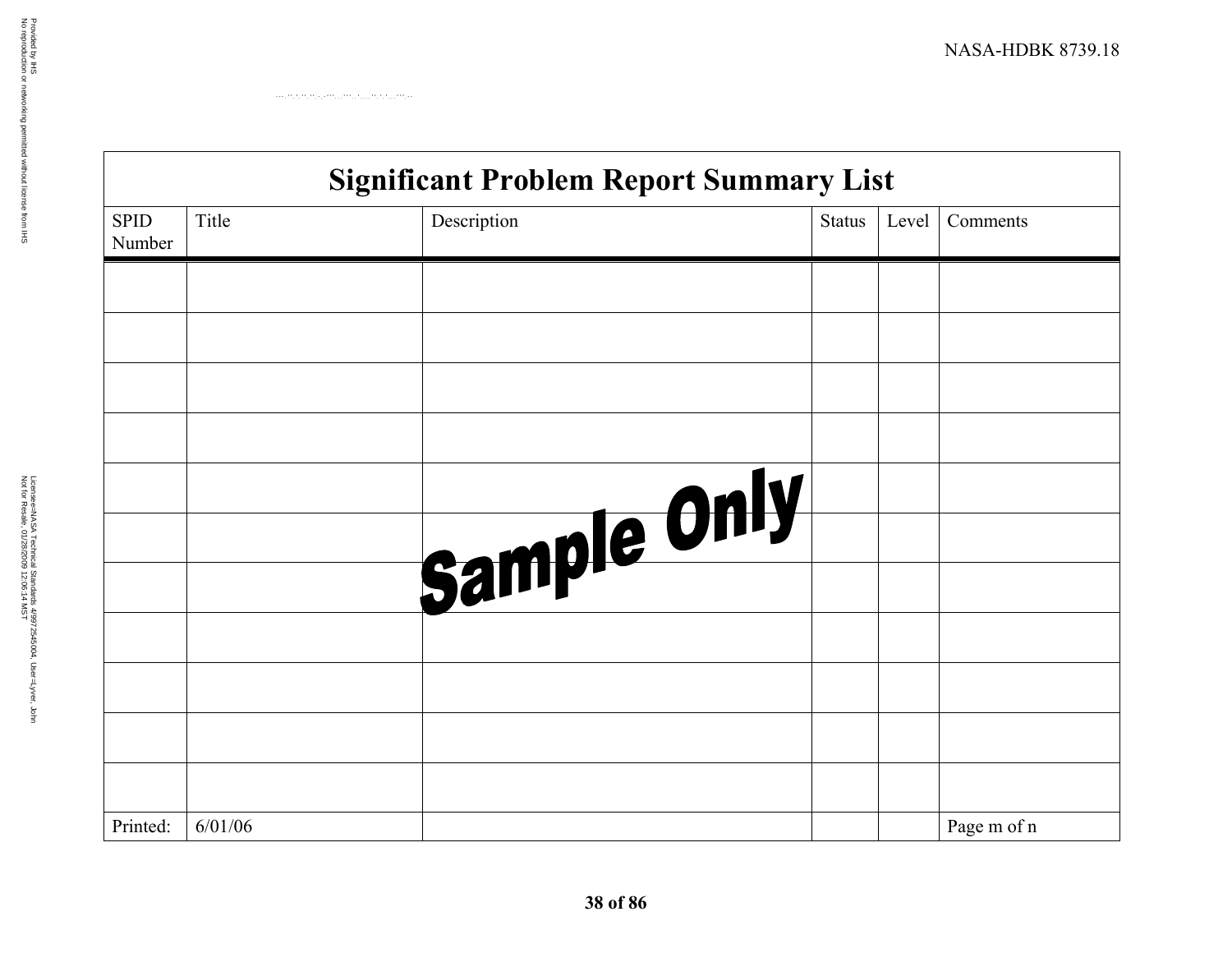| Significant Problem Report Summary List | | | | | |
|---|---|---|---|---|---|
| SPID Number | Title | Description | Status | Level | Comments |
| | | | | | |
| | | | | | |
| | | | | | |
| | | | | | |
| | | | | | |
| | | | | | |
| | | | | | |
| | | | | | |
| | | | | | |
| | | | | | |
| | | | | | |
| Printed: | 6/01/06 | | | | Page m of n |

Sample Only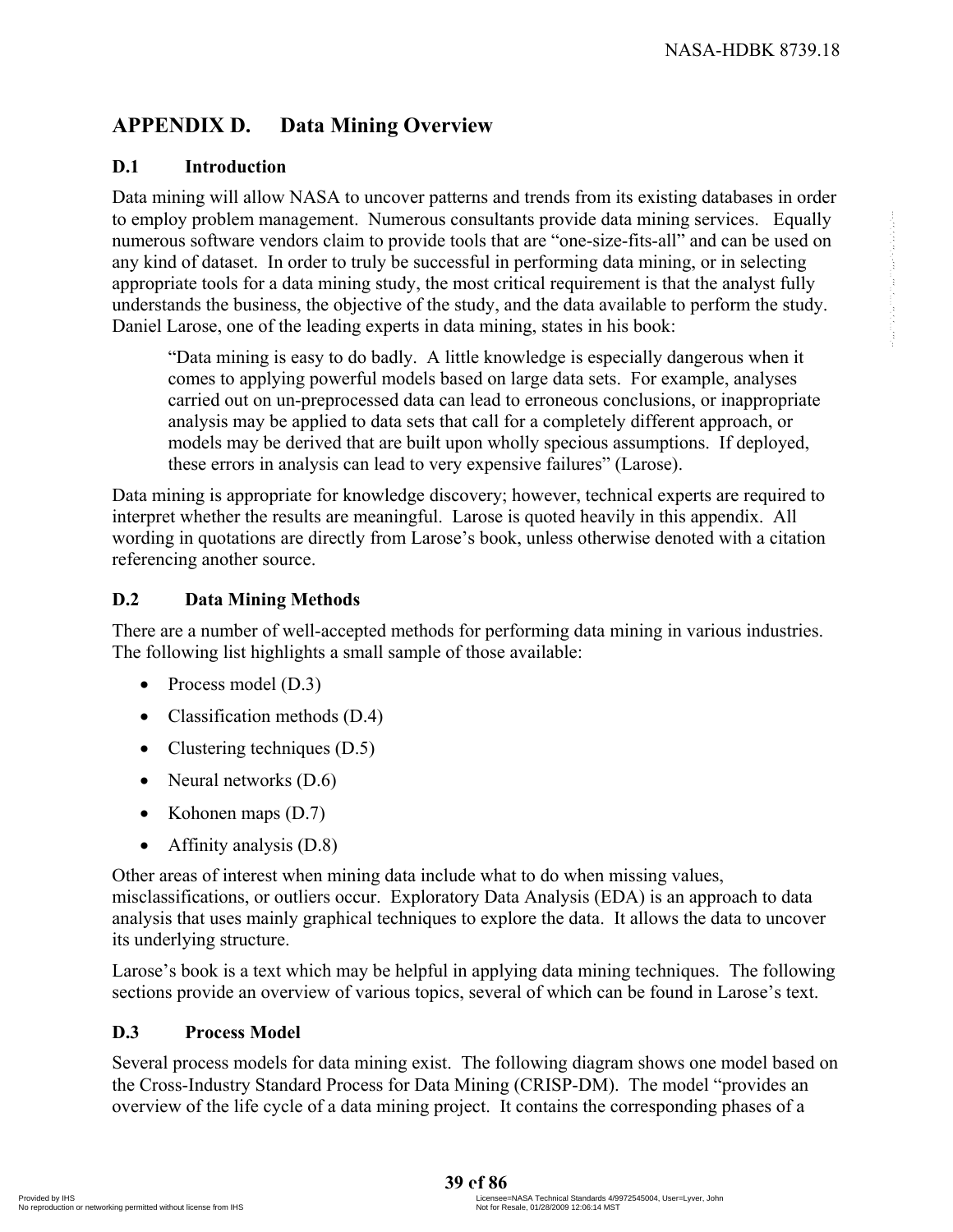# APPENDIX D. Data Mining Overview

## D.1 Introduction

Data mining will allow NASA to uncover patterns and trends from its existing databases in order to employ problem management. Numerous consultants provide data mining services. Equally numerous software vendors claim to provide tools that are "one-size-fits-all" and can be used on any kind of dataset. In order to truly be successful in performing data mining, or in selecting appropriate tools for a data mining study, the most critical requirement is that the analyst fully understands the business, the objective of the study, and the data available to perform the study. Daniel Larose, one of the leading experts in data mining, states in his book:

> "Data mining is easy to do badly. A little knowledge is especially dangerous when it comes to applying powerful models based on large data sets. For example, analyses carried out on un-preprocessed data can lead to erroneous conclusions, or inappropriate analysis may be applied to data sets that call for a completely different approach, or models may be derived that are built upon wholly specious assumptions. If deployed, these errors in analysis can lead to very expensive failures" (Larose).

Data mining is appropriate for knowledge discovery; however, technical experts are required to interpret whether the results are meaningful. Larose is quoted heavily in this appendix. All wording in quotations are directly from Larose's book, unless otherwise denoted with a citation referencing another source.

## D.2 Data Mining Methods

There are a number of well-accepted methods for performing data mining in various industries. The following list highlights a small sample of those available:

- Process model (D.3)
- Classification methods (D.4)
- Clustering techniques (D.5)
- Neural networks (D.6)
- Kohonen maps (D.7)
- Affinity analysis (D.8)

Other areas of interest when mining data include what to do when missing values, misclassifications, or outliers occur. Exploratory Data Analysis (EDA) is an approach to data analysis that uses mainly graphical techniques to explore the data. It allows the data to uncover its underlying structure.

Larose's book is a text which may be helpful in applying data mining techniques. The following sections provide an overview of various topics, several of which can be found in Larose's text.

## D.3 Process Model

Several process models for data mining exist. The following diagram shows one model based on the Cross-Industry Standard Process for Data Mining (CRISP-DM). The model "provides an overview of the life cycle of a data mining project. It contains the corresponding phases of a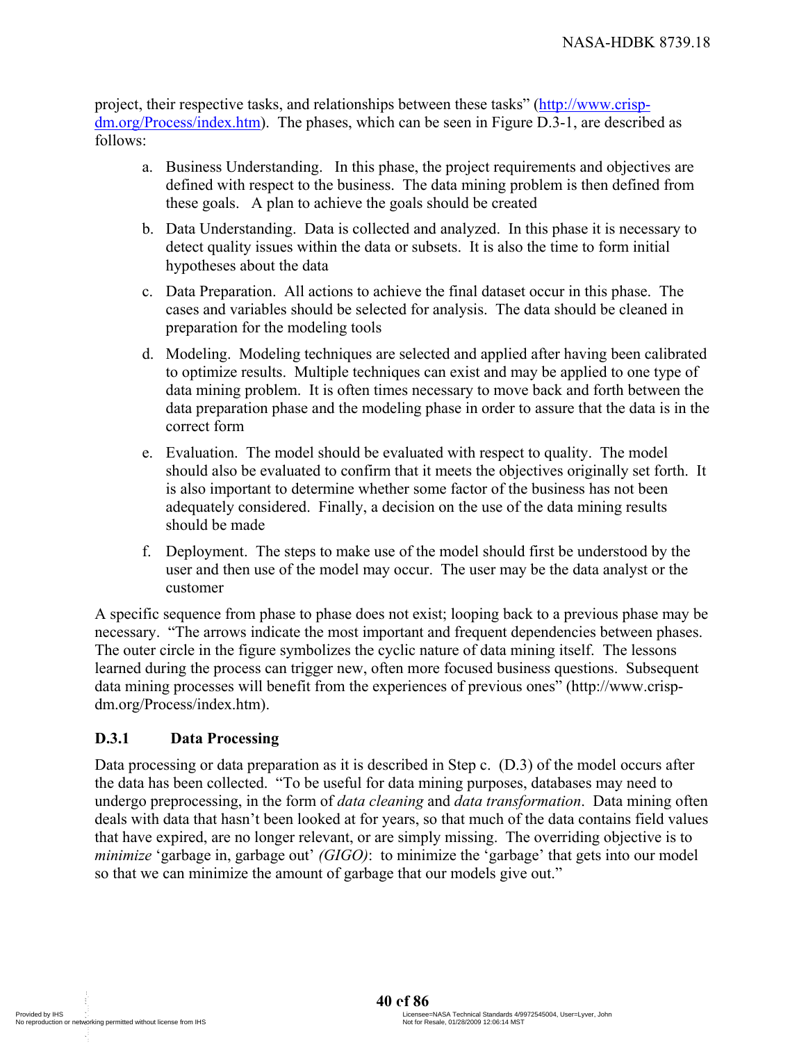project, their respective tasks, and relationships between these tasks" ([http://www.crisp-dm.org/Process/index.htm](http://www.crisp-dm.org/Process/index.htm)). The phases, which can be seen in Figure D.3-1, are described as follows:

a. Business Understanding. In this phase, the project requirements and objectives are defined with respect to the business. The data mining problem is then defined from these goals. A plan to achieve the goals should be created

b. Data Understanding. Data is collected and analyzed. In this phase it is necessary to detect quality issues within the data or subsets. It is also the time to form initial hypotheses about the data

c. Data Preparation. All actions to achieve the final dataset occur in this phase. The cases and variables should be selected for analysis. The data should be cleaned in preparation for the modeling tools

d. Modeling. Modeling techniques are selected and applied after having been calibrated to optimize results. Multiple techniques can exist and may be applied to one type of data mining problem. It is often times necessary to move back and forth between the data preparation phase and the modeling phase in order to assure that the data is in the correct form

e. Evaluation. The model should be evaluated with respect to quality. The model should also be evaluated to confirm that it meets the objectives originally set forth. It is also important to determine whether some factor of the business has not been adequately considered. Finally, a decision on the use of the data mining results should be made

f. Deployment. The steps to make use of the model should first be understood by the user and then use of the model may occur. The user may be the data analyst or the customer

A specific sequence from phase to phase does not exist; looping back to a previous phase may be necessary. "The arrows indicate the most important and frequent dependencies between phases. The outer circle in the figure symbolizes the cyclic nature of data mining itself. The lessons learned during the process can trigger new, often more focused business questions. Subsequent data mining processes will benefit from the experiences of previous ones" (http://www.crisp-dm.org/Process/index.htm).

### D.3.1 Data Processing

Data processing or data preparation as it is described in Step c. (D.3) of the model occurs after the data has been collected. "To be useful for data mining purposes, databases may need to undergo preprocessing, in the form of *data cleaning* and *data transformation*. Data mining often deals with data that hasn't been looked at for years, so that much of the data contains field values that have expired, are no longer relevant, or are simply missing. The overriding objective is to *minimize* 'garbage in, garbage out' *(GIGO)*: to minimize the 'garbage' that gets into our model so that we can minimize the amount of garbage that our models give out."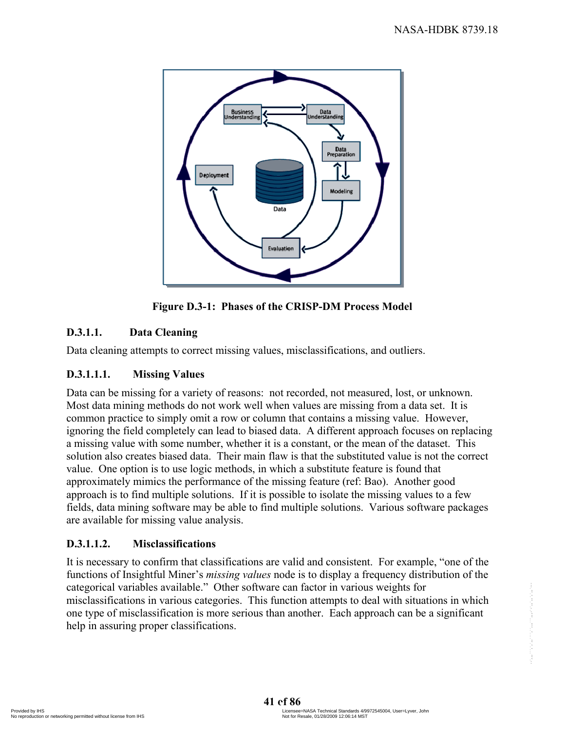**Figure D.3-1: Phases of the CRISP-DM Process Model**

### D.3.1.1. Data Cleaning

Data cleaning attempts to correct missing values, misclassifications, and outliers.

#### D.3.1.1.1. Missing Values

Data can be missing for a variety of reasons: not recorded, not measured, lost, or unknown. Most data mining methods do not work well when values are missing from a data set. It is common practice to simply omit a row or column that contains a missing value. However, ignoring the field completely can lead to biased data. A different approach focuses on replacing a missing value with some number, whether it is a constant, or the mean of the dataset. This solution also creates biased data. Their main flaw is that the substituted value is not the correct value. One option is to use logic methods, in which a substitute feature is found that approximately mimics the performance of the missing feature (ref: Bao). Another good approach is to find multiple solutions. If it is possible to isolate the missing values to a few fields, data mining software may be able to find multiple solutions. Various software packages are available for missing value analysis.

#### D.3.1.1.2. Misclassifications

It is necessary to confirm that classifications are valid and consistent. For example, "one of the functions of Insightful Miner's *missing values* node is to display a frequency distribution of the categorical variables available." Other software can factor in various weights for misclassifications in various categories. This function attempts to deal with situations in which one type of misclassification is more serious than another. Each approach can be a significant help in assuring proper classifications.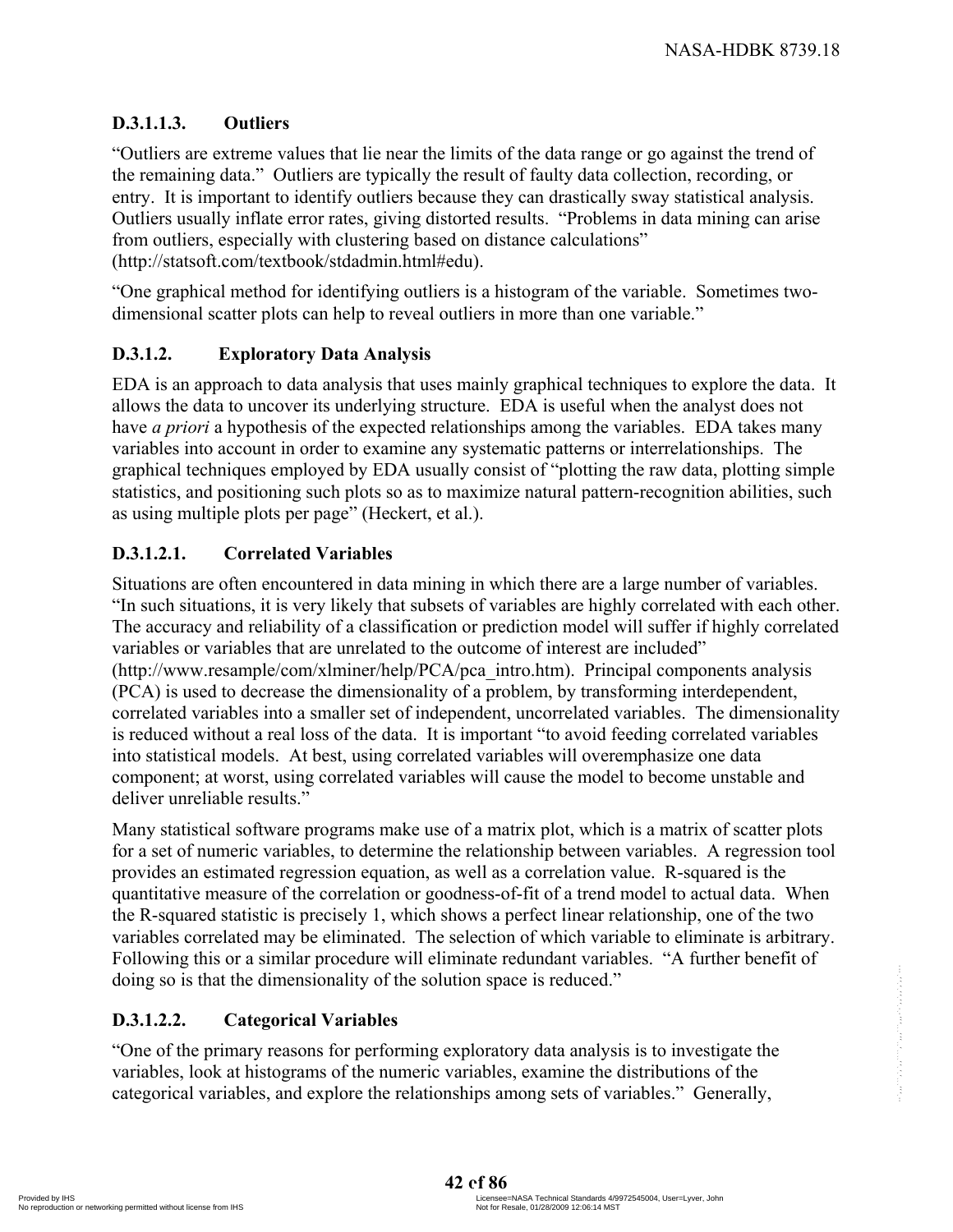#### D.3.1.1.3. Outliers

"Outliers are extreme values that lie near the limits of the data range or go against the trend of the remaining data." Outliers are typically the result of faulty data collection, recording, or entry. It is important to identify outliers because they can drastically sway statistical analysis. Outliers usually inflate error rates, giving distorted results. "Problems in data mining can arise from outliers, especially with clustering based on distance calculations" (http://statsoft.com/textbook/stdadmin.html#edu).

"One graphical method for identifying outliers is a histogram of the variable. Sometimes two-dimensional scatter plots can help to reveal outliers in more than one variable."

### D.3.1.2. Exploratory Data Analysis

EDA is an approach to data analysis that uses mainly graphical techniques to explore the data. It allows the data to uncover its underlying structure. EDA is useful when the analyst does not have *a priori* a hypothesis of the expected relationships among the variables. EDA takes many variables into account in order to examine any systematic patterns or interrelationships. The graphical techniques employed by EDA usually consist of "plotting the raw data, plotting simple statistics, and positioning such plots so as to maximize natural pattern-recognition abilities, such as using multiple plots per page" (Heckert, et al.).

#### D.3.1.2.1. Correlated Variables

Situations are often encountered in data mining in which there are a large number of variables. "In such situations, it is very likely that subsets of variables are highly correlated with each other. The accuracy and reliability of a classification or prediction model will suffer if highly correlated variables or variables that are unrelated to the outcome of interest are included" (http://www.resample/com/xlminer/help/PCA/pca_intro.htm). Principal components analysis (PCA) is used to decrease the dimensionality of a problem, by transforming interdependent, correlated variables into a smaller set of independent, uncorrelated variables. The dimensionality is reduced without a real loss of the data. It is important "to avoid feeding correlated variables into statistical models. At best, using correlated variables will overemphasize one data component; at worst, using correlated variables will cause the model to become unstable and deliver unreliable results."

Many statistical software programs make use of a matrix plot, which is a matrix of scatter plots for a set of numeric variables, to determine the relationship between variables. A regression tool provides an estimated regression equation, as well as a correlation value. R-squared is the quantitative measure of the correlation or goodness-of-fit of a trend model to actual data. When the R-squared statistic is precisely 1, which shows a perfect linear relationship, one of the two variables correlated may be eliminated. The selection of which variable to eliminate is arbitrary. Following this or a similar procedure will eliminate redundant variables. "A further benefit of doing so is that the dimensionality of the solution space is reduced."

#### D.3.1.2.2. Categorical Variables

"One of the primary reasons for performing exploratory data analysis is to investigate the variables, look at histograms of the numeric variables, examine the distributions of the categorical variables, and explore the relationships among sets of variables." Generally,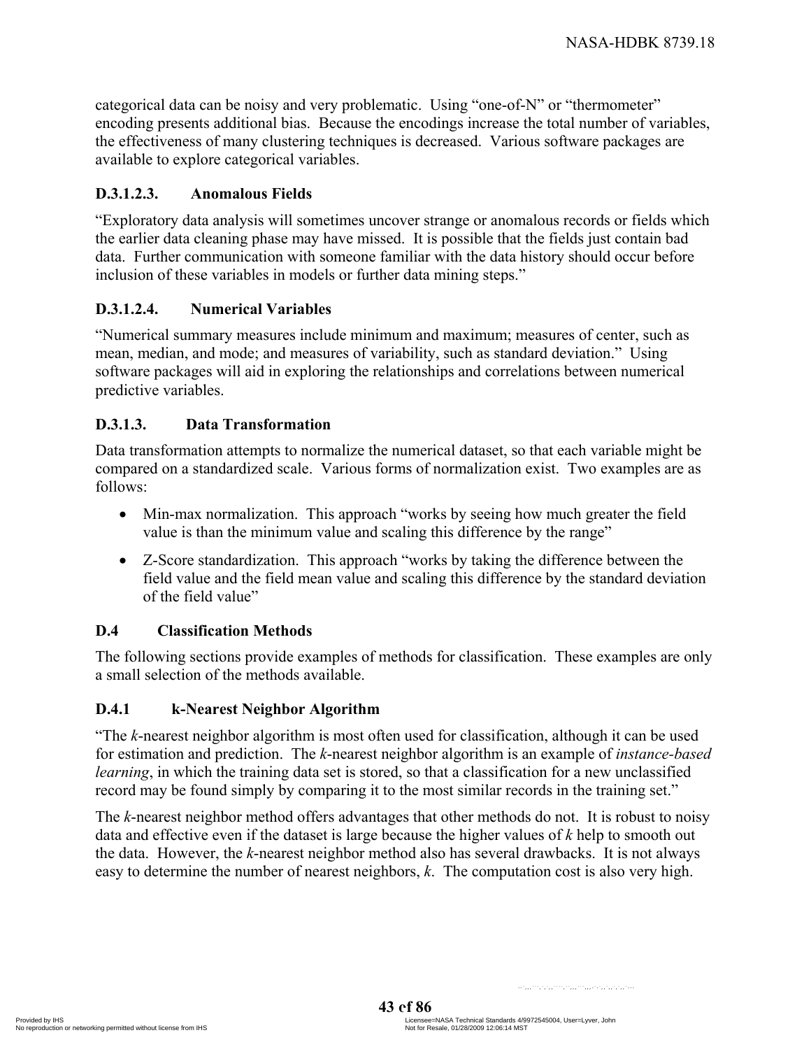categorical data can be noisy and very problematic. Using "one-of-N" or "thermometer" encoding presents additional bias. Because the encodings increase the total number of variables, the effectiveness of many clustering techniques is decreased. Various software packages are available to explore categorical variables.

#### D.3.1.2.3. Anomalous Fields

"Exploratory data analysis will sometimes uncover strange or anomalous records or fields which the earlier data cleaning phase may have missed. It is possible that the fields just contain bad data. Further communication with someone familiar with the data history should occur before inclusion of these variables in models or further data mining steps."

#### D.3.1.2.4. Numerical Variables

"Numerical summary measures include minimum and maximum; measures of center, such as mean, median, and mode; and measures of variability, such as standard deviation." Using software packages will aid in exploring the relationships and correlations between numerical predictive variables.

### D.3.1.3. Data Transformation

Data transformation attempts to normalize the numerical dataset, so that each variable might be compared on a standardized scale. Various forms of normalization exist. Two examples are as follows:

- Min-max normalization. This approach "works by seeing how much greater the field value is than the minimum value and scaling this difference by the range"
- Z-Score standardization. This approach "works by taking the difference between the field value and the field mean value and scaling this difference by the standard deviation of the field value"

## D.4 Classification Methods

The following sections provide examples of methods for classification. These examples are only a small selection of the methods available.

### D.4.1 k-Nearest Neighbor Algorithm

"The *k*-nearest neighbor algorithm is most often used for classification, although it can be used for estimation and prediction. The *k*-nearest neighbor algorithm is an example of *instance-based learning*, in which the training data set is stored, so that a classification for a new unclassified record may be found simply by comparing it to the most similar records in the training set."

The *k*-nearest neighbor method offers advantages that other methods do not. It is robust to noisy data and effective even if the dataset is large because the higher values of *k* help to smooth out the data. However, the *k*-nearest neighbor method also has several drawbacks. It is not always easy to determine the number of nearest neighbors, *k*. The computation cost is also very high.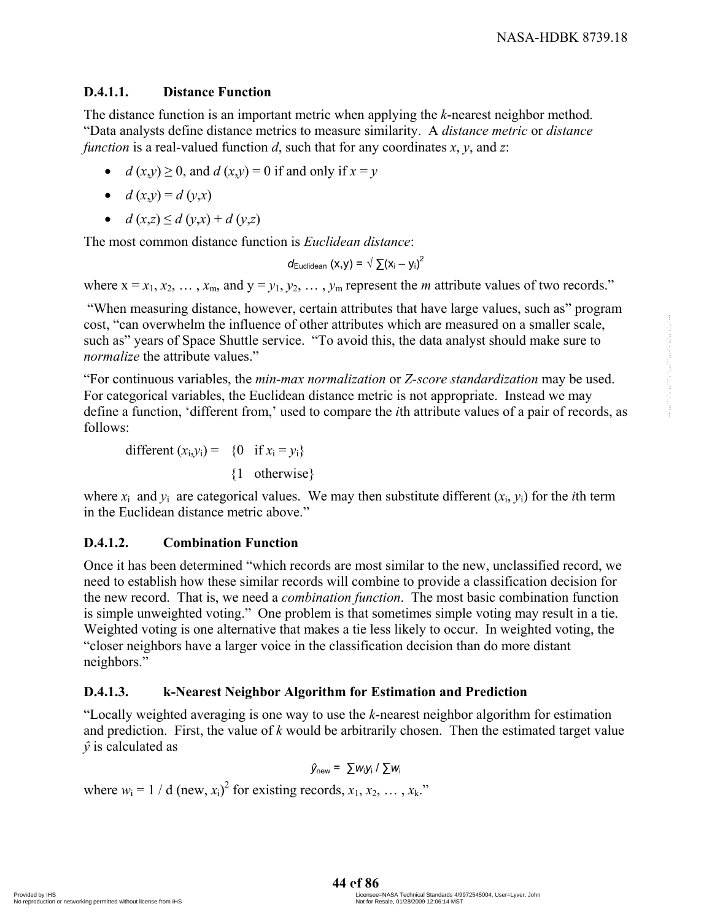### D.4.1.1. Distance Function

The distance function is an important metric when applying the *k*-nearest neighbor method. "Data analysts define distance metrics to measure similarity. A *distance metric* or *distance function* is a real-valued function *d*, such that for any coordinates *x*, *y*, and *z*:

- $d(x,y) \geq 0$, and $d(x,y) = 0$ if and only if $x = y$
- $d(x,y) = d(y,x)$
- $d(x,z) \leq d(y,x) + d(y,z)$

The most common distance function is *Euclidean distance*:

$$d_{\text{Euclidean}}(x,y) = \sqrt{\sum (x_i - y_i)^2}$$

where $x = x_1, x_2, \ldots, x_m$, and $y = y_1, y_2, \ldots, y_m$ represent the *m* attribute values of two records."

"When measuring distance, however, certain attributes that have large values, such as" program cost, "can overwhelm the influence of other attributes which are measured on a smaller scale, such as" years of Space Shuttle service. "To avoid this, the data analyst should make sure to *normalize* the attribute values."

"For continuous variables, the *min-max normalization* or *Z-score standardization* may be used. For categorical variables, the Euclidean distance metric is not appropriate. Instead we may define a function, 'different from,' used to compare the *i*th attribute values of a pair of records, as follows:

$$\text{different}(x_i,y_i) = \begin{cases} 0 & \text{if } x_i = y_i \\ 1 & \text{otherwise} \end{cases}$$

where $x_i$ and $y_i$ are categorical values. We may then substitute different $(x_i, y_i)$ for the *i*th term in the Euclidean distance metric above."

### D.4.1.2. Combination Function

Once it has been determined "which records are most similar to the new, unclassified record, we need to establish how these similar records will combine to provide a classification decision for the new record. That is, we need a *combination function*. The most basic combination function is simple unweighted voting." One problem is that sometimes simple voting may result in a tie. Weighted voting is one alternative that makes a tie less likely to occur. In weighted voting, the "closer neighbors have a larger voice in the classification decision than do more distant neighbors."

### D.4.1.3. k-Nearest Neighbor Algorithm for Estimation and Prediction

"Locally weighted averaging is one way to use the *k*-nearest neighbor algorithm for estimation and prediction. First, the value of *k* would be arbitrarily chosen. Then the estimated target value $\hat{y}$ is calculated as

$$\hat{y}_{\text{new}} = \sum w_i y_i / \sum w_i$$

where $w_i = 1 / d(\text{new}, x_i)^2$ for existing records, $x_1, x_2, \ldots, x_k$."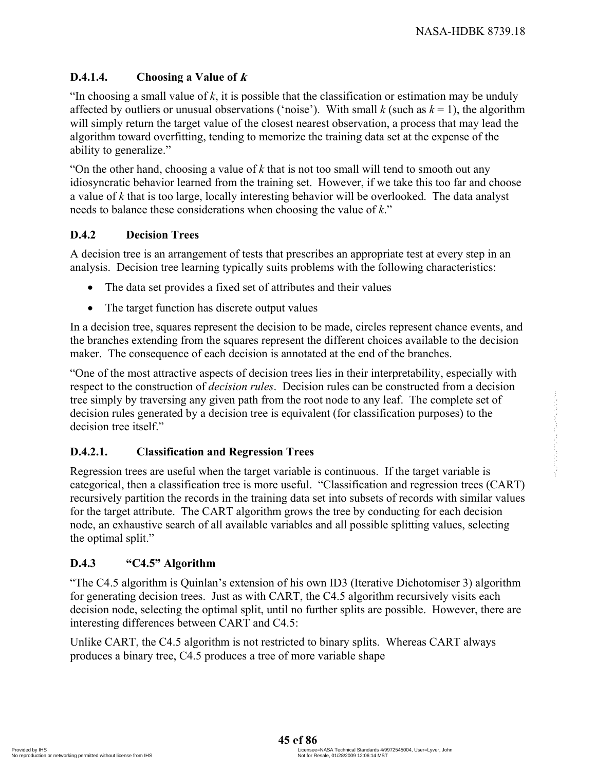### D.4.1.4. Choosing a Value of *k*

"In choosing a small value of *k*, it is possible that the classification or estimation may be unduly affected by outliers or unusual observations ('noise'). With small *k* (such as $k = 1$), the algorithm will simply return the target value of the closest nearest observation, a process that may lead the algorithm toward overfitting, tending to memorize the training data set at the expense of the ability to generalize."

"On the other hand, choosing a value of *k* that is not too small will tend to smooth out any idiosyncratic behavior learned from the training set. However, if we take this too far and choose a value of *k* that is too large, locally interesting behavior will be overlooked. The data analyst needs to balance these considerations when choosing the value of *k*."

## D.4.2 Decision Trees

A decision tree is an arrangement of tests that prescribes an appropriate test at every step in an analysis. Decision tree learning typically suits problems with the following characteristics:

- The data set provides a fixed set of attributes and their values
- The target function has discrete output values

In a decision tree, squares represent the decision to be made, circles represent chance events, and the branches extending from the squares represent the different choices available to the decision maker. The consequence of each decision is annotated at the end of the branches.

"One of the most attractive aspects of decision trees lies in their interpretability, especially with respect to the construction of *decision rules*. Decision rules can be constructed from a decision tree simply by traversing any given path from the root node to any leaf. The complete set of decision rules generated by a decision tree is equivalent (for classification purposes) to the decision tree itself."

### D.4.2.1. Classification and Regression Trees

Regression trees are useful when the target variable is continuous. If the target variable is categorical, then a classification tree is more useful. "Classification and regression trees (CART) recursively partition the records in the training data set into subsets of records with similar values for the target attribute. The CART algorithm grows the tree by conducting for each decision node, an exhaustive search of all available variables and all possible splitting values, selecting the optimal split."

## D.4.3 "C4.5" Algorithm

"The C4.5 algorithm is Quinlan's extension of his own ID3 (Iterative Dichotomiser 3) algorithm for generating decision trees. Just as with CART, the C4.5 algorithm recursively visits each decision node, selecting the optimal split, until no further splits are possible. However, there are interesting differences between CART and C4.5:

Unlike CART, the C4.5 algorithm is not restricted to binary splits. Whereas CART always produces a binary tree, C4.5 produces a tree of more variable shape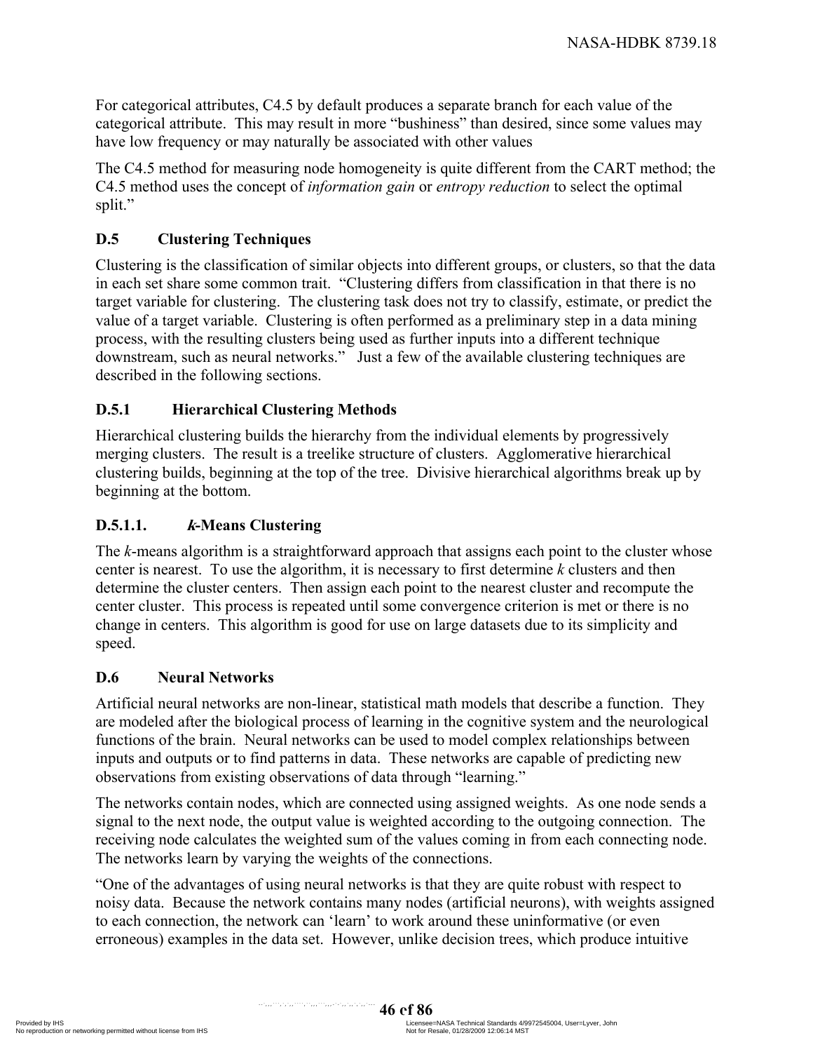For categorical attributes, C4.5 by default produces a separate branch for each value of the categorical attribute. This may result in more "bushiness" than desired, since some values may have low frequency or may naturally be associated with other values

The C4.5 method for measuring node homogeneity is quite different from the CART method; the C4.5 method uses the concept of *information gain* or *entropy reduction* to select the optimal split."

## D.5 Clustering Techniques

Clustering is the classification of similar objects into different groups, or clusters, so that the data in each set share some common trait. "Clustering differs from classification in that there is no target variable for clustering. The clustering task does not try to classify, estimate, or predict the value of a target variable. Clustering is often performed as a preliminary step in a data mining process, with the resulting clusters being used as further inputs into a different technique downstream, such as neural networks." Just a few of the available clustering techniques are described in the following sections.

### D.5.1 Hierarchical Clustering Methods

Hierarchical clustering builds the hierarchy from the individual elements by progressively merging clusters. The result is a treelike structure of clusters. Agglomerative hierarchical clustering builds, beginning at the top of the tree. Divisive hierarchical algorithms break up by beginning at the bottom.

#### D.5.1.1. *k*-Means Clustering

The *k*-means algorithm is a straightforward approach that assigns each point to the cluster whose center is nearest. To use the algorithm, it is necessary to first determine *k* clusters and then determine the cluster centers. Then assign each point to the nearest cluster and recompute the center cluster. This process is repeated until some convergence criterion is met or there is no change in centers. This algorithm is good for use on large datasets due to its simplicity and speed.

## D.6 Neural Networks

Artificial neural networks are non-linear, statistical math models that describe a function. They are modeled after the biological process of learning in the cognitive system and the neurological functions of the brain. Neural networks can be used to model complex relationships between inputs and outputs or to find patterns in data. These networks are capable of predicting new observations from existing observations of data through "learning."

The networks contain nodes, which are connected using assigned weights. As one node sends a signal to the next node, the output value is weighted according to the outgoing connection. The receiving node calculates the weighted sum of the values coming in from each connecting node. The networks learn by varying the weights of the connections.

"One of the advantages of using neural networks is that they are quite robust with respect to noisy data. Because the network contains many nodes (artificial neurons), with weights assigned to each connection, the network can 'learn' to work around these uninformative (or even erroneous) examples in the data set. However, unlike decision trees, which produce intuitive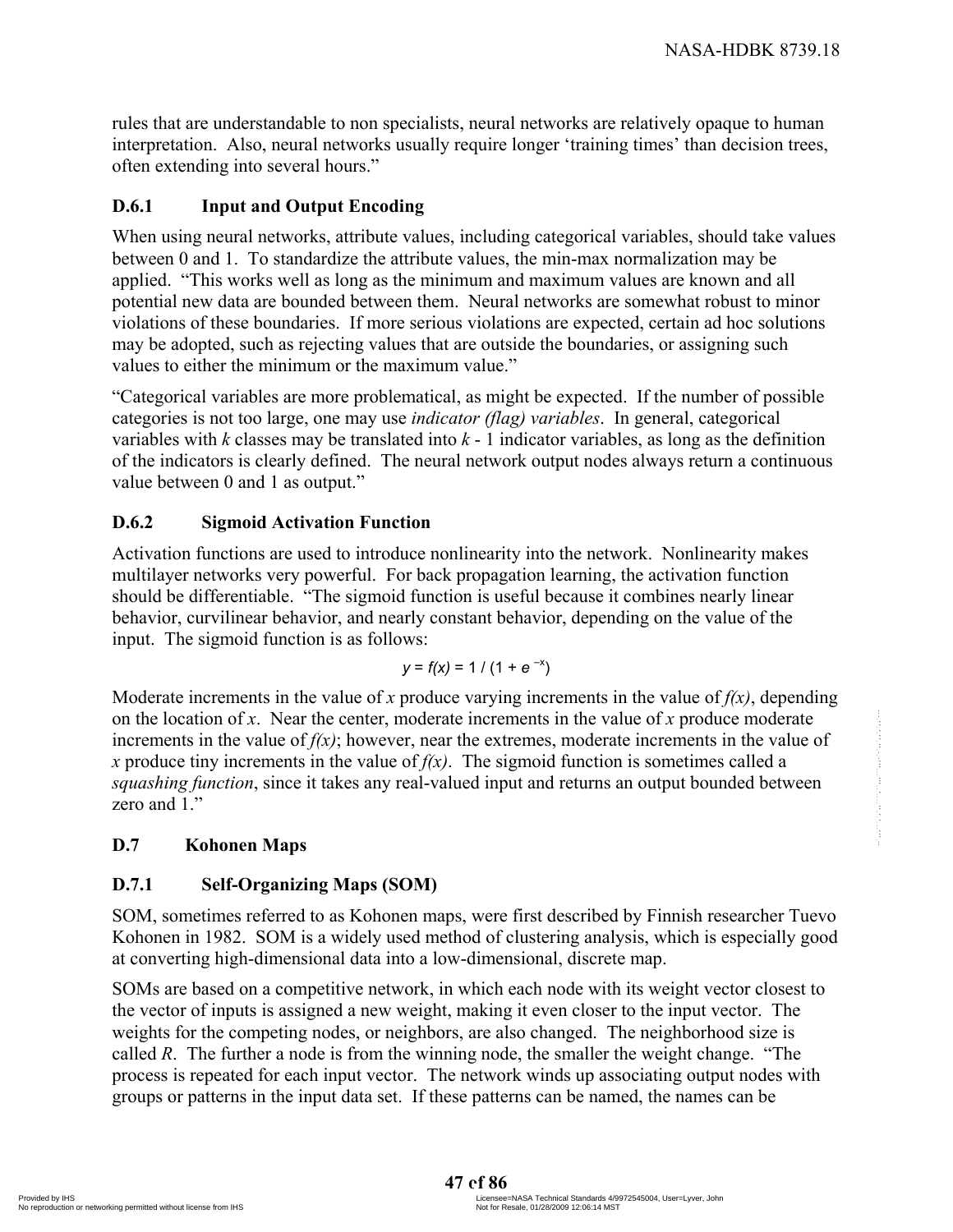rules that are understandable to non specialists, neural networks are relatively opaque to human interpretation. Also, neural networks usually require longer 'training times' than decision trees, often extending into several hours."

### D.6.1 Input and Output Encoding

When using neural networks, attribute values, including categorical variables, should take values between 0 and 1. To standardize the attribute values, the min-max normalization may be applied. "This works well as long as the minimum and maximum values are known and all potential new data are bounded between them. Neural networks are somewhat robust to minor violations of these boundaries. If more serious violations are expected, certain ad hoc solutions may be adopted, such as rejecting values that are outside the boundaries, or assigning such values to either the minimum or the maximum value."

"Categorical variables are more problematical, as might be expected. If the number of possible categories is not too large, one may use *indicator (flag) variables*. In general, categorical variables with $k$ classes may be translated into $k$ - 1 indicator variables, as long as the definition of the indicators is clearly defined. The neural network output nodes always return a continuous value between 0 and 1 as output."

### D.6.2 Sigmoid Activation Function

Activation functions are used to introduce nonlinearity into the network. Nonlinearity makes multilayer networks very powerful. For back propagation learning, the activation function should be differentiable. "The sigmoid function is useful because it combines nearly linear behavior, curvilinear behavior, and nearly constant behavior, depending on the value of the input. The sigmoid function is as follows:

$$y = f(x) = 1 / (1 + e^{-x})$$

Moderate increments in the value of $x$ produce varying increments in the value of $f(x)$, depending on the location of $x$. Near the center, moderate increments in the value of $x$ produce moderate increments in the value of $f(x)$; however, near the extremes, moderate increments in the value of $x$ produce tiny increments in the value of $f(x)$. The sigmoid function is sometimes called a *squashing function*, since it takes any real-valued input and returns an output bounded between zero and 1."

## D.7 Kohonen Maps

### D.7.1 Self-Organizing Maps (SOM)

SOM, sometimes referred to as Kohonen maps, were first described by Finnish researcher Tuevo Kohonen in 1982. SOM is a widely used method of clustering analysis, which is especially good at converting high-dimensional data into a low-dimensional, discrete map.

SOMs are based on a competitive network, in which each node with its weight vector closest to the vector of inputs is assigned a new weight, making it even closer to the input vector. The weights for the competing nodes, or neighbors, are also changed. The neighborhood size is called *R*. The further a node is from the winning node, the smaller the weight change. "The process is repeated for each input vector. The network winds up associating output nodes with groups or patterns in the input data set. If these patterns can be named, the names can be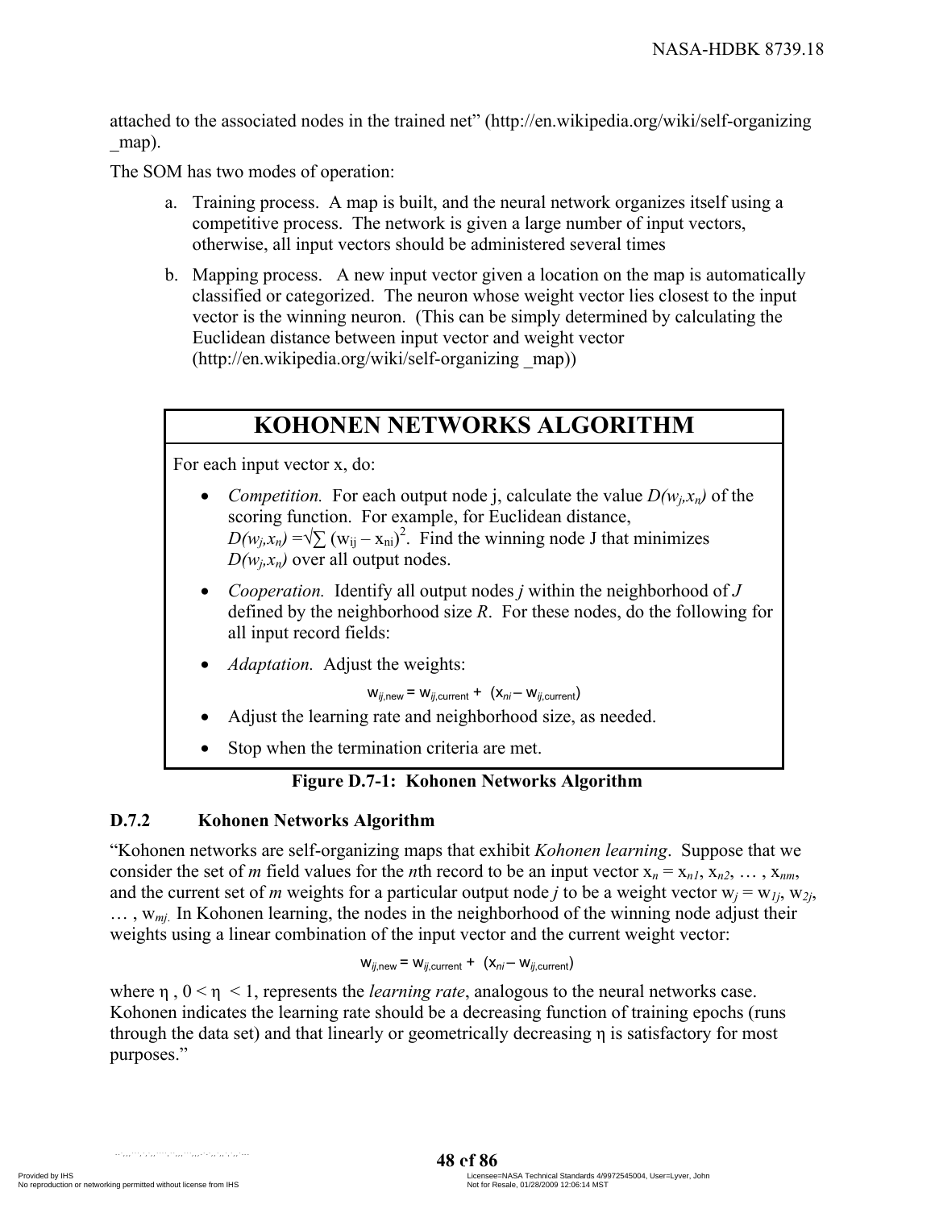attached to the associated nodes in the trained net" (http://en.wikipedia.org/wiki/self-organizing _map).

The SOM has two modes of operation:

a. Training process. A map is built, and the neural network organizes itself using a competitive process. The network is given a large number of input vectors, otherwise, all input vectors should be administered several times

b. Mapping process. A new input vector given a location on the map is automatically classified or categorized. The neuron whose weight vector lies closest to the input vector is the winning neuron. (This can be simply determined by calculating the Euclidean distance between input vector and weight vector (http://en.wikipedia.org/wiki/self-organizing _map))

| **KOHONEN NETWORKS ALGORITHM** |
|---|
| For each input vector x, do:<br>• *Competition.* For each output node j, calculate the value $D(w_j,x_n)$ of the scoring function. For example, for Euclidean distance, $D(w_j,x_n) = \sqrt{\sum (w_{ij} - x_{ni})^2}$. Find the winning node J that minimizes $D(w_j,x_n)$ over all output nodes.<br>• *Cooperation.* Identify all output nodes *j* within the neighborhood of *J* defined by the neighborhood size *R*. For these nodes, do the following for all input record fields:<br>• *Adaptation.* Adjust the weights: $w_{ij,\text{new}} = w_{ij,\text{current}} + (x_{ni} - w_{ij,\text{current}})$<br>• Adjust the learning rate and neighborhood size, as needed.<br>• Stop when the termination criteria are met. |

**Figure D.7-1: Kohonen Networks Algorithm**

### D.7.2 Kohonen Networks Algorithm

"Kohonen networks are self-organizing maps that exhibit *Kohonen learning*. Suppose that we consider the set of *m* field values for the *n*th record to be an input vector $x_n = x_{n1}, x_{n2}, \ldots, x_{nm}$, and the current set of *m* weights for a particular output node *j* to be a weight vector $w_j = w_{1j}, w_{2j}, \ldots, w_{mj}$. In Kohonen learning, the nodes in the neighborhood of the winning node adjust their weights using a linear combination of the input vector and the current weight vector:

$$w_{ij,\text{new}} = w_{ij,\text{current}} + (x_{ni} - w_{ij,\text{current}})$$

where η , $0 < \eta < 1$, represents the *learning rate*, analogous to the neural networks case. Kohonen indicates the learning rate should be a decreasing function of training epochs (runs through the data set) and that linearly or geometrically decreasing η is satisfactory for most purposes."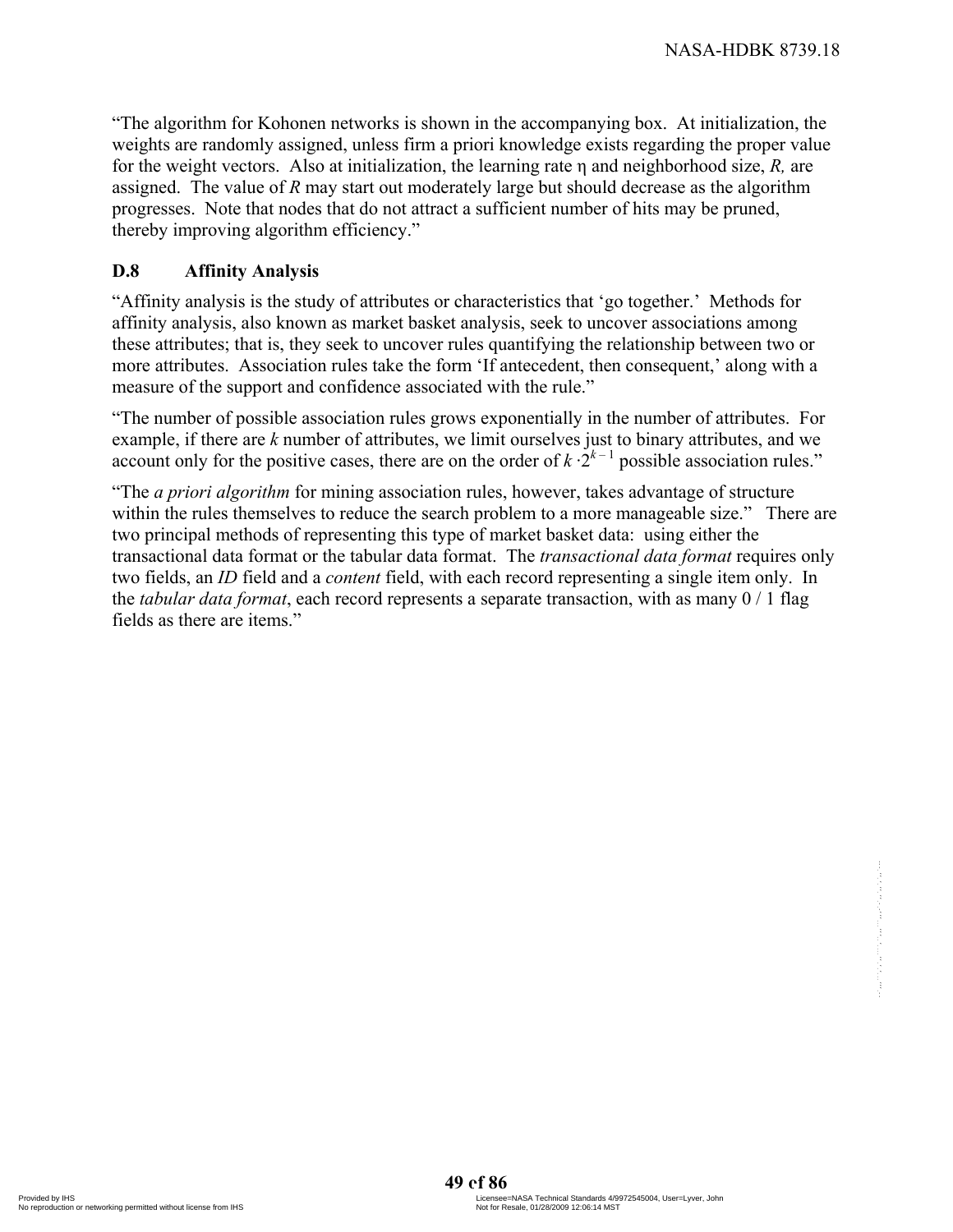"The algorithm for Kohonen networks is shown in the accompanying box. At initialization, the weights are randomly assigned, unless firm a priori knowledge exists regarding the proper value for the weight vectors. Also at initialization, the learning rate $\eta$ and neighborhood size, *R,* are assigned. The value of *R* may start out moderately large but should decrease as the algorithm progresses. Note that nodes that do not attract a sufficient number of hits may be pruned, thereby improving algorithm efficiency."

## D.8 Affinity Analysis

"Affinity analysis is the study of attributes or characteristics that 'go together.' Methods for affinity analysis, also known as market basket analysis, seek to uncover associations among these attributes; that is, they seek to uncover rules quantifying the relationship between two or more attributes. Association rules take the form 'If antecedent, then consequent,' along with a measure of the support and confidence associated with the rule."

"The number of possible association rules grows exponentially in the number of attributes. For example, if there are *k* number of attributes, we limit ourselves just to binary attributes, and we account only for the positive cases, there are on the order of $k \cdot 2^{k-1}$ possible association rules."

"The *a priori algorithm* for mining association rules, however, takes advantage of structure within the rules themselves to reduce the search problem to a more manageable size." There are two principal methods of representing this type of market basket data: using either the transactional data format or the tabular data format. The *transactional data format* requires only two fields, an *ID* field and a *content* field, with each record representing a single item only. In the *tabular data format*, each record represents a separate transaction, with as many 0 / 1 flag fields as there are items."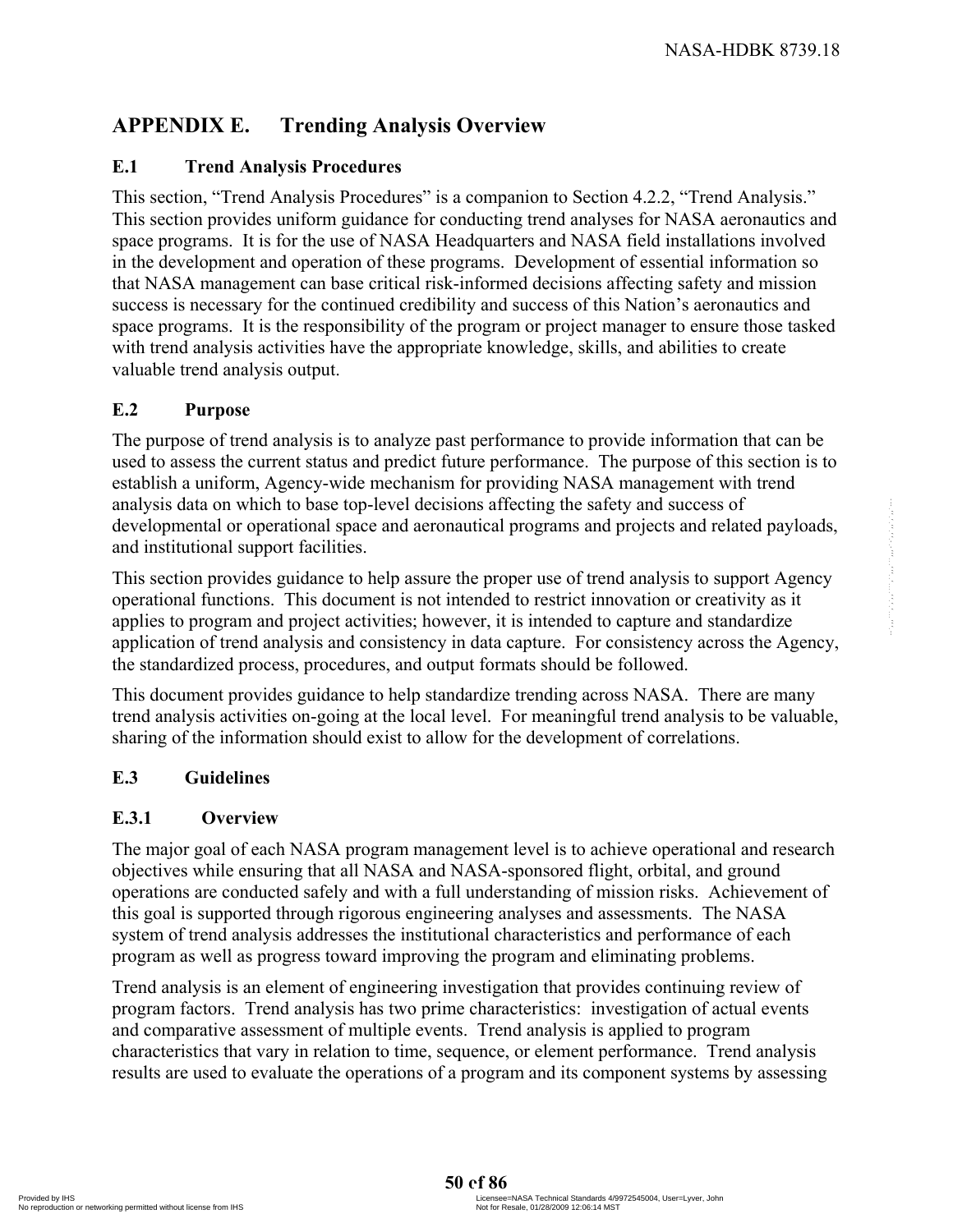# APPENDIX E. Trending Analysis Overview

## E.1 Trend Analysis Procedures

This section, "Trend Analysis Procedures" is a companion to Section 4.2.2, "Trend Analysis." This section provides uniform guidance for conducting trend analyses for NASA aeronautics and space programs. It is for the use of NASA Headquarters and NASA field installations involved in the development and operation of these programs. Development of essential information so that NASA management can base critical risk-informed decisions affecting safety and mission success is necessary for the continued credibility and success of this Nation's aeronautics and space programs. It is the responsibility of the program or project manager to ensure those tasked with trend analysis activities have the appropriate knowledge, skills, and abilities to create valuable trend analysis output.

## E.2 Purpose

The purpose of trend analysis is to analyze past performance to provide information that can be used to assess the current status and predict future performance. The purpose of this section is to establish a uniform, Agency-wide mechanism for providing NASA management with trend analysis data on which to base top-level decisions affecting the safety and success of developmental or operational space and aeronautical programs and projects and related payloads, and institutional support facilities.

This section provides guidance to help assure the proper use of trend analysis to support Agency operational functions. This document is not intended to restrict innovation or creativity as it applies to program and project activities; however, it is intended to capture and standardize application of trend analysis and consistency in data capture. For consistency across the Agency, the standardized process, procedures, and output formats should be followed.

This document provides guidance to help standardize trending across NASA. There are many trend analysis activities on-going at the local level. For meaningful trend analysis to be valuable, sharing of the information should exist to allow for the development of correlations.

## E.3 Guidelines

### E.3.1 Overview

The major goal of each NASA program management level is to achieve operational and research objectives while ensuring that all NASA and NASA-sponsored flight, orbital, and ground operations are conducted safely and with a full understanding of mission risks. Achievement of this goal is supported through rigorous engineering analyses and assessments. The NASA system of trend analysis addresses the institutional characteristics and performance of each program as well as progress toward improving the program and eliminating problems.

Trend analysis is an element of engineering investigation that provides continuing review of program factors. Trend analysis has two prime characteristics: investigation of actual events and comparative assessment of multiple events. Trend analysis is applied to program characteristics that vary in relation to time, sequence, or element performance. Trend analysis results are used to evaluate the operations of a program and its component systems by assessing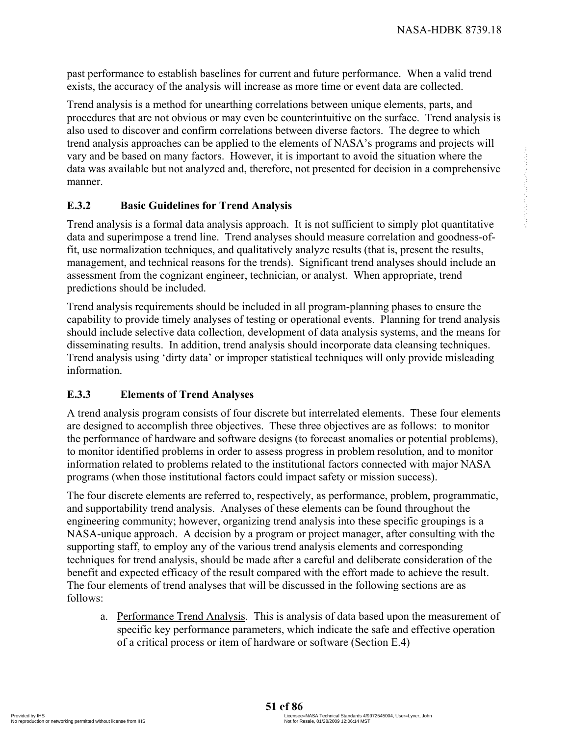past performance to establish baselines for current and future performance. When a valid trend exists, the accuracy of the analysis will increase as more time or event data are collected.

Trend analysis is a method for unearthing correlations between unique elements, parts, and procedures that are not obvious or may even be counterintuitive on the surface. Trend analysis is also used to discover and confirm correlations between diverse factors. The degree to which trend analysis approaches can be applied to the elements of NASA's programs and projects will vary and be based on many factors. However, it is important to avoid the situation where the data was available but not analyzed and, therefore, not presented for decision in a comprehensive manner.

### E.3.2 Basic Guidelines for Trend Analysis

Trend analysis is a formal data analysis approach. It is not sufficient to simply plot quantitative data and superimpose a trend line. Trend analyses should measure correlation and goodness-of-fit, use normalization techniques, and qualitatively analyze results (that is, present the results, management, and technical reasons for the trends). Significant trend analyses should include an assessment from the cognizant engineer, technician, or analyst. When appropriate, trend predictions should be included.

Trend analysis requirements should be included in all program-planning phases to ensure the capability to provide timely analyses of testing or operational events. Planning for trend analysis should include selective data collection, development of data analysis systems, and the means for disseminating results. In addition, trend analysis should incorporate data cleansing techniques. Trend analysis using 'dirty data' or improper statistical techniques will only provide misleading information.

### E.3.3 Elements of Trend Analyses

A trend analysis program consists of four discrete but interrelated elements. These four elements are designed to accomplish three objectives. These three objectives are as follows: to monitor the performance of hardware and software designs (to forecast anomalies or potential problems), to monitor identified problems in order to assess progress in problem resolution, and to monitor information related to problems related to the institutional factors connected with major NASA programs (when those institutional factors could impact safety or mission success).

The four discrete elements are referred to, respectively, as performance, problem, programmatic, and supportability trend analysis. Analyses of these elements can be found throughout the engineering community; however, organizing trend analysis into these specific groupings is a NASA-unique approach. A decision by a program or project manager, after consulting with the supporting staff, to employ any of the various trend analysis elements and corresponding techniques for trend analysis, should be made after a careful and deliberate consideration of the benefit and expected efficacy of the result compared with the effort made to achieve the result. The four elements of trend analyses that will be discussed in the following sections are as follows:

a. Performance Trend Analysis. This is analysis of data based upon the measurement of specific key performance parameters, which indicate the safe and effective operation of a critical process or item of hardware or software (Section E.4)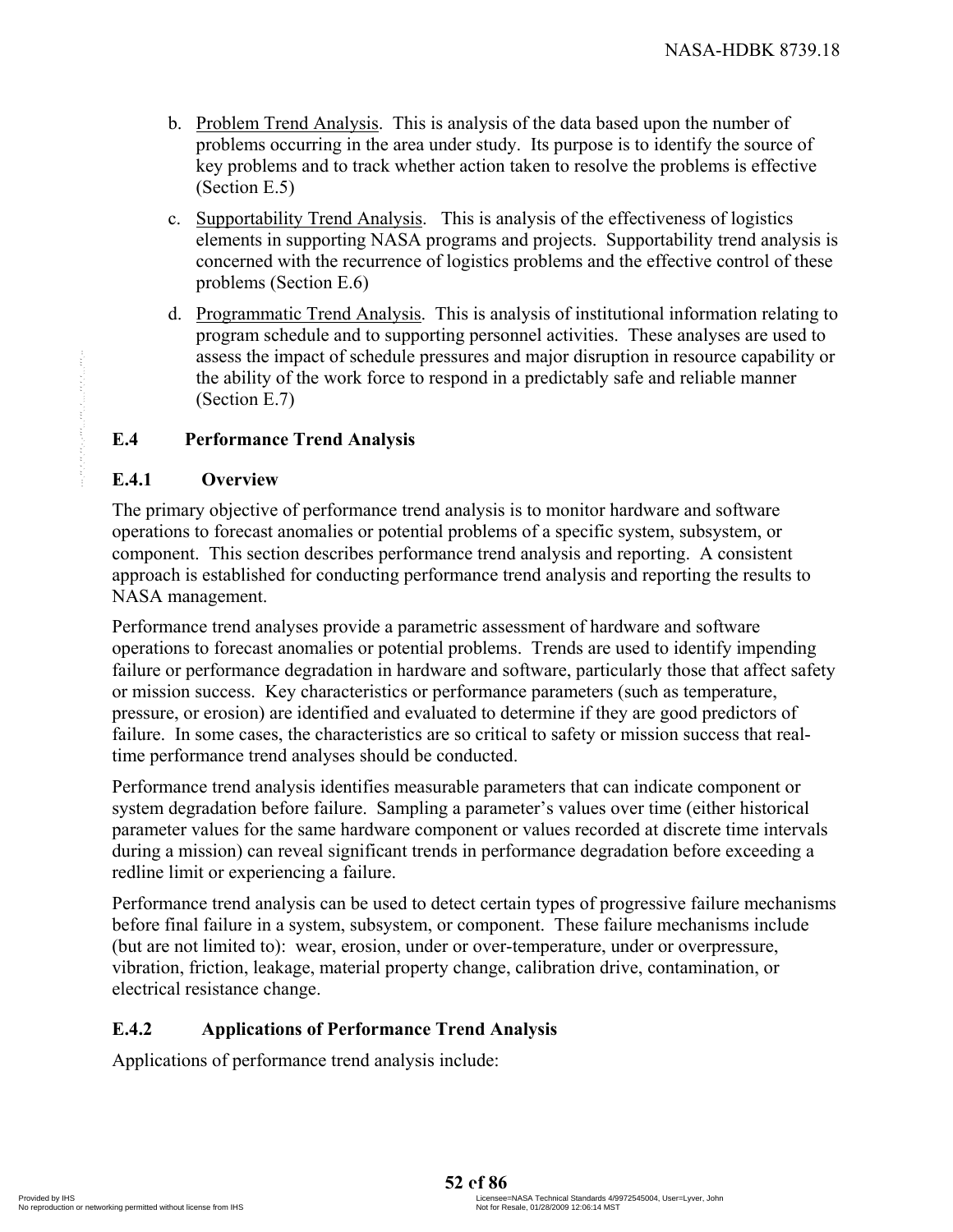b. Problem Trend Analysis. This is analysis of the data based upon the number of problems occurring in the area under study. Its purpose is to identify the source of key problems and to track whether action taken to resolve the problems is effective (Section E.5)

c. Supportability Trend Analysis. This is analysis of the effectiveness of logistics elements in supporting NASA programs and projects. Supportability trend analysis is concerned with the recurrence of logistics problems and the effective control of these problems (Section E.6)

d. Programmatic Trend Analysis. This is analysis of institutional information relating to program schedule and to supporting personnel activities. These analyses are used to assess the impact of schedule pressures and major disruption in resource capability or the ability of the work force to respond in a predictably safe and reliable manner (Section E.7)

## E.4 Performance Trend Analysis

### E.4.1 Overview

The primary objective of performance trend analysis is to monitor hardware and software operations to forecast anomalies or potential problems of a specific system, subsystem, or component. This section describes performance trend analysis and reporting. A consistent approach is established for conducting performance trend analysis and reporting the results to NASA management.

Performance trend analyses provide a parametric assessment of hardware and software operations to forecast anomalies or potential problems. Trends are used to identify impending failure or performance degradation in hardware and software, particularly those that affect safety or mission success. Key characteristics or performance parameters (such as temperature, pressure, or erosion) are identified and evaluated to determine if they are good predictors of failure. In some cases, the characteristics are so critical to safety or mission success that real-time performance trend analyses should be conducted.

Performance trend analysis identifies measurable parameters that can indicate component or system degradation before failure. Sampling a parameter's values over time (either historical parameter values for the same hardware component or values recorded at discrete time intervals during a mission) can reveal significant trends in performance degradation before exceeding a redline limit or experiencing a failure.

Performance trend analysis can be used to detect certain types of progressive failure mechanisms before final failure in a system, subsystem, or component. These failure mechanisms include (but are not limited to): wear, erosion, under or over-temperature, under or overpressure, vibration, friction, leakage, material property change, calibration drive, contamination, or electrical resistance change.

### E.4.2 Applications of Performance Trend Analysis

Applications of performance trend analysis include: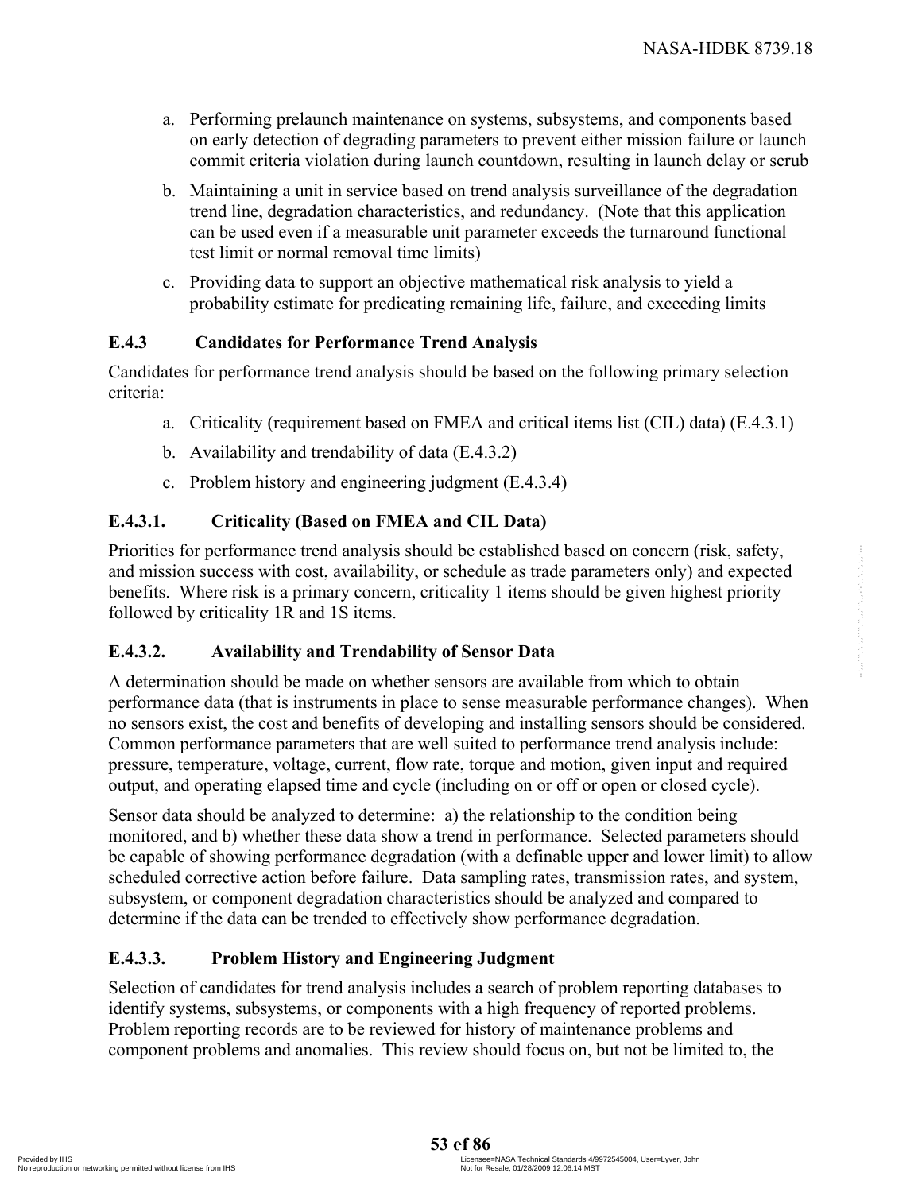a. Performing prelaunch maintenance on systems, subsystems, and components based on early detection of degrading parameters to prevent either mission failure or launch commit criteria violation during launch countdown, resulting in launch delay or scrub

b. Maintaining a unit in service based on trend analysis surveillance of the degradation trend line, degradation characteristics, and redundancy. (Note that this application can be used even if a measurable unit parameter exceeds the turnaround functional test limit or normal removal time limits)

c. Providing data to support an objective mathematical risk analysis to yield a probability estimate for predicating remaining life, failure, and exceeding limits

### E.4.3 Candidates for Performance Trend Analysis

Candidates for performance trend analysis should be based on the following primary selection criteria:

a. Criticality (requirement based on FMEA and critical items list (CIL) data) (E.4.3.1)

b. Availability and trendability of data (E.4.3.2)

c. Problem history and engineering judgment (E.4.3.4)

#### E.4.3.1. Criticality (Based on FMEA and CIL Data)

Priorities for performance trend analysis should be established based on concern (risk, safety, and mission success with cost, availability, or schedule as trade parameters only) and expected benefits. Where risk is a primary concern, criticality 1 items should be given highest priority followed by criticality 1R and 1S items.

#### E.4.3.2. Availability and Trendability of Sensor Data

A determination should be made on whether sensors are available from which to obtain performance data (that is instruments in place to sense measurable performance changes). When no sensors exist, the cost and benefits of developing and installing sensors should be considered. Common performance parameters that are well suited to performance trend analysis include: pressure, temperature, voltage, current, flow rate, torque and motion, given input and required output, and operating elapsed time and cycle (including on or off or open or closed cycle).

Sensor data should be analyzed to determine: a) the relationship to the condition being monitored, and b) whether these data show a trend in performance. Selected parameters should be capable of showing performance degradation (with a definable upper and lower limit) to allow scheduled corrective action before failure. Data sampling rates, transmission rates, and system, subsystem, or component degradation characteristics should be analyzed and compared to determine if the data can be trended to effectively show performance degradation.

#### E.4.3.3. Problem History and Engineering Judgment

Selection of candidates for trend analysis includes a search of problem reporting databases to identify systems, subsystems, or components with a high frequency of reported problems. Problem reporting records are to be reviewed for history of maintenance problems and component problems and anomalies. This review should focus on, but not be limited to, the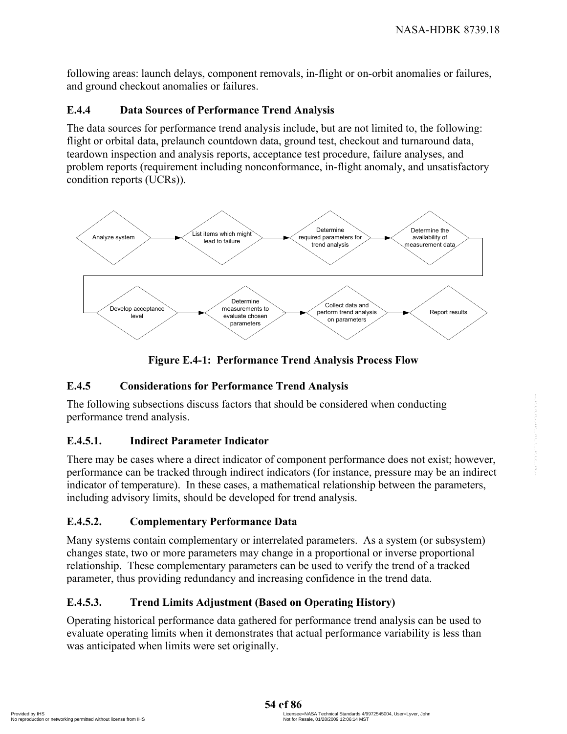following areas: launch delays, component removals, in-flight or on-orbit anomalies or failures, and ground checkout anomalies or failures.

### E.4.4 Data Sources of Performance Trend Analysis

The data sources for performance trend analysis include, but are not limited to, the following: flight or orbital data, prelaunch countdown data, ground test, checkout and turnaround data, teardown inspection and analysis reports, acceptance test procedure, failure analyses, and problem reports (requirement including nonconformance, in-flight anomaly, and unsatisfactory condition reports (UCRs)).

Analyze system → List items which might lead to failure → Determine required parameters for trend analysis → Determine the availability of measurement data → Develop acceptance level → Determine measurements to evaluate chosen parameters → Collect data and perform trend analysis on parameters → Report results

**Figure E.4-1: Performance Trend Analysis Process Flow**

### E.4.5 Considerations for Performance Trend Analysis

The following subsections discuss factors that should be considered when conducting performance trend analysis.

#### E.4.5.1. Indirect Parameter Indicator

There may be cases where a direct indicator of component performance does not exist; however, performance can be tracked through indirect indicators (for instance, pressure may be an indirect indicator of temperature). In these cases, a mathematical relationship between the parameters, including advisory limits, should be developed for trend analysis.

#### E.4.5.2. Complementary Performance Data

Many systems contain complementary or interrelated parameters. As a system (or subsystem) changes state, two or more parameters may change in a proportional or inverse proportional relationship. These complementary parameters can be used to verify the trend of a tracked parameter, thus providing redundancy and increasing confidence in the trend data.

#### E.4.5.3. Trend Limits Adjustment (Based on Operating History)

Operating historical performance data gathered for performance trend analysis can be used to evaluate operating limits when it demonstrates that actual performance variability is less than was anticipated when limits were set originally.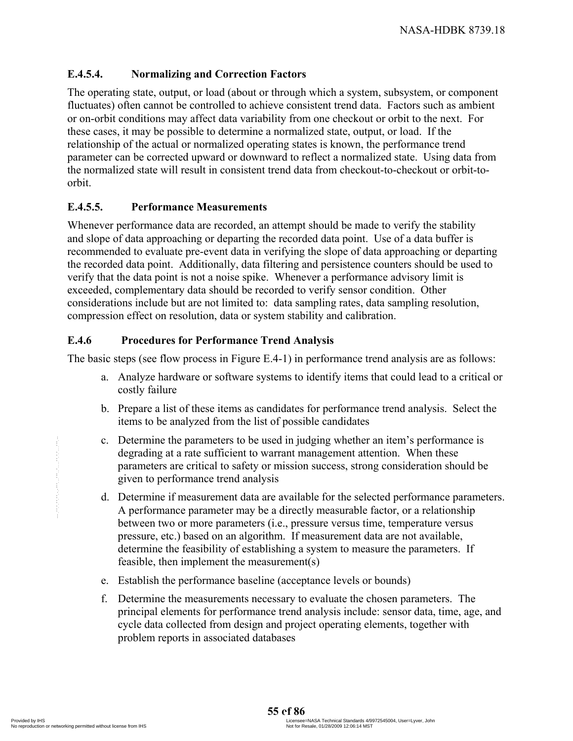#### E.4.5.4. Normalizing and Correction Factors

The operating state, output, or load (about or through which a system, subsystem, or component fluctuates) often cannot be controlled to achieve consistent trend data. Factors such as ambient or on-orbit conditions may affect data variability from one checkout or orbit to the next. For these cases, it may be possible to determine a normalized state, output, or load. If the relationship of the actual or normalized operating states is known, the performance trend parameter can be corrected upward or downward to reflect a normalized state. Using data from the normalized state will result in consistent trend data from checkout-to-checkout or orbit-to-orbit.

#### E.4.5.5. Performance Measurements

Whenever performance data are recorded, an attempt should be made to verify the stability and slope of data approaching or departing the recorded data point. Use of a data buffer is recommended to evaluate pre-event data in verifying the slope of data approaching or departing the recorded data point. Additionally, data filtering and persistence counters should be used to verify that the data point is not a noise spike. Whenever a performance advisory limit is exceeded, complementary data should be recorded to verify sensor condition. Other considerations include but are not limited to: data sampling rates, data sampling resolution, compression effect on resolution, data or system stability and calibration.

### E.4.6 Procedures for Performance Trend Analysis

The basic steps (see flow process in Figure E.4-1) in performance trend analysis are as follows:

a. Analyze hardware or software systems to identify items that could lead to a critical or costly failure

b. Prepare a list of these items as candidates for performance trend analysis. Select the items to be analyzed from the list of possible candidates

c. Determine the parameters to be used in judging whether an item's performance is degrading at a rate sufficient to warrant management attention. When these parameters are critical to safety or mission success, strong consideration should be given to performance trend analysis

d. Determine if measurement data are available for the selected performance parameters. A performance parameter may be a directly measurable factor, or a relationship between two or more parameters (i.e., pressure versus time, temperature versus pressure, etc.) based on an algorithm. If measurement data are not available, determine the feasibility of establishing a system to measure the parameters. If feasible, then implement the measurement(s)

e. Establish the performance baseline (acceptance levels or bounds)

f. Determine the measurements necessary to evaluate the chosen parameters. The principal elements for performance trend analysis include: sensor data, time, age, and cycle data collected from design and project operating elements, together with problem reports in associated databases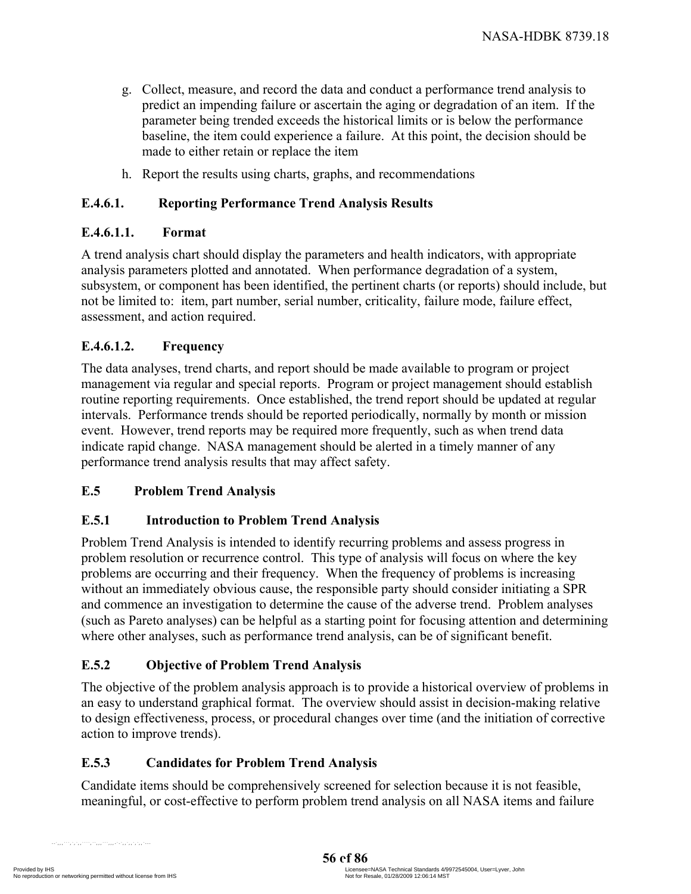g. Collect, measure, and record the data and conduct a performance trend analysis to predict an impending failure or ascertain the aging or degradation of an item. If the parameter being trended exceeds the historical limits or is below the performance baseline, the item could experience a failure. At this point, the decision should be made to either retain or replace the item

h. Report the results using charts, graphs, and recommendations

### E.4.6.1. Reporting Performance Trend Analysis Results

#### E.4.6.1.1. Format

A trend analysis chart should display the parameters and health indicators, with appropriate analysis parameters plotted and annotated. When performance degradation of a system, subsystem, or component has been identified, the pertinent charts (or reports) should include, but not be limited to: item, part number, serial number, criticality, failure mode, failure effect, assessment, and action required.

#### E.4.6.1.2. Frequency

The data analyses, trend charts, and report should be made available to program or project management via regular and special reports. Program or project management should establish routine reporting requirements. Once established, the trend report should be updated at regular intervals. Performance trends should be reported periodically, normally by month or mission event. However, trend reports may be required more frequently, such as when trend data indicate rapid change. NASA management should be alerted in a timely manner of any performance trend analysis results that may affect safety.

## E.5 Problem Trend Analysis

### E.5.1 Introduction to Problem Trend Analysis

Problem Trend Analysis is intended to identify recurring problems and assess progress in problem resolution or recurrence control. This type of analysis will focus on where the key problems are occurring and their frequency. When the frequency of problems is increasing without an immediately obvious cause, the responsible party should consider initiating a SPR and commence an investigation to determine the cause of the adverse trend. Problem analyses (such as Pareto analyses) can be helpful as a starting point for focusing attention and determining where other analyses, such as performance trend analysis, can be of significant benefit.

### E.5.2 Objective of Problem Trend Analysis

The objective of the problem analysis approach is to provide a historical overview of problems in an easy to understand graphical format. The overview should assist in decision-making relative to design effectiveness, process, or procedural changes over time (and the initiation of corrective action to improve trends).

### E.5.3 Candidates for Problem Trend Analysis

Candidate items should be comprehensively screened for selection because it is not feasible, meaningful, or cost-effective to perform problem trend analysis on all NASA items and failure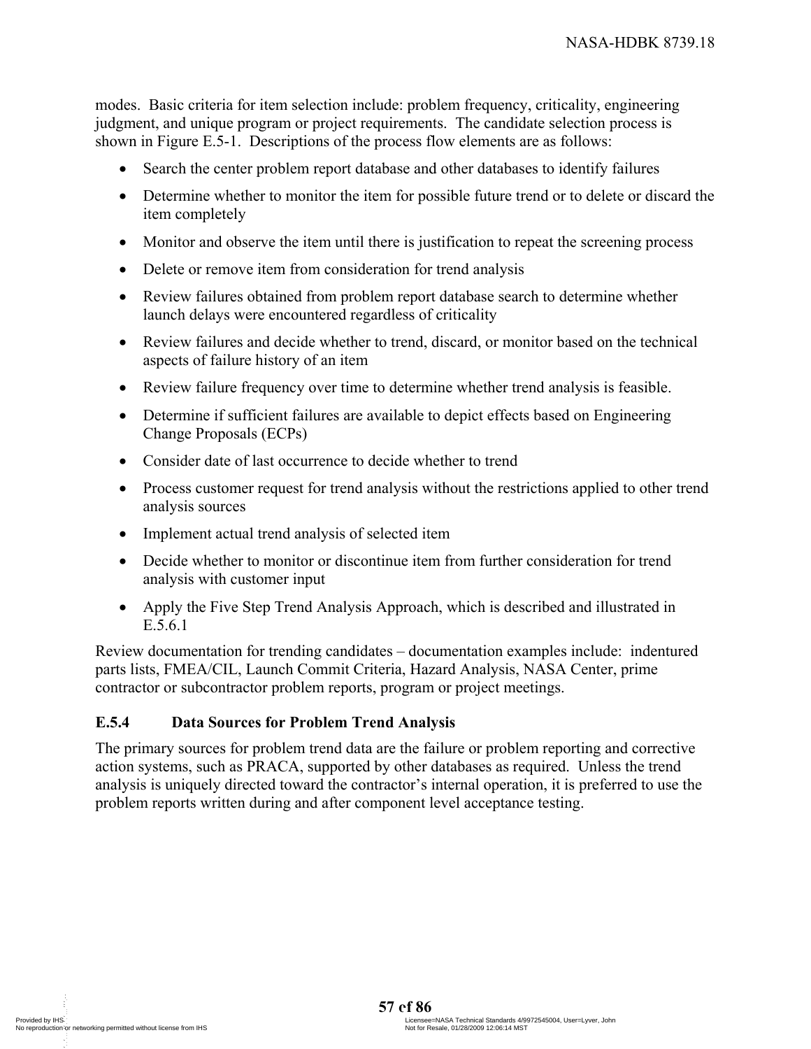modes. Basic criteria for item selection include: problem frequency, criticality, engineering judgment, and unique program or project requirements. The candidate selection process is shown in Figure E.5-1. Descriptions of the process flow elements are as follows:

- Search the center problem report database and other databases to identify failures
- Determine whether to monitor the item for possible future trend or to delete or discard the item completely
- Monitor and observe the item until there is justification to repeat the screening process
- Delete or remove item from consideration for trend analysis
- Review failures obtained from problem report database search to determine whether launch delays were encountered regardless of criticality
- Review failures and decide whether to trend, discard, or monitor based on the technical aspects of failure history of an item
- Review failure frequency over time to determine whether trend analysis is feasible.
- Determine if sufficient failures are available to depict effects based on Engineering Change Proposals (ECPs)
- Consider date of last occurrence to decide whether to trend
- Process customer request for trend analysis without the restrictions applied to other trend analysis sources
- Implement actual trend analysis of selected item
- Decide whether to monitor or discontinue item from further consideration for trend analysis with customer input
- Apply the Five Step Trend Analysis Approach, which is described and illustrated in E.5.6.1

Review documentation for trending candidates – documentation examples include: indentured parts lists, FMEA/CIL, Launch Commit Criteria, Hazard Analysis, NASA Center, prime contractor or subcontractor problem reports, program or project meetings.

### E.5.4 Data Sources for Problem Trend Analysis

The primary sources for problem trend data are the failure or problem reporting and corrective action systems, such as PRACA, supported by other databases as required. Unless the trend analysis is uniquely directed toward the contractor's internal operation, it is preferred to use the problem reports written during and after component level acceptance testing.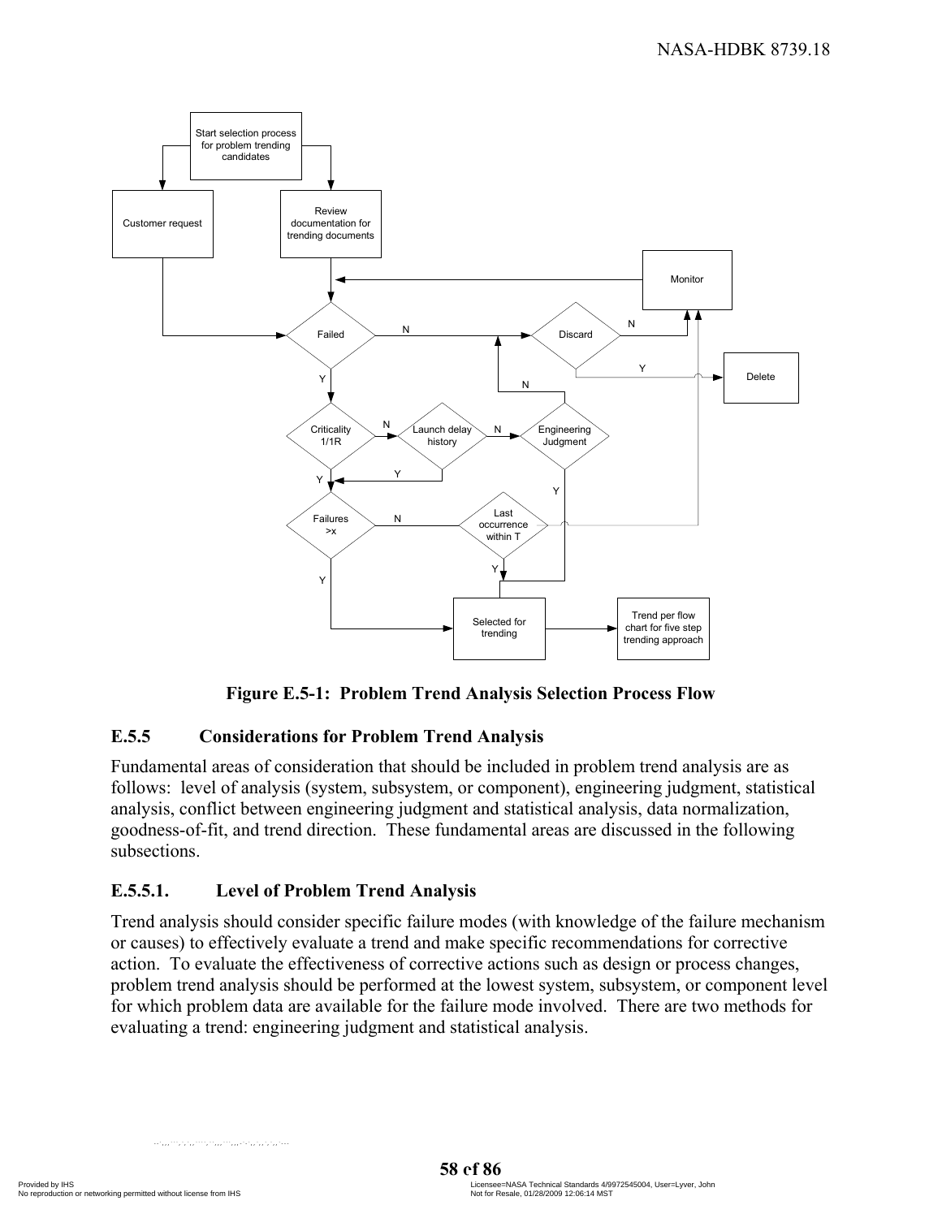Figure E.5-1: Problem Trend Analysis Selection Process Flow

## E.5.5 Considerations for Problem Trend Analysis

Fundamental areas of consideration that should be included in problem trend analysis are as follows: level of analysis (system, subsystem, or component), engineering judgment, statistical analysis, conflict between engineering judgment and statistical analysis, data normalization, goodness-of-fit, and trend direction. These fundamental areas are discussed in the following subsections.

### E.5.5.1. Level of Problem Trend Analysis

Trend analysis should consider specific failure modes (with knowledge of the failure mechanism or causes) to effectively evaluate a trend and make specific recommendations for corrective action. To evaluate the effectiveness of corrective actions such as design or process changes, problem trend analysis should be performed at the lowest system, subsystem, or component level for which problem data are available for the failure mode involved. There are two methods for evaluating a trend: engineering judgment and statistical analysis.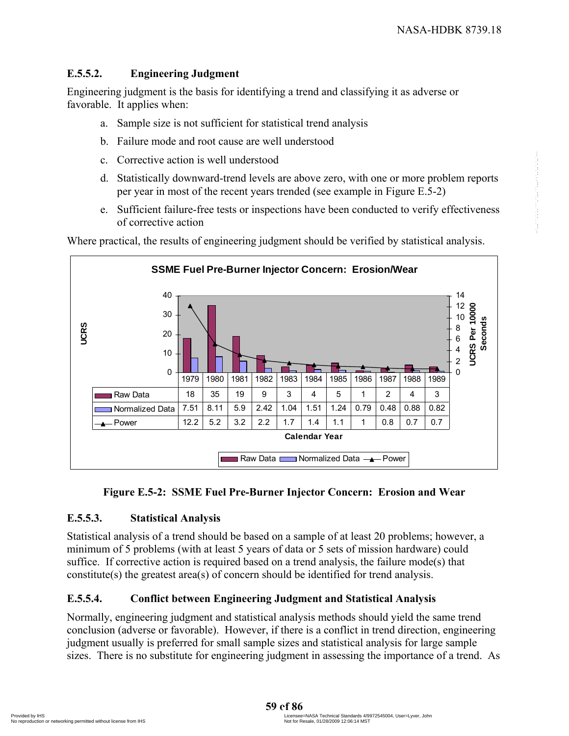### E.5.5.2. Engineering Judgment

Engineering judgment is the basis for identifying a trend and classifying it as adverse or favorable. It applies when:

a. Sample size is not sufficient for statistical trend analysis
b. Failure mode and root cause are well understood
c. Corrective action is well understood
d. Statistically downward-trend levels are above zero, with one or more problem reports per year in most of the recent years trended (see example in Figure E.5-2)
e. Sufficient failure-free tests or inspections have been conducted to verify effectiveness of corrective action

Where practical, the results of engineering judgment should be verified by statistical analysis.

**SSME Fuel Pre-Burner Injector Concern: Erosion/Wear**

| Calendar Year | 1979 | 1980 | 1981 | 1982 | 1983 | 1984 | 1985 | 1986 | 1987 | 1988 | 1989 |
|---|---|---|---|---|---|---|---|---|---|---|---|
| Raw Data | 18 | 35 | 19 | 9 | 3 | 4 | 5 | 1 | 2 | 4 | 3 |
| Normalized Data | 7.51 | 8.11 | 5.9 | 2.42 | 1.04 | 1.51 | 1.24 | 0.79 | 0.48 | 0.88 | 0.82 |
| Power | 12.2 | 5.2 | 3.2 | 2.2 | 1.7 | 1.4 | 1.1 | 1 | 0.8 | 0.7 | 0.7 |

**Figure E.5-2: SSME Fuel Pre-Burner Injector Concern: Erosion and Wear**

### E.5.5.3. Statistical Analysis

Statistical analysis of a trend should be based on a sample of at least 20 problems; however, a minimum of 5 problems (with at least 5 years of data or 5 sets of mission hardware) could suffice. If corrective action is required based on a trend analysis, the failure mode(s) that constitute(s) the greatest area(s) of concern should be identified for trend analysis.

### E.5.5.4. Conflict between Engineering Judgment and Statistical Analysis

Normally, engineering judgment and statistical analysis methods should yield the same trend conclusion (adverse or favorable). However, if there is a conflict in trend direction, engineering judgment usually is preferred for small sample sizes and statistical analysis for large sample sizes. There is no substitute for engineering judgment in assessing the importance of a trend. As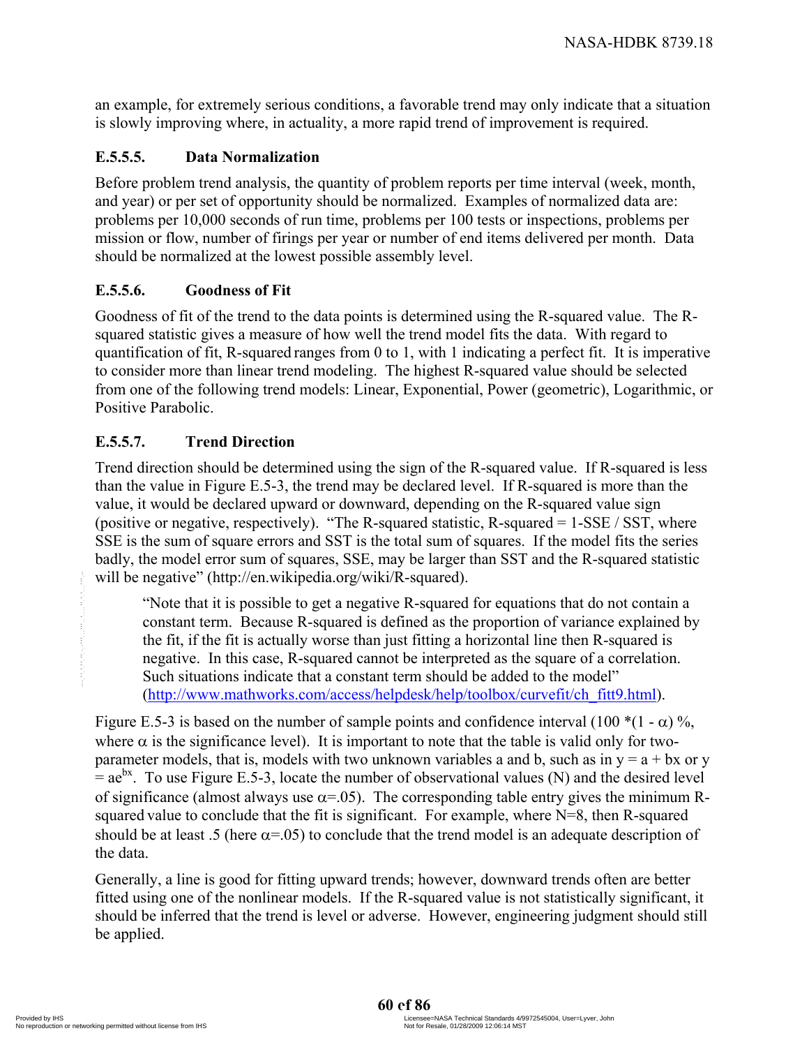an example, for extremely serious conditions, a favorable trend may only indicate that a situation is slowly improving where, in actuality, a more rapid trend of improvement is required.

#### E.5.5.5. Data Normalization

Before problem trend analysis, the quantity of problem reports per time interval (week, month, and year) or per set of opportunity should be normalized. Examples of normalized data are: problems per 10,000 seconds of run time, problems per 100 tests or inspections, problems per mission or flow, number of firings per year or number of end items delivered per month. Data should be normalized at the lowest possible assembly level.

#### E.5.5.6. Goodness of Fit

Goodness of fit of the trend to the data points is determined using the R-squared value. The R-squared statistic gives a measure of how well the trend model fits the data. With regard to quantification of fit, R-squared ranges from 0 to 1, with 1 indicating a perfect fit. It is imperative to consider more than linear trend modeling. The highest R-squared value should be selected from one of the following trend models: Linear, Exponential, Power (geometric), Logarithmic, or Positive Parabolic.

#### E.5.5.7. Trend Direction

Trend direction should be determined using the sign of the R-squared value. If R-squared is less than the value in Figure E.5-3, the trend may be declared level. If R-squared is more than the value, it would be declared upward or downward, depending on the R-squared value sign (positive or negative, respectively). "The R-squared statistic, R-squared = 1-SSE / SST, where SSE is the sum of square errors and SST is the total sum of squares. If the model fits the series badly, the model error sum of squares, SSE, may be larger than SST and the R-squared statistic will be negative" (http://en.wikipedia.org/wiki/R-squared).

> "Note that it is possible to get a negative R-squared for equations that do not contain a constant term. Because R-squared is defined as the proportion of variance explained by the fit, if the fit is actually worse than just fitting a horizontal line then R-squared is negative. In this case, R-squared cannot be interpreted as the square of a correlation. Such situations indicate that a constant term should be added to the model" (http://www.mathworks.com/access/helpdesk/help/toolbox/curvefit/ch_fitt9.html).

Figure E.5-3 is based on the number of sample points and confidence interval ($100 * (1 - \alpha)$ %, where $\alpha$ is the significance level). It is important to note that the table is valid only for two-parameter models, that is, models with two unknown variables a and b, such as in $y = a + bx$ or $y = ae^{bx}$. To use Figure E.5-3, locate the number of observational values (N) and the desired level of significance (almost always use $\alpha$=.05). The corresponding table entry gives the minimum R-squared value to conclude that the fit is significant. For example, where N=8, then R-squared should be at least .5 (here $\alpha$=.05) to conclude that the trend model is an adequate description of the data.

Generally, a line is good for fitting upward trends; however, downward trends often are better fitted using one of the nonlinear models. If the R-squared value is not statistically significant, it should be inferred that the trend is level or adverse. However, engineering judgment should still be applied.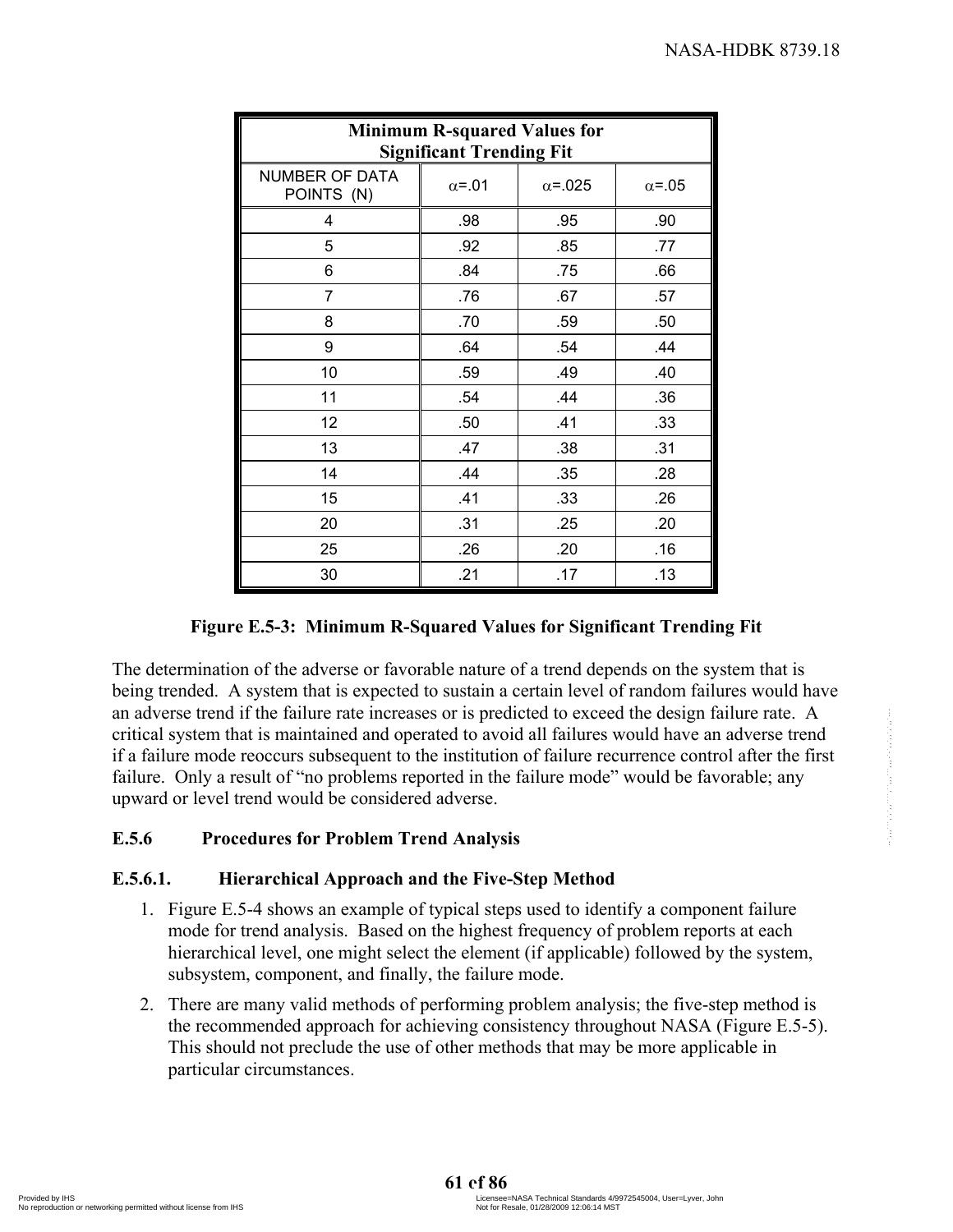| Minimum R-squared Values for Significant Trending Fit | | | |
|---|---|---|---|
| NUMBER OF DATA POINTS (N) | $\alpha$=.01 | $\alpha$=.025 | $\alpha$=.05 |
| 4 | .98 | .95 | .90 |
| 5 | .92 | .85 | .77 |
| 6 | .84 | .75 | .66 |
| 7 | .76 | .67 | .57 |
| 8 | .70 | .59 | .50 |
| 9 | .64 | .54 | .44 |
| 10 | .59 | .49 | .40 |
| 11 | .54 | .44 | .36 |
| 12 | .50 | .41 | .33 |
| 13 | .47 | .38 | .31 |
| 14 | .44 | .35 | .28 |
| 15 | .41 | .33 | .26 |
| 20 | .31 | .25 | .20 |
| 25 | .26 | .20 | .16 |
| 30 | .21 | .17 | .13 |

**Figure E.5-3: Minimum R-Squared Values for Significant Trending Fit**

The determination of the adverse or favorable nature of a trend depends on the system that is being trended. A system that is expected to sustain a certain level of random failures would have an adverse trend if the failure rate increases or is predicted to exceed the design failure rate. A critical system that is maintained and operated to avoid all failures would have an adverse trend if a failure mode reoccurs subsequent to the institution of failure recurrence control after the first failure. Only a result of "no problems reported in the failure mode" would be favorable; any upward or level trend would be considered adverse.

### E.5.6 Procedures for Problem Trend Analysis

#### E.5.6.1. Hierarchical Approach and the Five-Step Method

1. Figure E.5-4 shows an example of typical steps used to identify a component failure mode for trend analysis. Based on the highest frequency of problem reports at each hierarchical level, one might select the element (if applicable) followed by the system, subsystem, component, and finally, the failure mode.

2. There are many valid methods of performing problem analysis; the five-step method is the recommended approach for achieving consistency throughout NASA (Figure E.5-5). This should not preclude the use of other methods that may be more applicable in particular circumstances.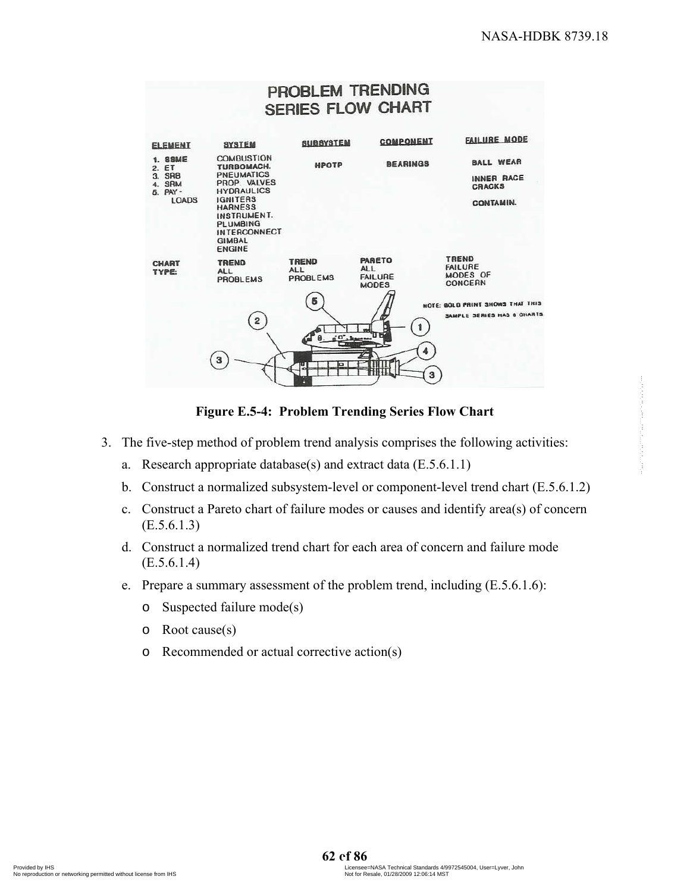PROBLEM TRENDING SERIES FLOW CHART

| ELEMENT | SYSTEM | SUBSYSTEM | COMPONENT | FAILURE MODE |
|---|---|---|---|---|
| 1. SSME<br>2. ET<br>3. SRB<br>4. SRM<br>5. PAY-LOADS | COMBUSTION<br>TURBOMACH.<br>PNEUMATICS<br>PROP VALVES<br>HYDRAULICS<br>IGNITERS<br>HARNESS<br>INSTRUMENT.<br>PLUMBING<br>INTERCONNECT<br>GIMBAL<br>ENGINE | HPOTP | BEARINGS | BALL WEAR<br>INNER RACE CRACKS<br>CONTAMIN. |
| CHART TYPE: | TREND ALL PROBLEMS | TREND ALL PROBLEMS | PARETO ALL FAILURE MODES | TREND FAILURE MODES OF CONCERN |

NOTE: BOLD PRINT SHOWS THAT THIS SAMPLE SERIES HAS 6 CHARTS

**Figure E.5-4: Problem Trending Series Flow Chart**

3. The five-step method of problem trend analysis comprises the following activities:
   a. Research appropriate database(s) and extract data (E.5.6.1.1)
   b. Construct a normalized subsystem-level or component-level trend chart (E.5.6.1.2)
   c. Construct a Pareto chart of failure modes or causes and identify area(s) of concern (E.5.6.1.3)
   d. Construct a normalized trend chart for each area of concern and failure mode (E.5.6.1.4)
   e. Prepare a summary assessment of the problem trend, including (E.5.6.1.6):
      - Suspected failure mode(s)
      - Root cause(s)
      - Recommended or actual corrective action(s)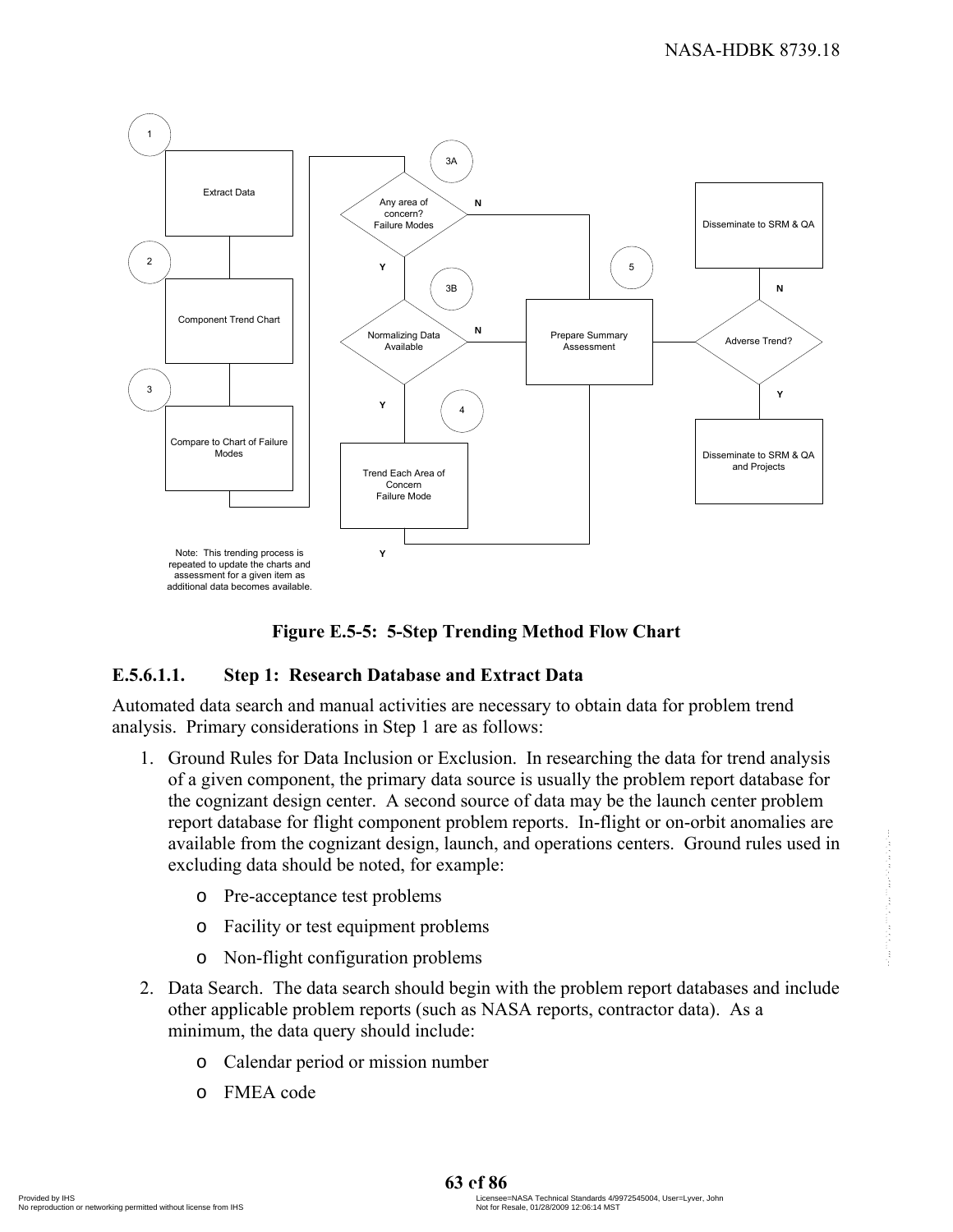Note: This trending process is repeated to update the charts and assessment for a given item as additional data becomes available.

**Figure E.5-5: 5-Step Trending Method Flow Chart**

### E.5.6.1.1. Step 1: Research Database and Extract Data

Automated data search and manual activities are necessary to obtain data for problem trend analysis. Primary considerations in Step 1 are as follows:

1. Ground Rules for Data Inclusion or Exclusion. In researching the data for trend analysis of a given component, the primary data source is usually the problem report database for the cognizant design center. A second source of data may be the launch center problem report database for flight component problem reports. In-flight or on-orbit anomalies are available from the cognizant design, launch, and operations centers. Ground rules used in excluding data should be noted, for example:
   - Pre-acceptance test problems
   - Facility or test equipment problems
   - Non-flight configuration problems
2. Data Search. The data search should begin with the problem report databases and include other applicable problem reports (such as NASA reports, contractor data). As a minimum, the data query should include:
   - Calendar period or mission number
   - FMEA code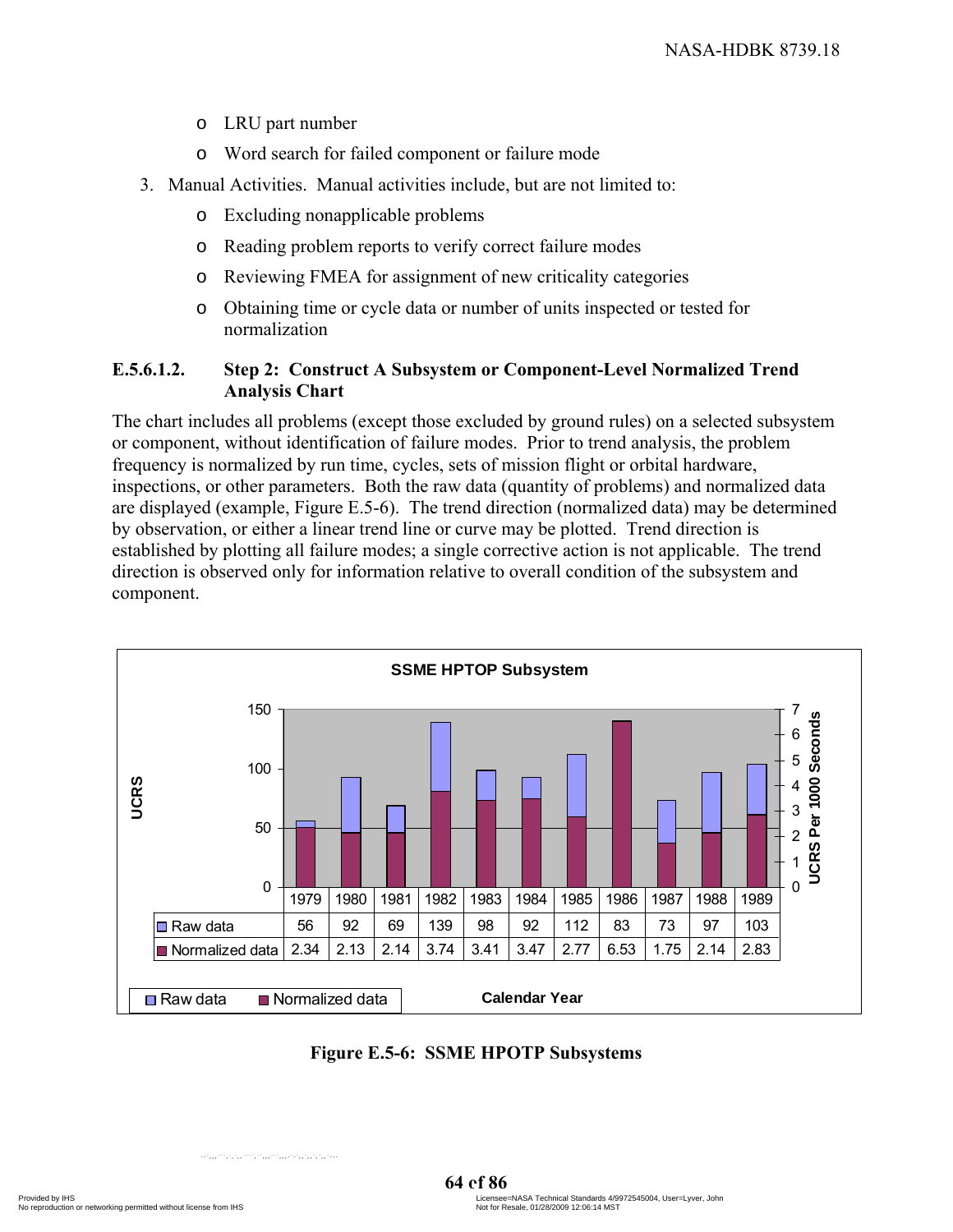- LRU part number
- Word search for failed component or failure mode

3. Manual Activities. Manual activities include, but are not limited to:
   - Excluding nonapplicable problems
   - Reading problem reports to verify correct failure modes
   - Reviewing FMEA for assignment of new criticality categories
   - Obtaining time or cycle data or number of units inspected or tested for normalization

#### E.5.6.1.2. Step 2: Construct A Subsystem or Component-Level Normalized Trend Analysis Chart

The chart includes all problems (except those excluded by ground rules) on a selected subsystem or component, without identification of failure modes. Prior to trend analysis, the problem frequency is normalized by run time, cycles, sets of mission flight or orbital hardware, inspections, or other parameters. Both the raw data (quantity of problems) and normalized data are displayed (example, Figure E.5-6). The trend direction (normalized data) may be determined by observation, or either a linear trend line or curve may be plotted. Trend direction is established by plotting all failure modes; a single corrective action is not applicable. The trend direction is observed only for information relative to overall condition of the subsystem and component.

**SSME HPTOP Subsystem**

| | 1979 | 1980 | 1981 | 1982 | 1983 | 1984 | 1985 | 1986 | 1987 | 1988 | 1989 |
|---|---|---|---|---|---|---|---|---|---|---|---|
| Raw data | 56 | 92 | 69 | 139 | 98 | 92 | 112 | 83 | 73 | 97 | 103 |
| Normalized data | 2.34 | 2.13 | 2.14 | 3.74 | 3.41 | 3.47 | 2.77 | 6.53 | 1.75 | 2.14 | 2.83 |

Left axis: UCRS (0–150); Right axis: UCRS Per 1000 Seconds (0–7); Horizontal axis: Calendar Year

**Figure E.5-6: SSME HPOTP Subsystems**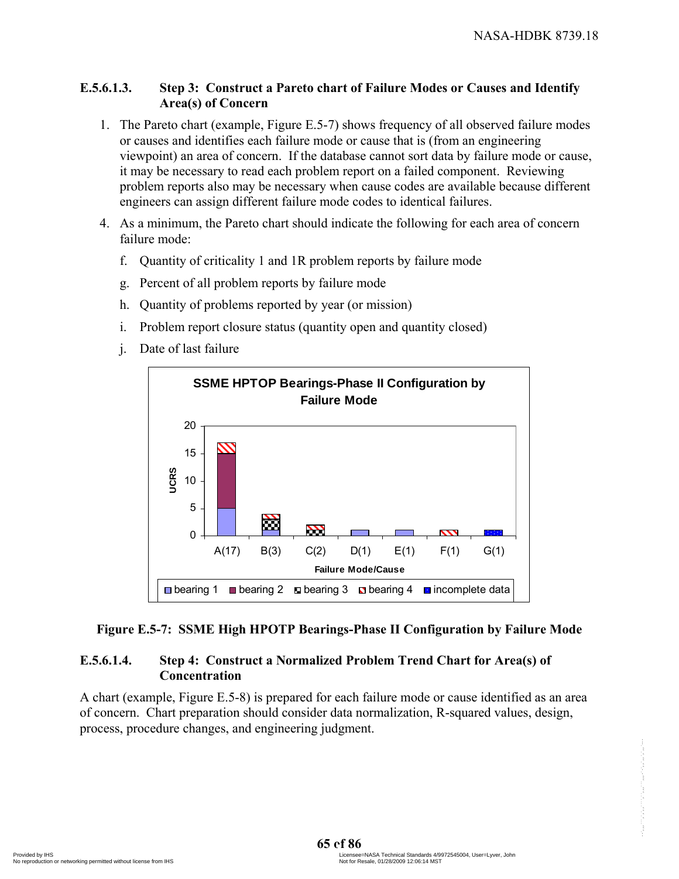#### E.5.6.1.3. Step 3: Construct a Pareto chart of Failure Modes or Causes and Identify Area(s) of Concern

1. The Pareto chart (example, Figure E.5-7) shows frequency of all observed failure modes or causes and identifies each failure mode or cause that is (from an engineering viewpoint) an area of concern. If the database cannot sort data by failure mode or cause, it may be necessary to read each problem report on a failed component. Reviewing problem reports also may be necessary when cause codes are available because different engineers can assign different failure mode codes to identical failures.

4. As a minimum, the Pareto chart should indicate the following for each area of concern failure mode:

   f. Quantity of criticality 1 and 1R problem reports by failure mode

   g. Percent of all problem reports by failure mode

   h. Quantity of problems reported by year (or mission)

   i. Problem report closure status (quantity open and quantity closed)

   j. Date of last failure

**Figure E.5-7: SSME High HPOTP Bearings-Phase II Configuration by Failure Mode**

#### E.5.6.1.4. Step 4: Construct a Normalized Problem Trend Chart for Area(s) of Concentration

A chart (example, Figure E.5-8) is prepared for each failure mode or cause identified as an area of concern. Chart preparation should consider data normalization, R-squared values, design, process, procedure changes, and engineering judgment.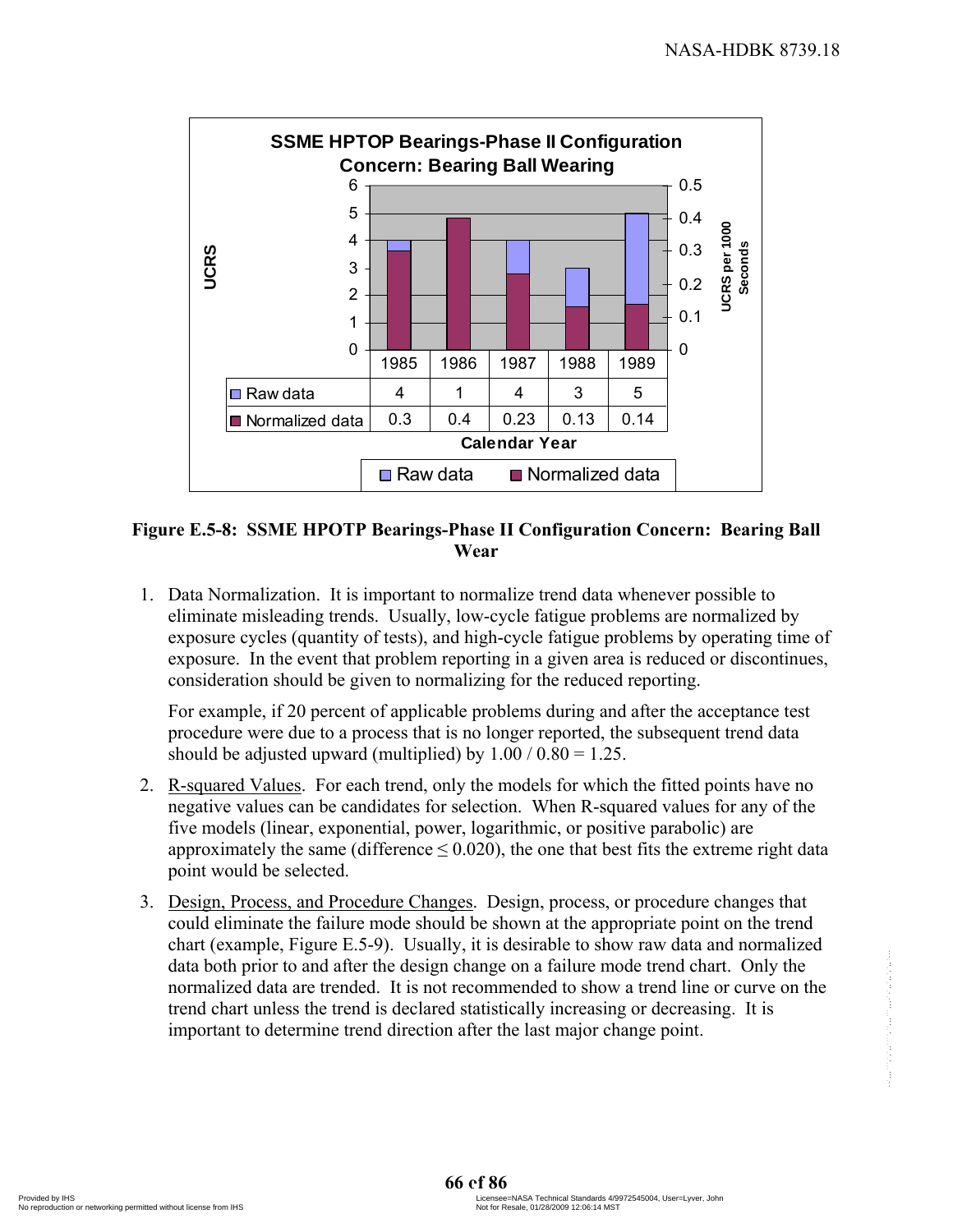**SSME HPTOP Bearings-Phase II Configuration Concern: Bearing Ball Wearing**

| | 1985 | 1986 | 1987 | 1988 | 1989 |
|---|---|---|---|---|---|
| Raw data | 4 | 1 | 4 | 3 | 5 |
| Normalized data | 0.3 | 0.4 | 0.23 | 0.13 | 0.14 |

Calendar Year

**Figure E.5-8: SSME HPOTP Bearings-Phase II Configuration Concern: Bearing Ball Wear**

1. Data Normalization. It is important to normalize trend data whenever possible to eliminate misleading trends. Usually, low-cycle fatigue problems are normalized by exposure cycles (quantity of tests), and high-cycle fatigue problems by operating time of exposure. In the event that problem reporting in a given area is reduced or discontinues, consideration should be given to normalizing for the reduced reporting.

   For example, if 20 percent of applicable problems during and after the acceptance test procedure were due to a process that is no longer reported, the subsequent trend data should be adjusted upward (multiplied) by 1.00 / 0.80 = 1.25.

2. R-squared Values. For each trend, only the models for which the fitted points have no negative values can be candidates for selection. When R-squared values for any of the five models (linear, exponential, power, logarithmic, or positive parabolic) are approximately the same (difference $\leq 0.020$), the one that best fits the extreme right data point would be selected.

3. Design, Process, and Procedure Changes. Design, process, or procedure changes that could eliminate the failure mode should be shown at the appropriate point on the trend chart (example, Figure E.5-9). Usually, it is desirable to show raw data and normalized data both prior to and after the design change on a failure mode trend chart. Only the normalized data are trended. It is not recommended to show a trend line or curve on the trend chart unless the trend is declared statistically increasing or decreasing. It is important to determine trend direction after the last major change point.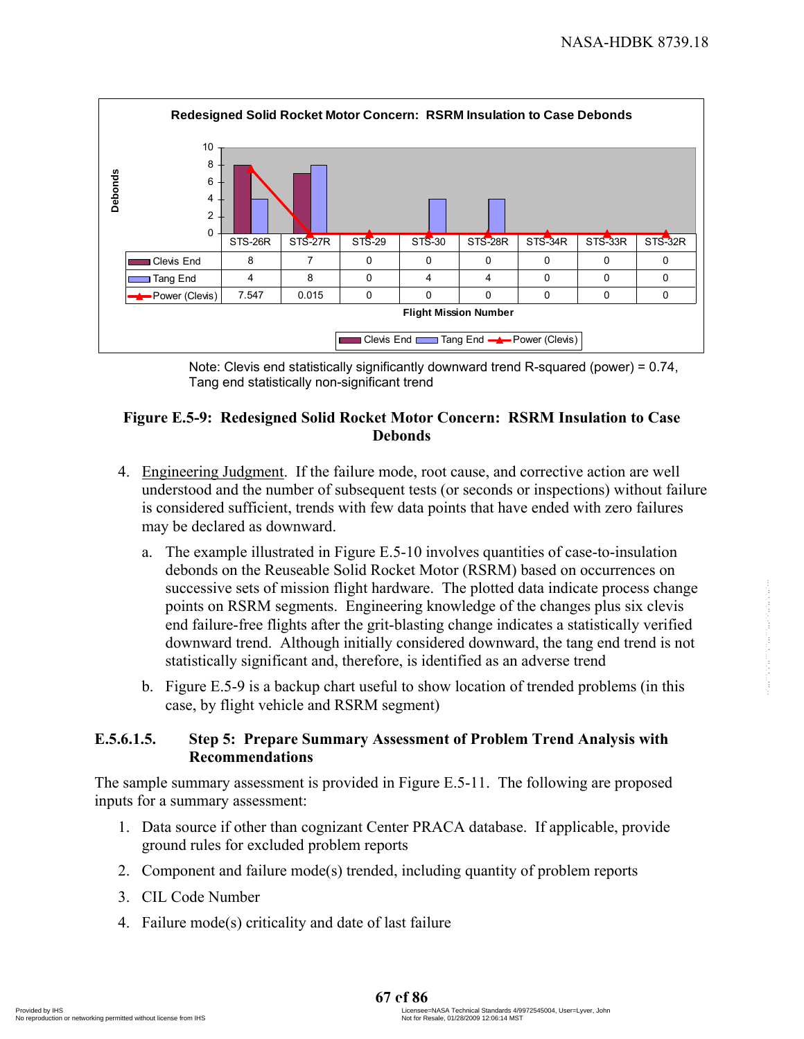**Redesigned Solid Rocket Motor Concern: RSRM Insulation to Case Debonds**

| Debonds | STS-26R | STS-27R | STS-29 | STS-30 | STS-28R | STS-34R | STS-33R | STS-32R |
|---|---|---|---|---|---|---|---|---|
| Clevis End | 8 | 7 | 0 | 0 | 0 | 0 | 0 | 0 |
| Tang End | 4 | 8 | 0 | 4 | 4 | 0 | 0 | 0 |
| Power (Clevis) | 7.547 | 0.015 | 0 | 0 | 0 | 0 | 0 | 0 |

Flight Mission Number

Note: Clevis end statistically significantly downward trend R-squared (power) = 0.74, Tang end statistically non-significant trend

**Figure E.5-9: Redesigned Solid Rocket Motor Concern: RSRM Insulation to Case Debonds**

4. Engineering Judgment. If the failure mode, root cause, and corrective action are well understood and the number of subsequent tests (or seconds or inspections) without failure is considered sufficient, trends with few data points that have ended with zero failures may be declared as downward.

   a. The example illustrated in Figure E.5-10 involves quantities of case-to-insulation debonds on the Reuseable Solid Rocket Motor (RSRM) based on occurrences on successive sets of mission flight hardware. The plotted data indicate process change points on RSRM segments. Engineering knowledge of the changes plus six clevis end failure-free flights after the grit-blasting change indicates a statistically verified downward trend. Although initially considered downward, the tang end trend is not statistically significant and, therefore, is identified as an adverse trend

   b. Figure E.5-9 is a backup chart useful to show location of trended problems (in this case, by flight vehicle and RSRM segment)

### E.5.6.1.5. Step 5: Prepare Summary Assessment of Problem Trend Analysis with Recommendations

The sample summary assessment is provided in Figure E.5-11. The following are proposed inputs for a summary assessment:

1. Data source if other than cognizant Center PRACA database. If applicable, provide ground rules for excluded problem reports
2. Component and failure mode(s) trended, including quantity of problem reports
3. CIL Code Number
4. Failure mode(s) criticality and date of last failure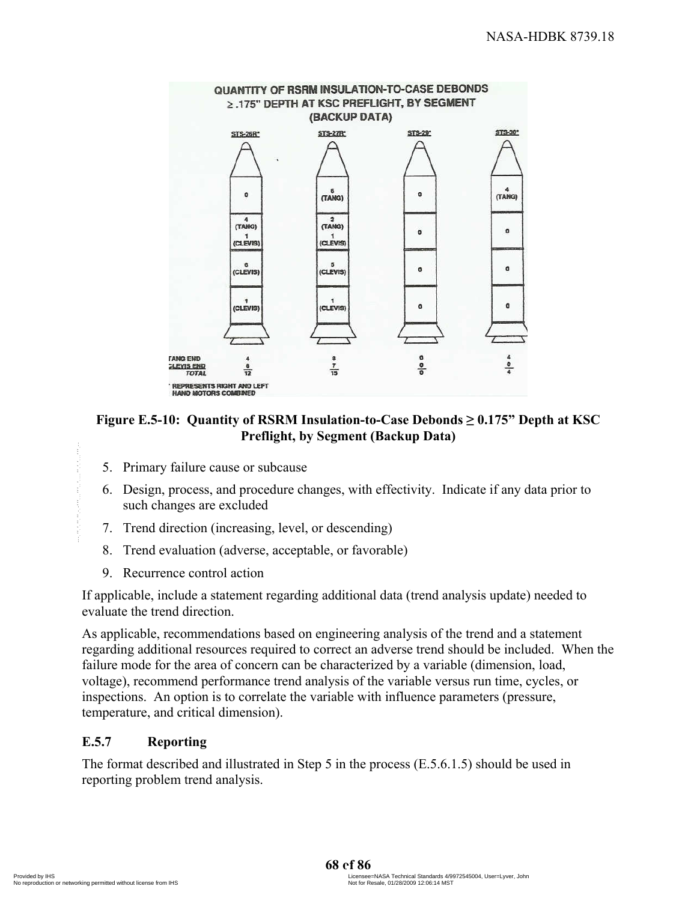**Figure E.5-10: Quantity of RSRM Insulation-to-Case Debonds ≥ 0.175" Depth at KSC Preflight, by Segment (Backup Data)**

5. Primary failure cause or subcause
6. Design, process, and procedure changes, with effectivity. Indicate if any data prior to such changes are excluded
7. Trend direction (increasing, level, or descending)
8. Trend evaluation (adverse, acceptable, or favorable)
9. Recurrence control action

If applicable, include a statement regarding additional data (trend analysis update) needed to evaluate the trend direction.

As applicable, recommendations based on engineering analysis of the trend and a statement regarding additional resources required to correct an adverse trend should be included. When the failure mode for the area of concern can be characterized by a variable (dimension, load, voltage), recommend performance trend analysis of the variable versus run time, cycles, or inspections. An option is to correlate the variable with influence parameters (pressure, temperature, and critical dimension).

### E.5.7 Reporting

The format described and illustrated in Step 5 in the process (E.5.6.1.5) should be used in reporting problem trend analysis.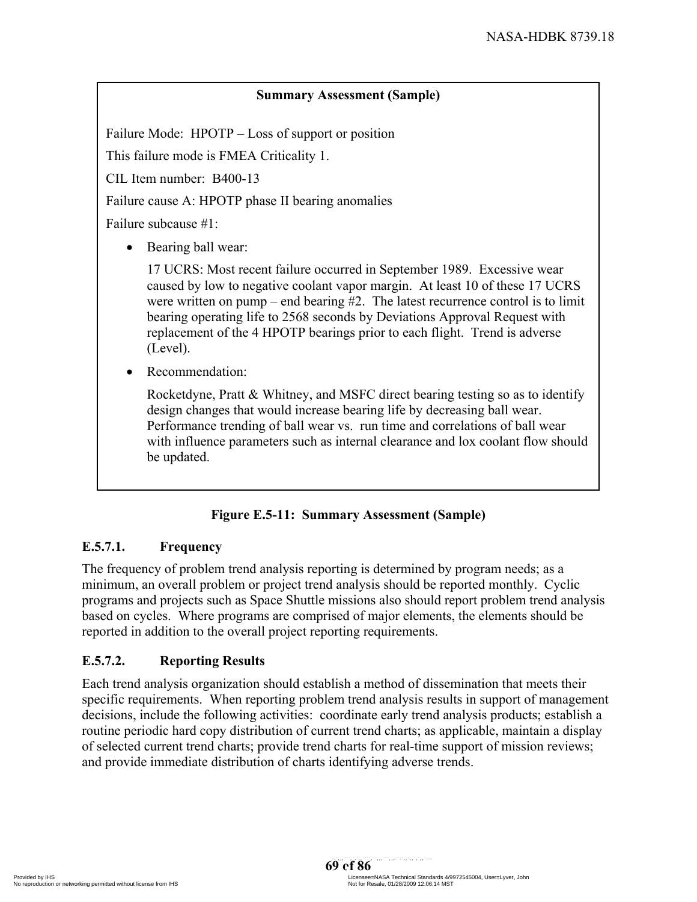**Summary Assessment (Sample)**

Failure Mode: HPOTP – Loss of support or position

This failure mode is FMEA Criticality 1.

CIL Item number: B400-13

Failure cause A: HPOTP phase II bearing anomalies

Failure subcause #1:

- Bearing ball wear:

  17 UCRS: Most recent failure occurred in September 1989. Excessive wear caused by low to negative coolant vapor margin. At least 10 of these 17 UCRS were written on pump – end bearing #2. The latest recurrence control is to limit bearing operating life to 2568 seconds by Deviations Approval Request with replacement of the 4 HPOTP bearings prior to each flight. Trend is adverse (Level).

- Recommendation:

  Rocketdyne, Pratt & Whitney, and MSFC direct bearing testing so as to identify design changes that would increase bearing life by decreasing ball wear. Performance trending of ball wear vs. run time and correlations of ball wear with influence parameters such as internal clearance and lox coolant flow should be updated.

**Figure E.5-11: Summary Assessment (Sample)**

### E.5.7.1. Frequency

The frequency of problem trend analysis reporting is determined by program needs; as a minimum, an overall problem or project trend analysis should be reported monthly. Cyclic programs and projects such as Space Shuttle missions also should report problem trend analysis based on cycles. Where programs are comprised of major elements, the elements should be reported in addition to the overall project reporting requirements.

### E.5.7.2. Reporting Results

Each trend analysis organization should establish a method of dissemination that meets their specific requirements. When reporting problem trend analysis results in support of management decisions, include the following activities: coordinate early trend analysis products; establish a routine periodic hard copy distribution of current trend charts; as applicable, maintain a display of selected current trend charts; provide trend charts for real-time support of mission reviews; and provide immediate distribution of charts identifying adverse trends.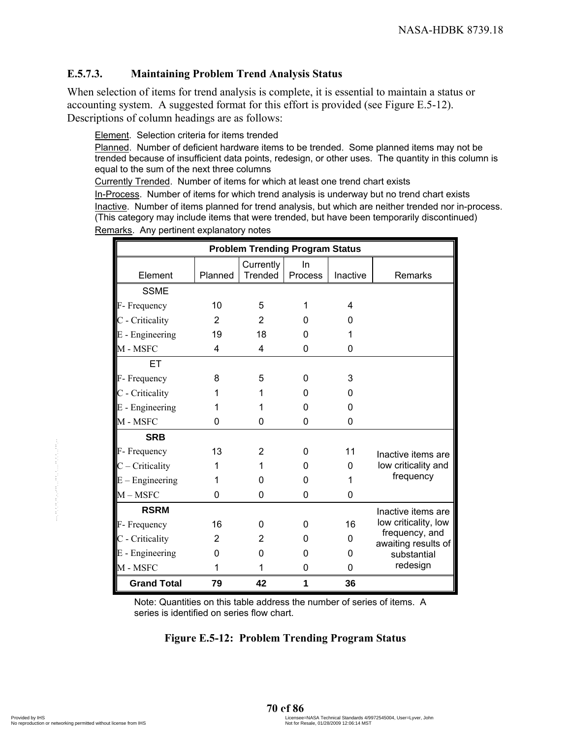### E.5.7.3. Maintaining Problem Trend Analysis Status

When selection of items for trend analysis is complete, it is essential to maintain a status or accounting system. A suggested format for this effort is provided (see Figure E.5-12). Descriptions of column headings are as follows:

Element. Selection criteria for items trended

Planned. Number of deficient hardware items to be trended. Some planned items may not be trended because of insufficient data points, redesign, or other uses. The quantity in this column is equal to the sum of the next three columns

Currently Trended. Number of items for which at least one trend chart exists

In-Process. Number of items for which trend analysis is underway but no trend chart exists

Inactive. Number of items planned for trend analysis, but which are neither trended nor in-process. (This category may include items that were trended, but have been temporarily discontinued)

Remarks. Any pertinent explanatory notes

| **Problem Trending Program Status** | | | | | |
|---|---|---|---|---|---|
| Element | Planned | Currently Trended | In Process | Inactive | Remarks |
| SSME | | | | | |
| F- Frequency | 10 | 5 | 1 | 4 | |
| C - Criticality | 2 | 2 | 0 | 0 | |
| E - Engineering | 19 | 18 | 0 | 1 | |
| M - MSFC | 4 | 4 | 0 | 0 | |
| ET | | | | | |
| F- Frequency | 8 | 5 | 0 | 3 | |
| C - Criticality | 1 | 1 | 0 | 0 | |
| E - Engineering | 1 | 1 | 0 | 0 | |
| M - MSFC | 0 | 0 | 0 | 0 | |
| **SRB** | | | | | |
| F- Frequency | 13 | 2 | 0 | 11 | Inactive items are low criticality and frequency |
| C – Criticality | 1 | 1 | 0 | 0 | |
| E – Engineering | 1 | 0 | 0 | 1 | |
| M – MSFC | 0 | 0 | 0 | 0 | |
| **RSRM** | | | | | Inactive items are low criticality, low frequency, and awaiting results of substantial redesign |
| F- Frequency | 16 | 0 | 0 | 16 | |
| C - Criticality | 2 | 2 | 0 | 0 | |
| E - Engineering | 0 | 0 | 0 | 0 | |
| M - MSFC | 1 | 1 | 0 | 0 | |
| **Grand Total** | **79** | **42** | **1** | **36** | |

Note: Quantities on this table address the number of series of items. A series is identified on series flow chart.

**Figure E.5-12: Problem Trending Program Status**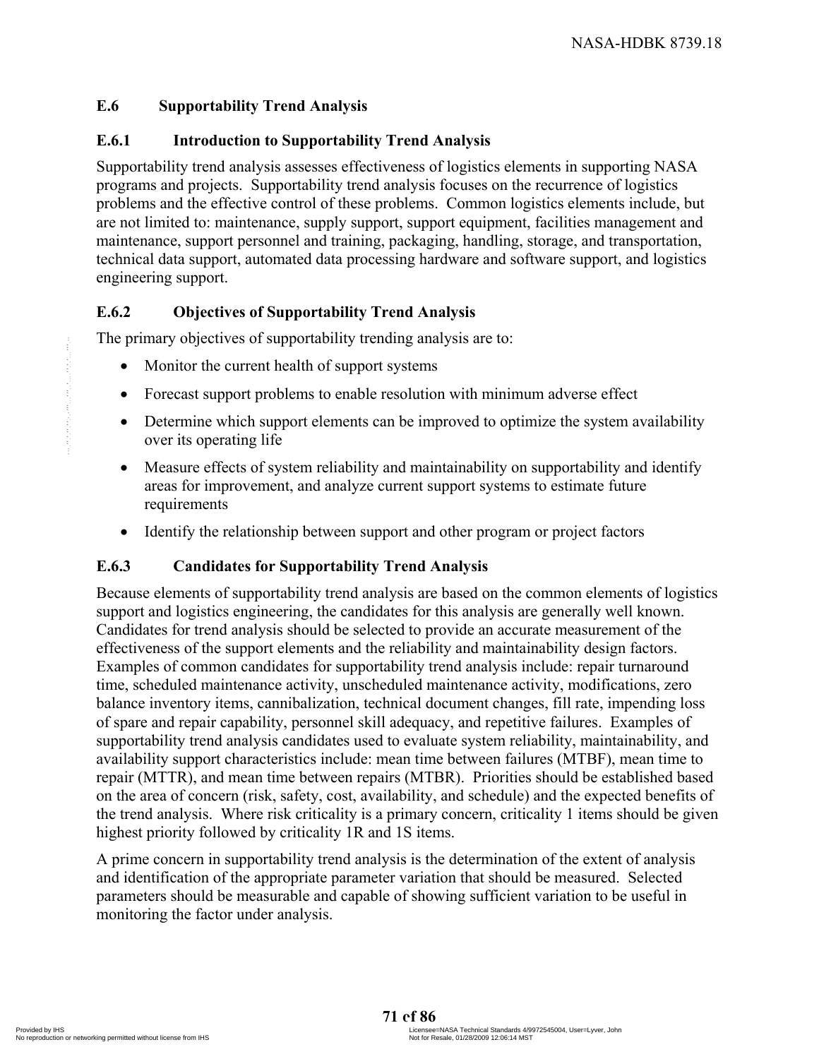## E.6 Supportability Trend Analysis

### E.6.1 Introduction to Supportability Trend Analysis

Supportability trend analysis assesses effectiveness of logistics elements in supporting NASA programs and projects. Supportability trend analysis focuses on the recurrence of logistics problems and the effective control of these problems. Common logistics elements include, but are not limited to: maintenance, supply support, support equipment, facilities management and maintenance, support personnel and training, packaging, handling, storage, and transportation, technical data support, automated data processing hardware and software support, and logistics engineering support.

### E.6.2 Objectives of Supportability Trend Analysis

The primary objectives of supportability trending analysis are to:

- Monitor the current health of support systems
- Forecast support problems to enable resolution with minimum adverse effect
- Determine which support elements can be improved to optimize the system availability over its operating life
- Measure effects of system reliability and maintainability on supportability and identify areas for improvement, and analyze current support systems to estimate future requirements
- Identify the relationship between support and other program or project factors

### E.6.3 Candidates for Supportability Trend Analysis

Because elements of supportability trend analysis are based on the common elements of logistics support and logistics engineering, the candidates for this analysis are generally well known. Candidates for trend analysis should be selected to provide an accurate measurement of the effectiveness of the support elements and the reliability and maintainability design factors. Examples of common candidates for supportability trend analysis include: repair turnaround time, scheduled maintenance activity, unscheduled maintenance activity, modifications, zero balance inventory items, cannibalization, technical document changes, fill rate, impending loss of spare and repair capability, personnel skill adequacy, and repetitive failures. Examples of supportability trend analysis candidates used to evaluate system reliability, maintainability, and availability support characteristics include: mean time between failures (MTBF), mean time to repair (MTTR), and mean time between repairs (MTBR). Priorities should be established based on the area of concern (risk, safety, cost, availability, and schedule) and the expected benefits of the trend analysis. Where risk criticality is a primary concern, criticality 1 items should be given highest priority followed by criticality 1R and 1S items.

A prime concern in supportability trend analysis is the determination of the extent of analysis and identification of the appropriate parameter variation that should be measured. Selected parameters should be measurable and capable of showing sufficient variation to be useful in monitoring the factor under analysis.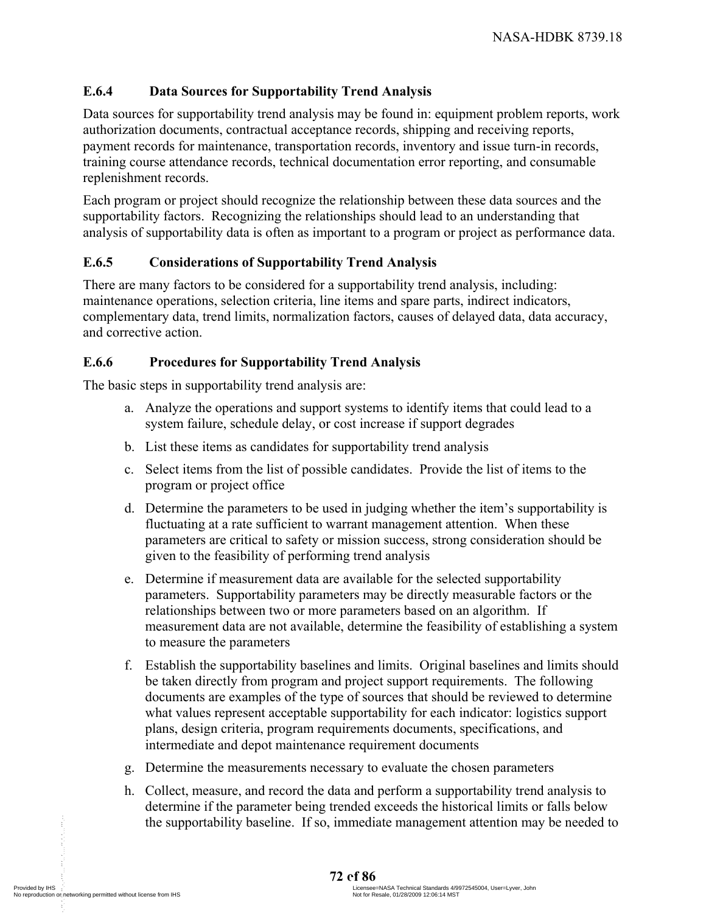### E.6.4 Data Sources for Supportability Trend Analysis

Data sources for supportability trend analysis may be found in: equipment problem reports, work authorization documents, contractual acceptance records, shipping and receiving reports, payment records for maintenance, transportation records, inventory and issue turn-in records, training course attendance records, technical documentation error reporting, and consumable replenishment records.

Each program or project should recognize the relationship between these data sources and the supportability factors. Recognizing the relationships should lead to an understanding that analysis of supportability data is often as important to a program or project as performance data.

### E.6.5 Considerations of Supportability Trend Analysis

There are many factors to be considered for a supportability trend analysis, including: maintenance operations, selection criteria, line items and spare parts, indirect indicators, complementary data, trend limits, normalization factors, causes of delayed data, data accuracy, and corrective action.

### E.6.6 Procedures for Supportability Trend Analysis

The basic steps in supportability trend analysis are:

a. Analyze the operations and support systems to identify items that could lead to a system failure, schedule delay, or cost increase if support degrades

b. List these items as candidates for supportability trend analysis

c. Select items from the list of possible candidates. Provide the list of items to the program or project office

d. Determine the parameters to be used in judging whether the item's supportability is fluctuating at a rate sufficient to warrant management attention. When these parameters are critical to safety or mission success, strong consideration should be given to the feasibility of performing trend analysis

e. Determine if measurement data are available for the selected supportability parameters. Supportability parameters may be directly measurable factors or the relationships between two or more parameters based on an algorithm. If measurement data are not available, determine the feasibility of establishing a system to measure the parameters

f. Establish the supportability baselines and limits. Original baselines and limits should be taken directly from program and project support requirements. The following documents are examples of the type of sources that should be reviewed to determine what values represent acceptable supportability for each indicator: logistics support plans, design criteria, program requirements documents, specifications, and intermediate and depot maintenance requirement documents

g. Determine the measurements necessary to evaluate the chosen parameters

h. Collect, measure, and record the data and perform a supportability trend analysis to determine if the parameter being trended exceeds the historical limits or falls below the supportability baseline. If so, immediate management attention may be needed to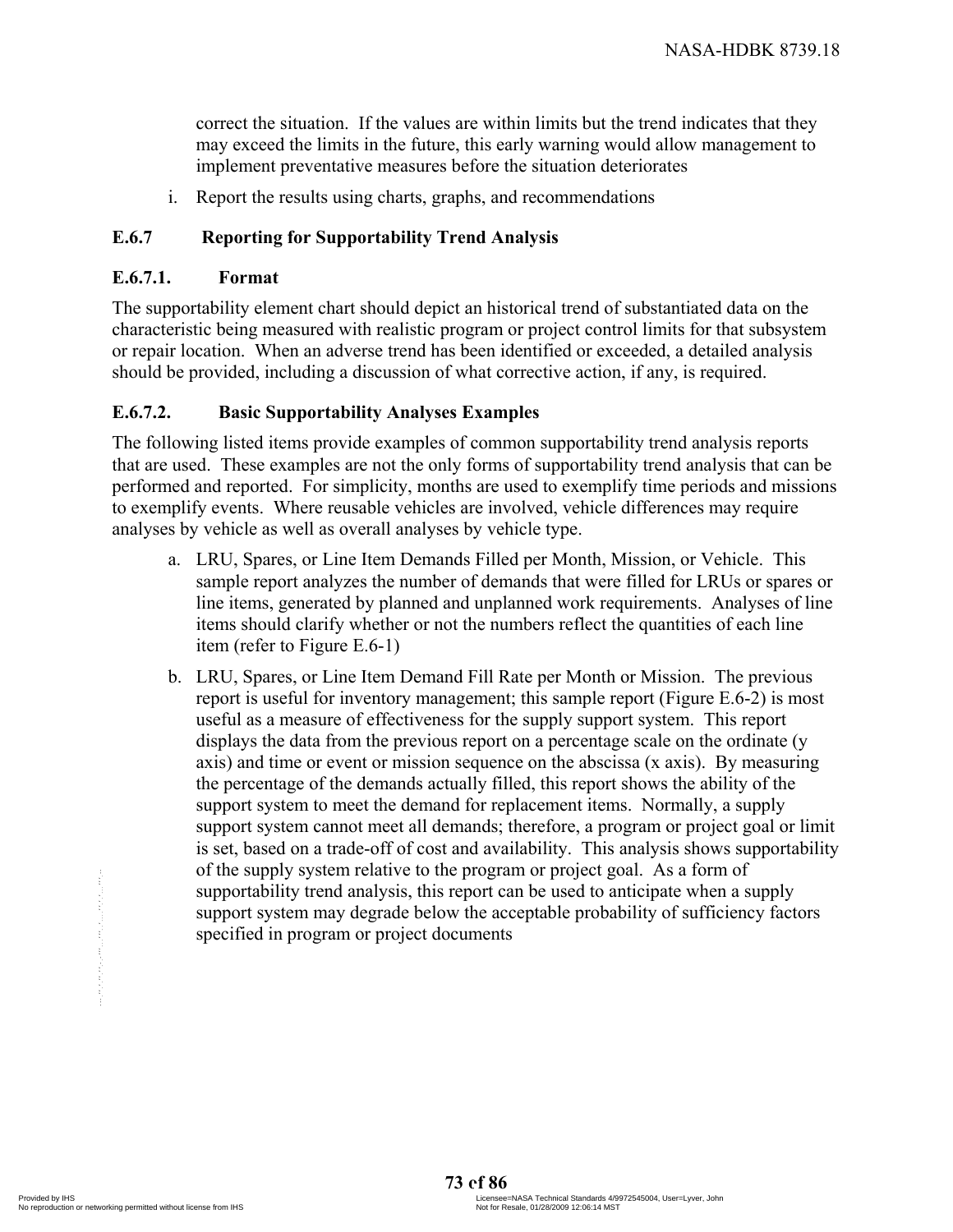correct the situation. If the values are within limits but the trend indicates that they may exceed the limits in the future, this early warning would allow management to implement preventative measures before the situation deteriorates

i. Report the results using charts, graphs, and recommendations

### E.6.7 Reporting for Supportability Trend Analysis

#### E.6.7.1. Format

The supportability element chart should depict an historical trend of substantiated data on the characteristic being measured with realistic program or project control limits for that subsystem or repair location. When an adverse trend has been identified or exceeded, a detailed analysis should be provided, including a discussion of what corrective action, if any, is required.

#### E.6.7.2. Basic Supportability Analyses Examples

The following listed items provide examples of common supportability trend analysis reports that are used. These examples are not the only forms of supportability trend analysis that can be performed and reported. For simplicity, months are used to exemplify time periods and missions to exemplify events. Where reusable vehicles are involved, vehicle differences may require analyses by vehicle as well as overall analyses by vehicle type.

a. LRU, Spares, or Line Item Demands Filled per Month, Mission, or Vehicle. This sample report analyzes the number of demands that were filled for LRUs or spares or line items, generated by planned and unplanned work requirements. Analyses of line items should clarify whether or not the numbers reflect the quantities of each line item (refer to Figure E.6-1)

b. LRU, Spares, or Line Item Demand Fill Rate per Month or Mission. The previous report is useful for inventory management; this sample report (Figure E.6-2) is most useful as a measure of effectiveness for the supply support system. This report displays the data from the previous report on a percentage scale on the ordinate (y axis) and time or event or mission sequence on the abscissa (x axis). By measuring the percentage of the demands actually filled, this report shows the ability of the support system to meet the demand for replacement items. Normally, a supply support system cannot meet all demands; therefore, a program or project goal or limit is set, based on a trade-off of cost and availability. This analysis shows supportability of the supply system relative to the program or project goal. As a form of supportability trend analysis, this report can be used to anticipate when a supply support system may degrade below the acceptable probability of sufficiency factors specified in program or project documents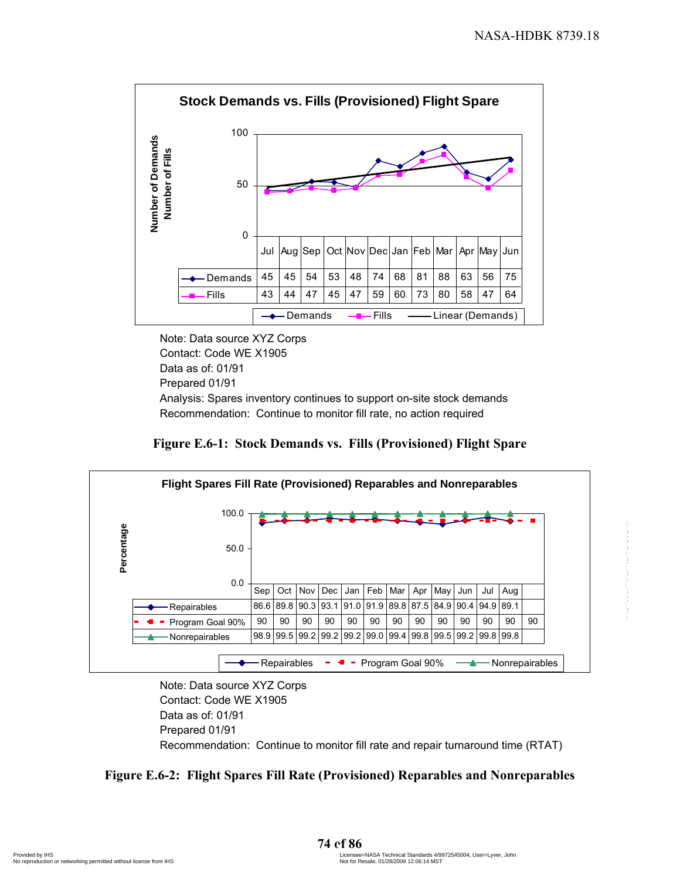**Stock Demands vs. Fills (Provisioned) Flight Spare**

|  | Jul | Aug | Sep | Oct | Nov | Dec | Jan | Feb | Mar | Apr | May | Jun |
|---|---|---|---|---|---|---|---|---|---|---|---|---|
| Demands | 45 | 45 | 54 | 53 | 48 | 74 | 68 | 81 | 88 | 63 | 56 | 75 |
| Fills | 43 | 44 | 47 | 45 | 47 | 59 | 60 | 73 | 80 | 58 | 47 | 64 |

Note: Data source XYZ Corps
Contact: Code WE X1905
Data as of: 01/91
Prepared 01/91
Analysis: Spares inventory continues to support on-site stock demands
Recommendation: Continue to monitor fill rate, no action required

**Figure E.6-1: Stock Demands vs. Fills (Provisioned) Flight Spare**

**Flight Spares Fill Rate (Provisioned) Reparables and Nonreparables**

|  | Sep | Oct | Nov | Dec | Jan | Feb | Mar | Apr | May | Jun | Jul | Aug |  |
|---|---|---|---|---|---|---|---|---|---|---|---|---|---|
| Repairables | 86.6 | 89.8 | 90.3 | 93.1 | 91.0 | 91.9 | 89.8 | 87.5 | 84.9 | 90.4 | 94.9 | 89.1 |  |
| Program Goal 90% | 90 | 90 | 90 | 90 | 90 | 90 | 90 | 90 | 90 | 90 | 90 | 90 | 90 |
| Nonrepairables | 98.9 | 99.5 | 99.2 | 99.2 | 99.2 | 99.0 | 99.4 | 99.8 | 99.5 | 99.2 | 99.8 | 99.8 |  |

Note: Data source XYZ Corps
Contact: Code WE X1905
Data as of: 01/91
Prepared 01/91
Recommendation: Continue to monitor fill rate and repair turnaround time (RTAT)

**Figure E.6-2: Flight Spares Fill Rate (Provisioned) Reparables and Nonreparables**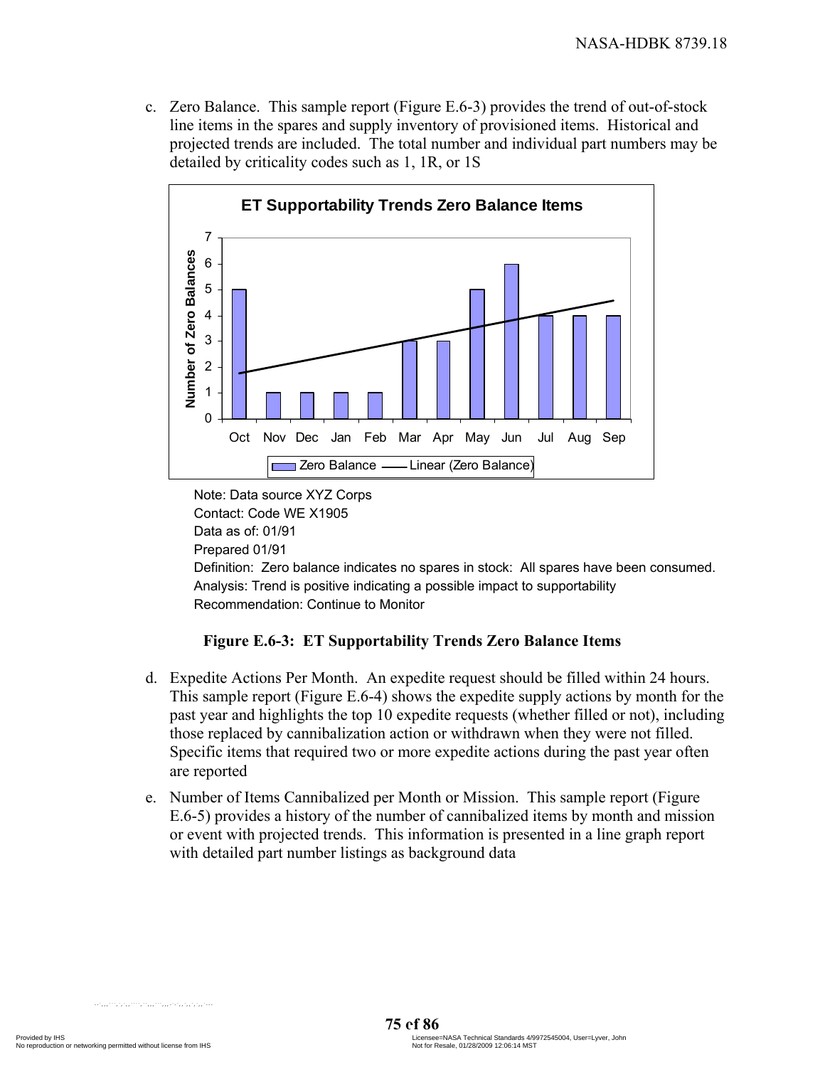c. Zero Balance. This sample report (Figure E.6-3) provides the trend of out-of-stock line items in the spares and supply inventory of provisioned items. Historical and projected trends are included. The total number and individual part numbers may be detailed by criticality codes such as 1, 1R, or 1S

**ET Supportability Trends Zero Balance Items**

| Month | Oct | Nov | Dec | Jan | Feb | Mar | Apr | May | Jun | Jul | Aug | Sep |
|---|---|---|---|---|---|---|---|---|---|---|---|---|
| Number of Zero Balances | 5 | 1 | 1 | 1 | 1 | 3 | 3 | 5 | 6 | 4 | 4 | 4 |

Legend: Zero Balance — Linear (Zero Balance)

Note: Data source XYZ Corps
Contact: Code WE X1905
Data as of: 01/91
Prepared 01/91
Definition: Zero balance indicates no spares in stock: All spares have been consumed.
Analysis: Trend is positive indicating a possible impact to supportability
Recommendation: Continue to Monitor

**Figure E.6-3: ET Supportability Trends Zero Balance Items**

d. Expedite Actions Per Month. An expedite request should be filled within 24 hours. This sample report (Figure E.6-4) shows the expedite supply actions by month for the past year and highlights the top 10 expedite requests (whether filled or not), including those replaced by cannibalization action or withdrawn when they were not filled. Specific items that required two or more expedite actions during the past year often are reported

e. Number of Items Cannibalized per Month or Mission. This sample report (Figure E.6-5) provides a history of the number of cannibalized items by month and mission or event with projected trends. This information is presented in a line graph report with detailed part number listings as background data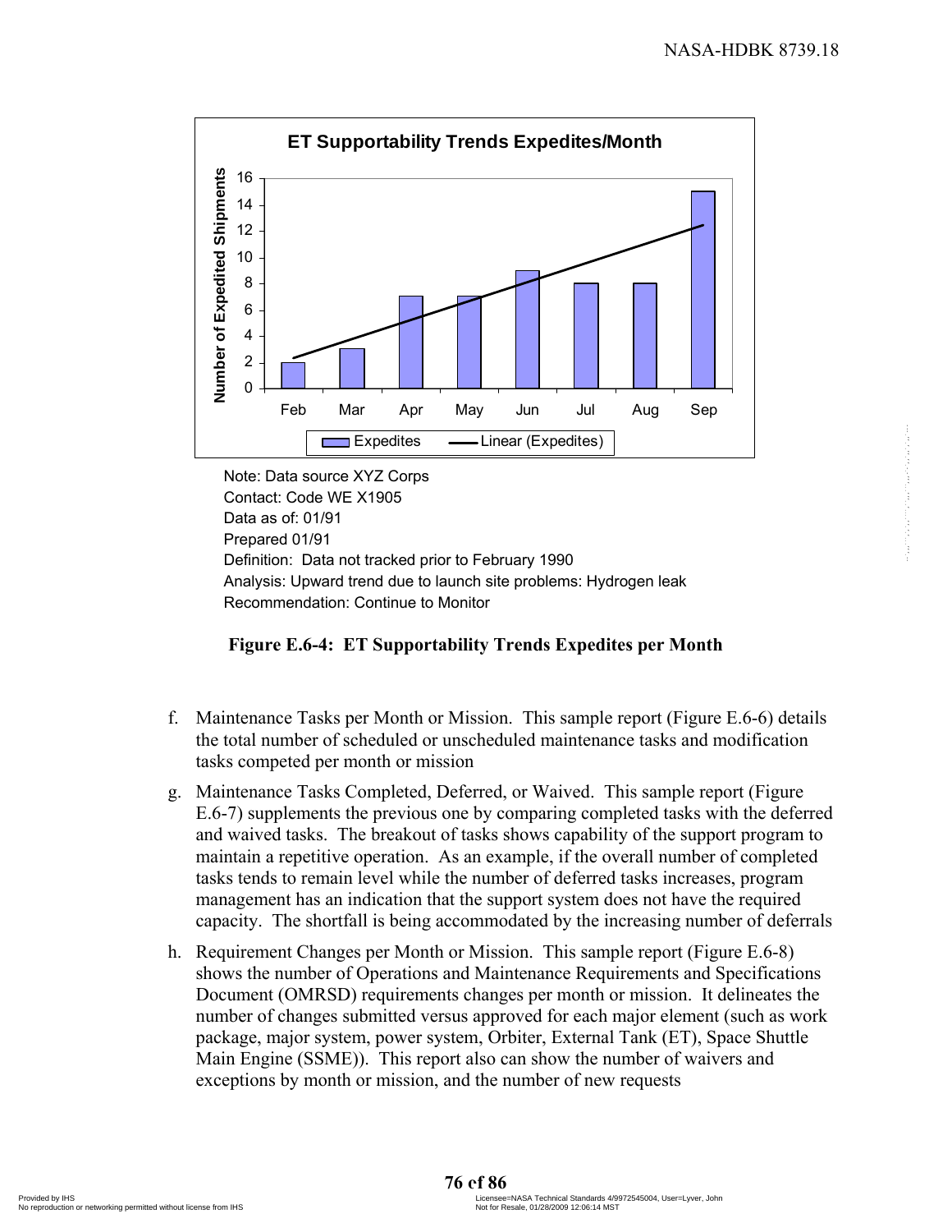**ET Supportability Trends Expedites/Month**

| Month | Expedites |
|---|---|
| Feb | 2 |
| Mar | 3 |
| Apr | 7 |
| May | 7 |
| Jun | 9 |
| Jul | 8 |
| Aug | 8 |
| Sep | 15 |

Number of Expedited Shipments

Expedites — Linear (Expedites)

Note: Data source XYZ Corps
Contact: Code WE X1905
Data as of: 01/91
Prepared 01/91
Definition: Data not tracked prior to February 1990
Analysis: Upward trend due to launch site problems: Hydrogen leak
Recommendation: Continue to Monitor

**Figure E.6-4: ET Supportability Trends Expedites per Month**

f. Maintenance Tasks per Month or Mission. This sample report (Figure E.6-6) details the total number of scheduled or unscheduled maintenance tasks and modification tasks competed per month or mission

g. Maintenance Tasks Completed, Deferred, or Waived. This sample report (Figure E.6-7) supplements the previous one by comparing completed tasks with the deferred and waived tasks. The breakout of tasks shows capability of the support program to maintain a repetitive operation. As an example, if the overall number of completed tasks tends to remain level while the number of deferred tasks increases, program management has an indication that the support system does not have the required capacity. The shortfall is being accommodated by the increasing number of deferrals

h. Requirement Changes per Month or Mission. This sample report (Figure E.6-8) shows the number of Operations and Maintenance Requirements and Specifications Document (OMRSD) requirements changes per month or mission. It delineates the number of changes submitted versus approved for each major element (such as work package, major system, power system, Orbiter, External Tank (ET), Space Shuttle Main Engine (SSME)). This report also can show the number of waivers and exceptions by month or mission, and the number of new requests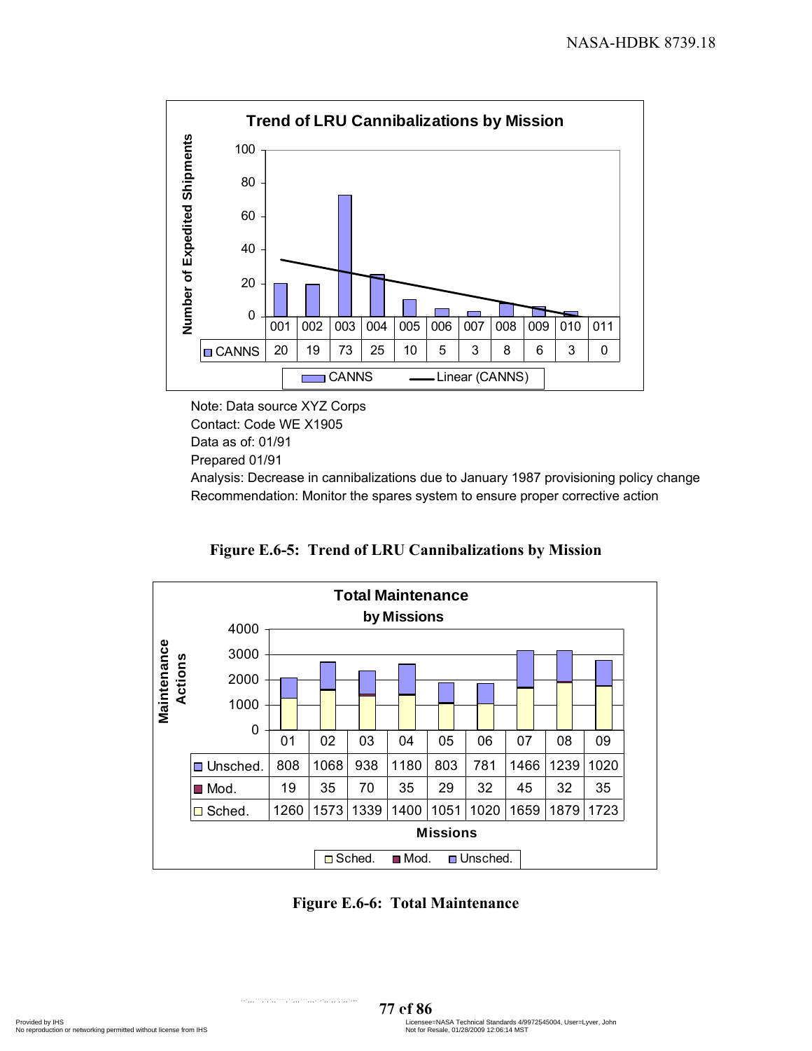**Trend of LRU Cannibalizations by Mission**

| | 001 | 002 | 003 | 004 | 005 | 006 | 007 | 008 | 009 | 010 | 011 |
|---|---|---|---|---|---|---|---|---|---|---|---|
| CANNS | 20 | 19 | 73 | 25 | 10 | 5 | 3 | 8 | 6 | 3 | 0 |

Note: Data source XYZ Corps
Contact: Code WE X1905
Data as of: 01/91
Prepared 01/91
Analysis: Decrease in cannibalizations due to January 1987 provisioning policy change
Recommendation: Monitor the spares system to ensure proper corrective action

**Figure E.6-5: Trend of LRU Cannibalizations by Mission**

**Total Maintenance by Missions**

| | 01 | 02 | 03 | 04 | 05 | 06 | 07 | 08 | 09 |
|---|---|---|---|---|---|---|---|---|---|
| Unsched. | 808 | 1068 | 938 | 1180 | 803 | 781 | 1466 | 1239 | 1020 |
| Mod. | 19 | 35 | 70 | 35 | 29 | 32 | 45 | 32 | 35 |
| Sched. | 1260 | 1573 | 1339 | 1400 | 1051 | 1020 | 1659 | 1879 | 1723 |

**Figure E.6-6: Total Maintenance**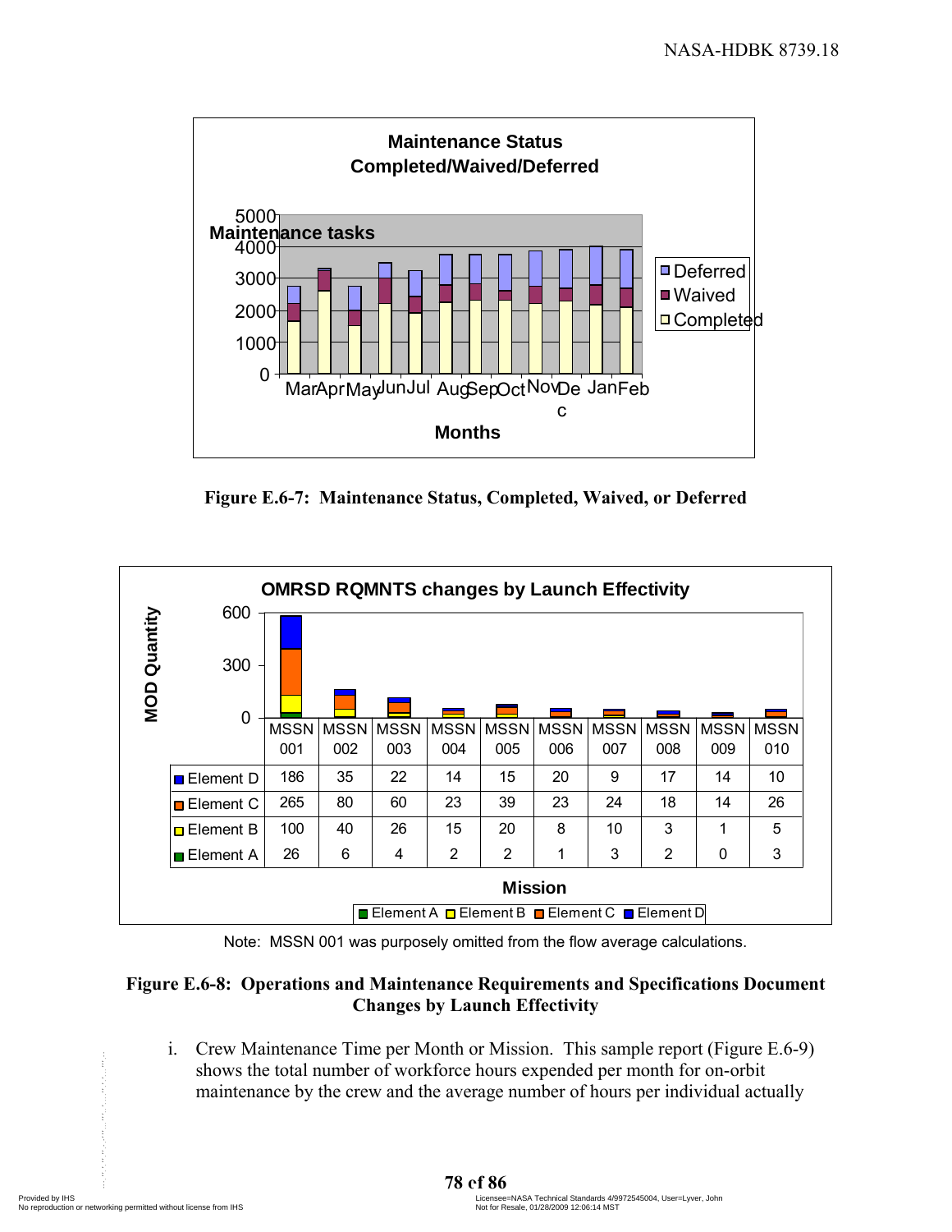**Maintenance Status Completed/Waived/Deferred**

Figure E.6-7: Maintenance Status, Completed, Waived, or Deferred

**OMRSD RQMNTS changes by Launch Effectivity**

| | MSSN 001 | MSSN 002 | MSSN 003 | MSSN 004 | MSSN 005 | MSSN 006 | MSSN 007 | MSSN 008 | MSSN 009 | MSSN 010 |
|---|---|---|---|---|---|---|---|---|---|---|
| Element D | 186 | 35 | 22 | 14 | 15 | 20 | 9 | 17 | 14 | 10 |
| Element C | 265 | 80 | 60 | 23 | 39 | 23 | 24 | 18 | 14 | 26 |
| Element B | 100 | 40 | 26 | 15 | 20 | 8 | 10 | 3 | 1 | 5 |
| Element A | 26 | 6 | 4 | 2 | 2 | 1 | 3 | 2 | 0 | 3 |

Note: MSSN 001 was purposely omitted from the flow average calculations.

**Figure E.6-8: Operations and Maintenance Requirements and Specifications Document Changes by Launch Effectivity**

i. Crew Maintenance Time per Month or Mission. This sample report (Figure E.6-9) shows the total number of workforce hours expended per month for on-orbit maintenance by the crew and the average number of hours per individual actually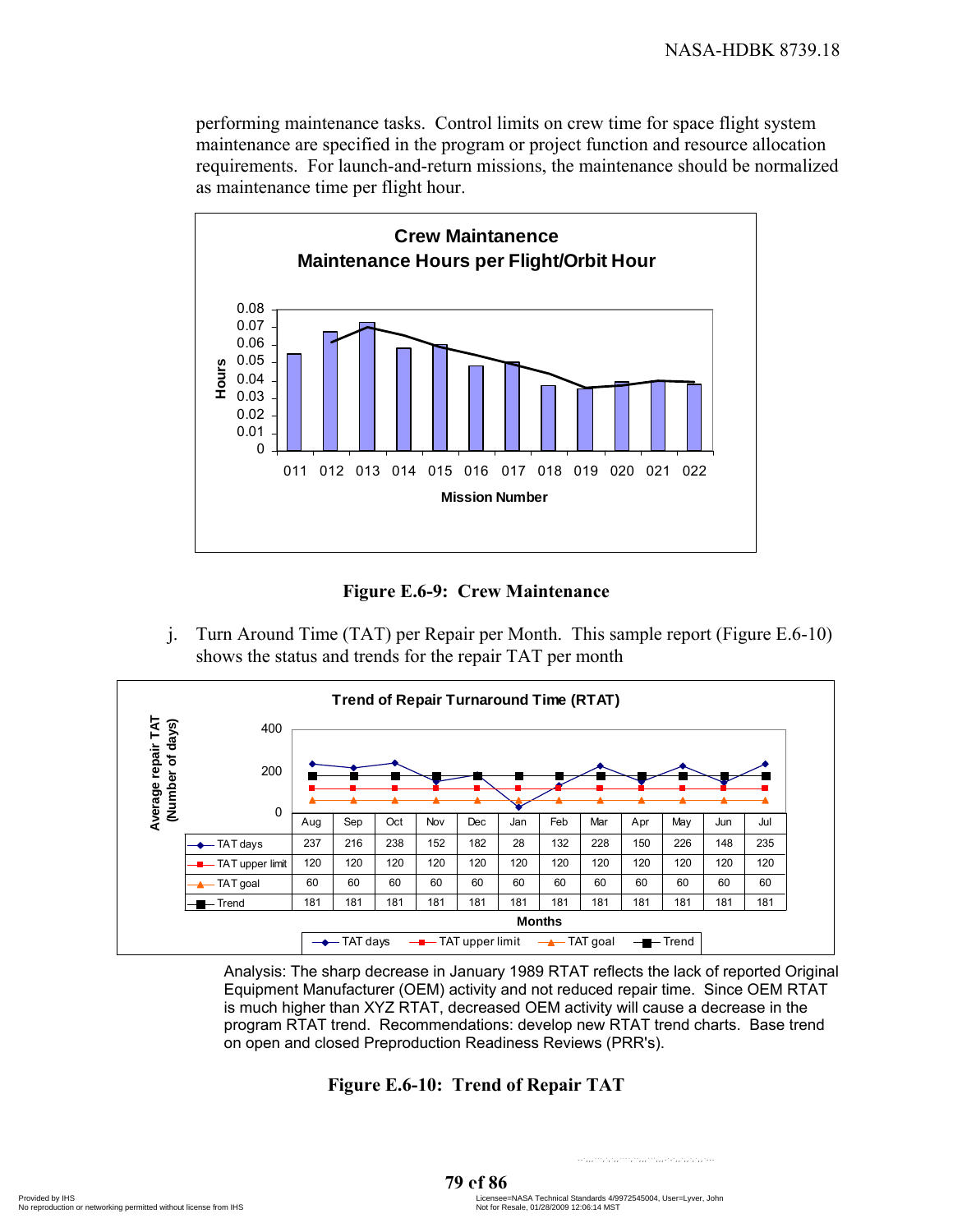performing maintenance tasks. Control limits on crew time for space flight system maintenance are specified in the program or project function and resource allocation requirements. For launch-and-return missions, the maintenance should be normalized as maintenance time per flight hour.

**Crew Maintanence**
**Maintenance Hours per Flight/Orbit Hour**

Hours: 0, 0.01, 0.02, 0.03, 0.04, 0.05, 0.06, 0.07, 0.08

Mission Number: 011, 012, 013, 014, 015, 016, 017, 018, 019, 020, 021, 022

**Figure E.6-9: Crew Maintenance**

j. Turn Around Time (TAT) per Repair per Month. This sample report (Figure E.6-10) shows the status and trends for the repair TAT per month

**Trend of Repair Turnaround Time (RTAT)**

Average repair TAT (Number of days)

| | Aug | Sep | Oct | Nov | Dec | Jan | Feb | Mar | Apr | May | Jun | Jul |
|---|---|---|---|---|---|---|---|---|---|---|---|---|
| TAT days | 237 | 216 | 238 | 152 | 182 | 28 | 132 | 228 | 150 | 226 | 148 | 235 |
| TAT upper limit | 120 | 120 | 120 | 120 | 120 | 120 | 120 | 120 | 120 | 120 | 120 | 120 |
| TAT goal | 60 | 60 | 60 | 60 | 60 | 60 | 60 | 60 | 60 | 60 | 60 | 60 |
| Trend | 181 | 181 | 181 | 181 | 181 | 181 | 181 | 181 | 181 | 181 | 181 | 181 |

Months

Analysis: The sharp decrease in January 1989 RTAT reflects the lack of reported Original Equipment Manufacturer (OEM) activity and not reduced repair time. Since OEM RTAT is much higher than XYZ RTAT, decreased OEM activity will cause a decrease in the program RTAT trend. Recommendations: develop new RTAT trend charts. Base trend on open and closed Preproduction Readiness Reviews (PRR's).

**Figure E.6-10: Trend of Repair TAT**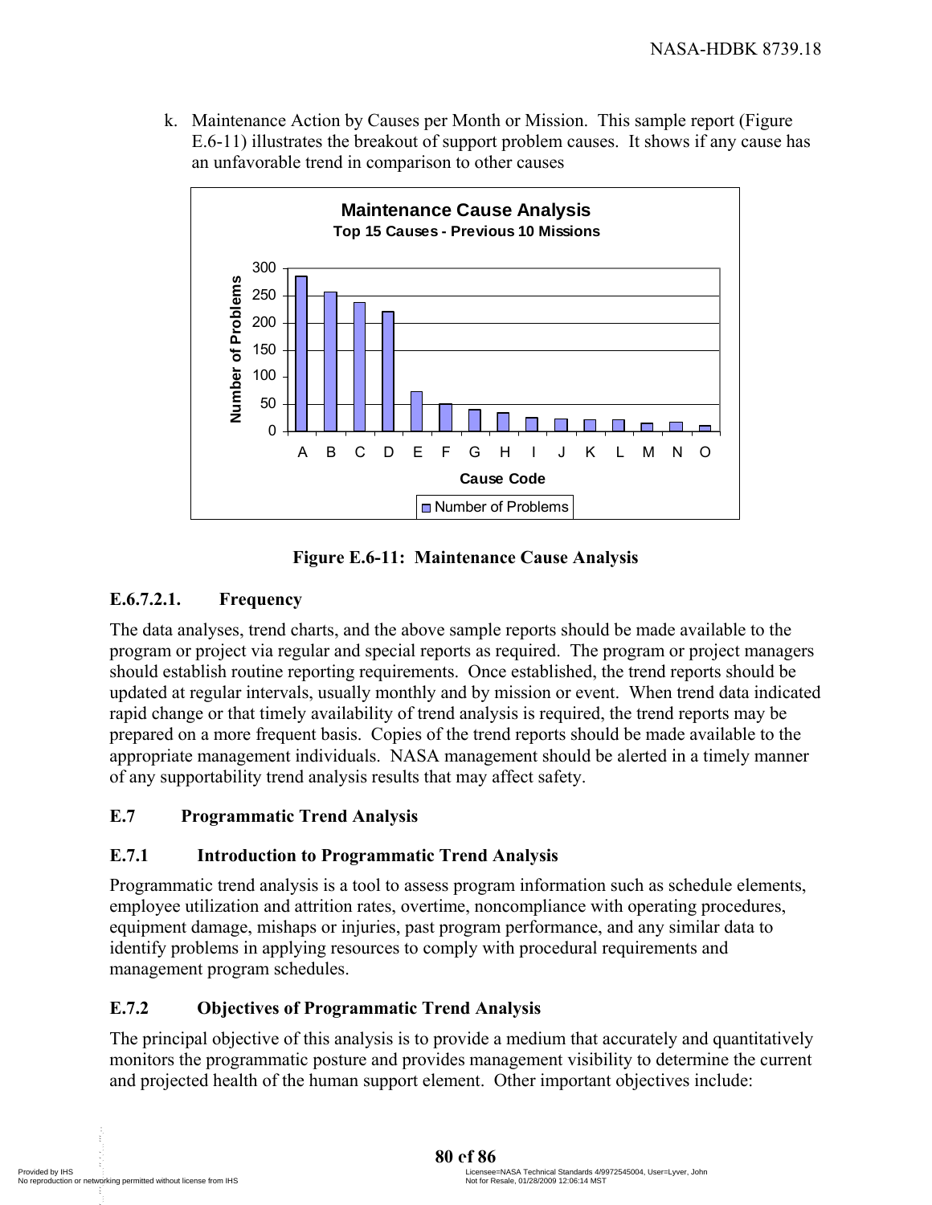k. Maintenance Action by Causes per Month or Mission. This sample report (Figure E.6-11) illustrates the breakout of support problem causes. It shows if any cause has an unfavorable trend in comparison to other causes

**Figure E.6-11: Maintenance Cause Analysis**

### E.6.7.2.1. Frequency

The data analyses, trend charts, and the above sample reports should be made available to the program or project via regular and special reports as required. The program or project managers should establish routine reporting requirements. Once established, the trend reports should be updated at regular intervals, usually monthly and by mission or event. When trend data indicated rapid change or that timely availability of trend analysis is required, the trend reports may be prepared on a more frequent basis. Copies of the trend reports should be made available to the appropriate management individuals. NASA management should be alerted in a timely manner of any supportability trend analysis results that may affect safety.

## E.7 Programmatic Trend Analysis

### E.7.1 Introduction to Programmatic Trend Analysis

Programmatic trend analysis is a tool to assess program information such as schedule elements, employee utilization and attrition rates, overtime, noncompliance with operating procedures, equipment damage, mishaps or injuries, past program performance, and any similar data to identify problems in applying resources to comply with procedural requirements and management program schedules.

### E.7.2 Objectives of Programmatic Trend Analysis

The principal objective of this analysis is to provide a medium that accurately and quantitatively monitors the programmatic posture and provides management visibility to determine the current and projected health of the human support element. Other important objectives include: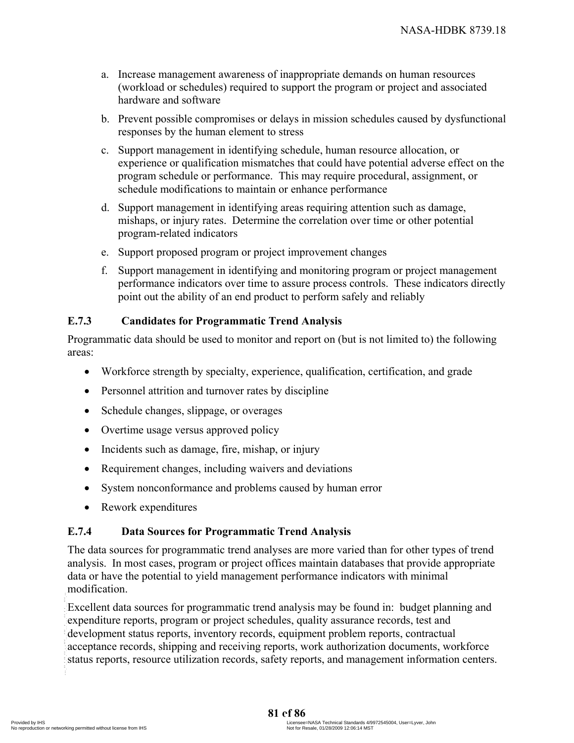a. Increase management awareness of inappropriate demands on human resources (workload or schedules) required to support the program or project and associated hardware and software

b. Prevent possible compromises or delays in mission schedules caused by dysfunctional responses by the human element to stress

c. Support management in identifying schedule, human resource allocation, or experience or qualification mismatches that could have potential adverse effect on the program schedule or performance. This may require procedural, assignment, or schedule modifications to maintain or enhance performance

d. Support management in identifying areas requiring attention such as damage, mishaps, or injury rates. Determine the correlation over time or other potential program-related indicators

e. Support proposed program or project improvement changes

f. Support management in identifying and monitoring program or project management performance indicators over time to assure process controls. These indicators directly point out the ability of an end product to perform safely and reliably

### E.7.3 Candidates for Programmatic Trend Analysis

Programmatic data should be used to monitor and report on (but is not limited to) the following areas:

- Workforce strength by specialty, experience, qualification, certification, and grade
- Personnel attrition and turnover rates by discipline
- Schedule changes, slippage, or overages
- Overtime usage versus approved policy
- Incidents such as damage, fire, mishap, or injury
- Requirement changes, including waivers and deviations
- System nonconformance and problems caused by human error
- Rework expenditures

### E.7.4 Data Sources for Programmatic Trend Analysis

The data sources for programmatic trend analyses are more varied than for other types of trend analysis. In most cases, program or project offices maintain databases that provide appropriate data or have the potential to yield management performance indicators with minimal modification.

Excellent data sources for programmatic trend analysis may be found in: budget planning and expenditure reports, program or project schedules, quality assurance records, test and development status reports, inventory records, equipment problem reports, contractual acceptance records, shipping and receiving reports, work authorization documents, workforce status reports, resource utilization records, safety reports, and management information centers.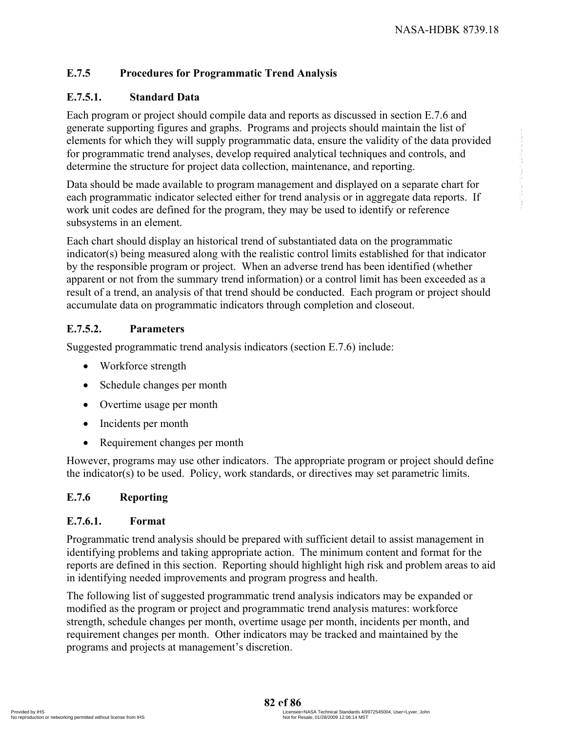### E.7.5 Procedures for Programmatic Trend Analysis

#### E.7.5.1. Standard Data

Each program or project should compile data and reports as discussed in section E.7.6 and generate supporting figures and graphs. Programs and projects should maintain the list of elements for which they will supply programmatic data, ensure the validity of the data provided for programmatic trend analyses, develop required analytical techniques and controls, and determine the structure for project data collection, maintenance, and reporting.

Data should be made available to program management and displayed on a separate chart for each programmatic indicator selected either for trend analysis or in aggregate data reports. If work unit codes are defined for the program, they may be used to identify or reference subsystems in an element.

Each chart should display an historical trend of substantiated data on the programmatic indicator(s) being measured along with the realistic control limits established for that indicator by the responsible program or project. When an adverse trend has been identified (whether apparent or not from the summary trend information) or a control limit has been exceeded as a result of a trend, an analysis of that trend should be conducted. Each program or project should accumulate data on programmatic indicators through completion and closeout.

#### E.7.5.2. Parameters

Suggested programmatic trend analysis indicators (section E.7.6) include:

- Workforce strength
- Schedule changes per month
- Overtime usage per month
- Incidents per month
- Requirement changes per month

However, programs may use other indicators. The appropriate program or project should define the indicator(s) to be used. Policy, work standards, or directives may set parametric limits.

### E.7.6 Reporting

#### E.7.6.1. Format

Programmatic trend analysis should be prepared with sufficient detail to assist management in identifying problems and taking appropriate action. The minimum content and format for the reports are defined in this section. Reporting should highlight high risk and problem areas to aid in identifying needed improvements and program progress and health.

The following list of suggested programmatic trend analysis indicators may be expanded or modified as the program or project and programmatic trend analysis matures: workforce strength, schedule changes per month, overtime usage per month, incidents per month, and requirement changes per month. Other indicators may be tracked and maintained by the programs and projects at management's discretion.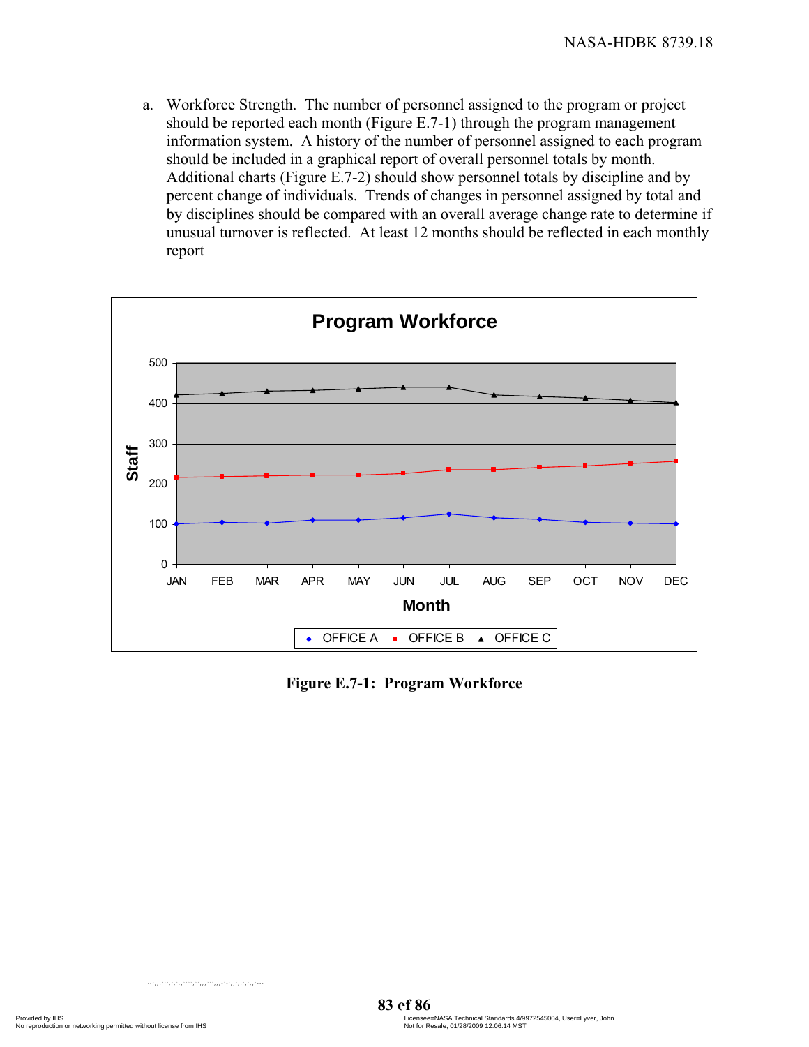a. Workforce Strength. The number of personnel assigned to the program or project should be reported each month (Figure E.7-1) through the program management information system. A history of the number of personnel assigned to each program should be included in a graphical report of overall personnel totals by month. Additional charts (Figure E.7-2) should show personnel totals by discipline and by percent change of individuals. Trends of changes in personnel assigned by total and by disciplines should be compared with an overall average change rate to determine if unusual turnover is reflected. At least 12 months should be reflected in each monthly report

**Figure E.7-1: Program Workforce**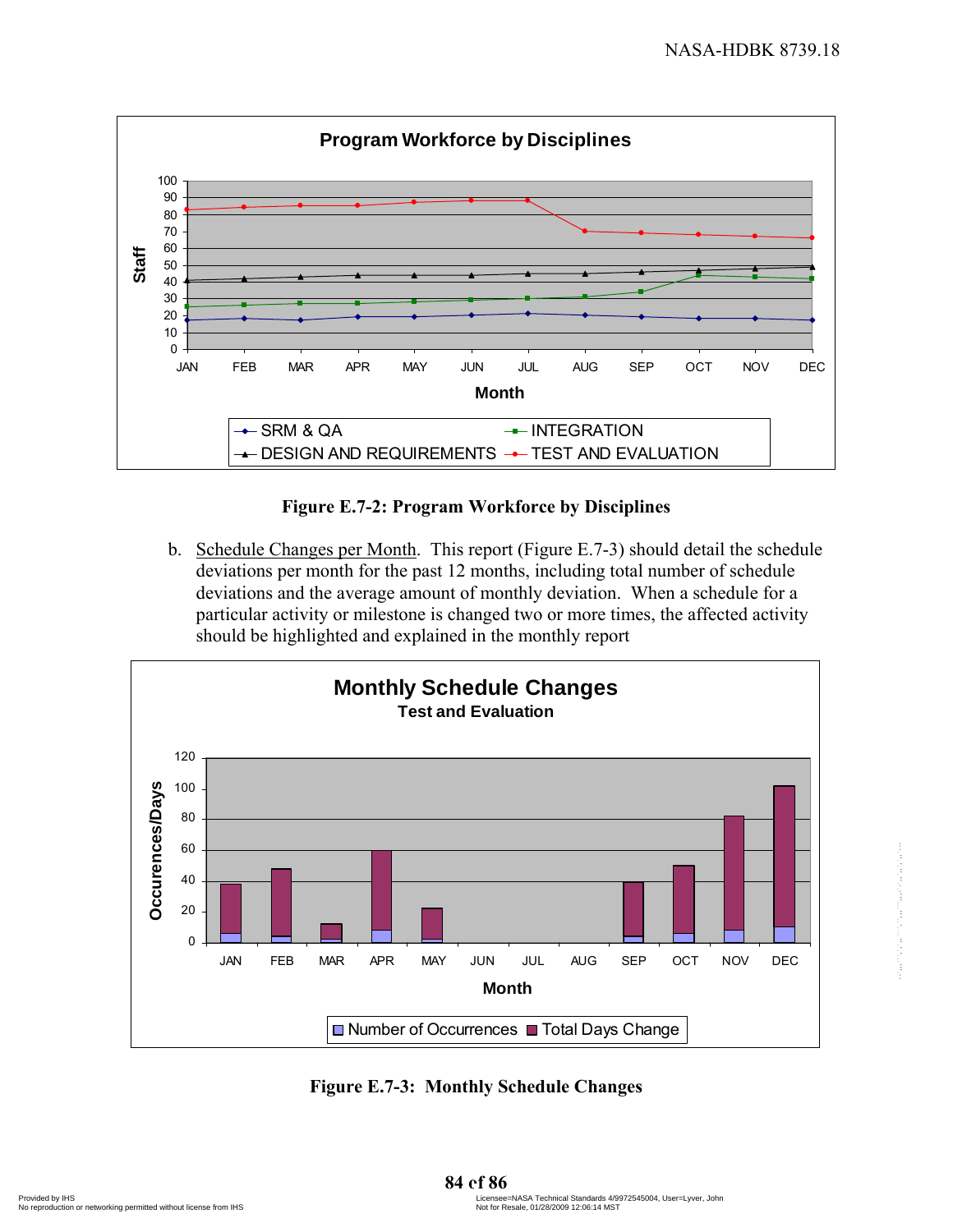Figure E.7-2: Program Workforce by Disciplines

b. Schedule Changes per Month. This report (Figure E.7-3) should detail the schedule deviations per month for the past 12 months, including total number of schedule deviations and the average amount of monthly deviation. When a schedule for a particular activity or milestone is changed two or more times, the affected activity should be highlighted and explained in the monthly report

Figure E.7-3: Monthly Schedule Changes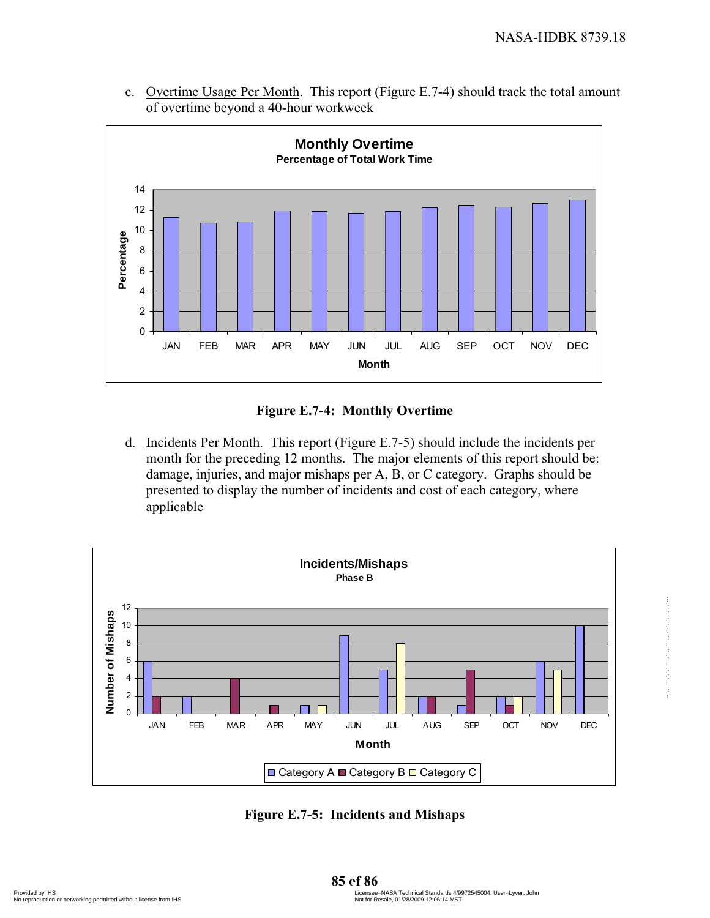c. Overtime Usage Per Month. This report (Figure E.7-4) should track the total amount of overtime beyond a 40-hour workweek

**Figure E.7-4: Monthly Overtime**

d. Incidents Per Month. This report (Figure E.7-5) should include the incidents per month for the preceding 12 months. The major elements of this report should be: damage, injuries, and major mishaps per A, B, or C category. Graphs should be presented to display the number of incidents and cost of each category, where applicable

**Figure E.7-5: Incidents and Mishaps**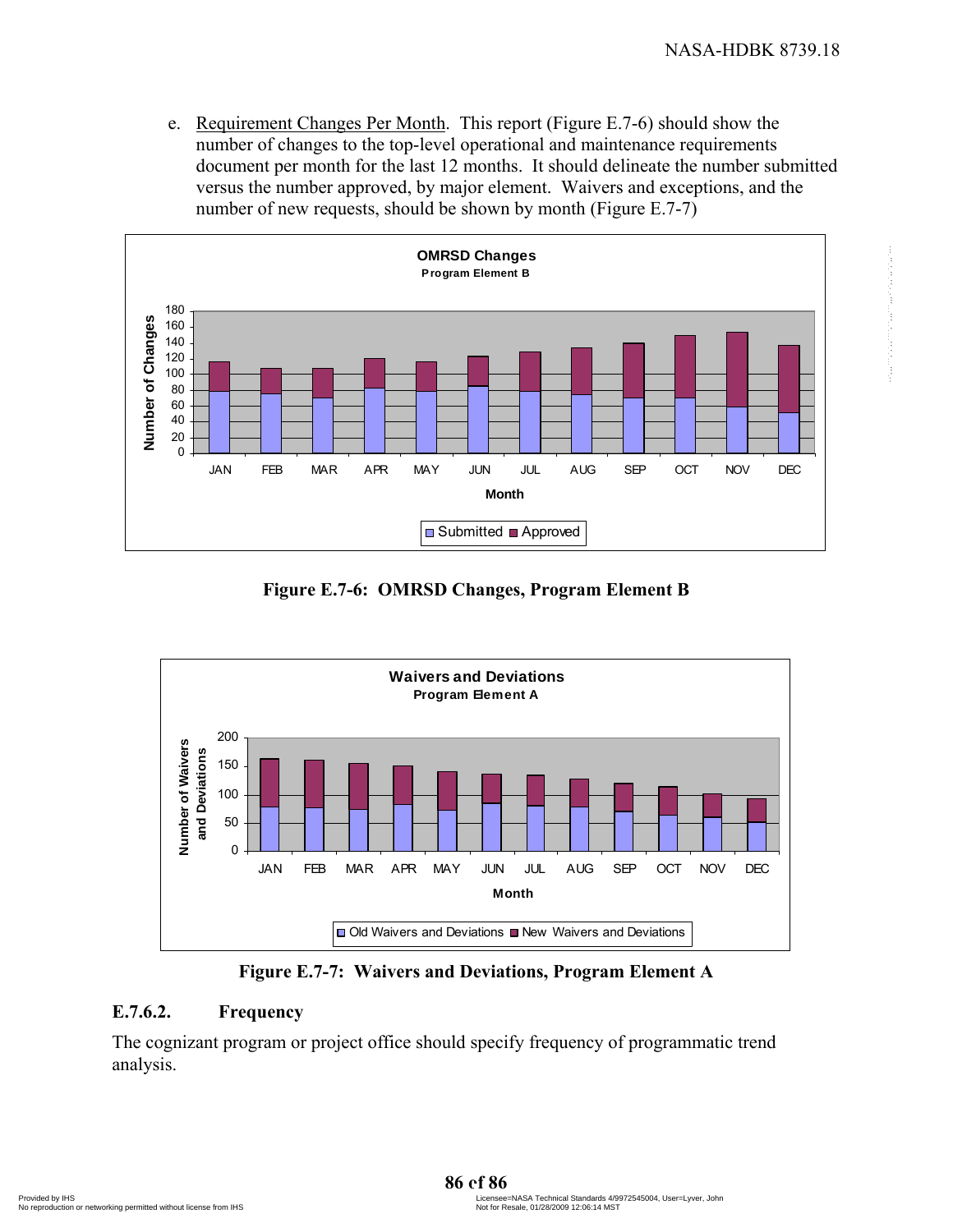e. Requirement Changes Per Month. This report (Figure E.7-6) should show the number of changes to the top-level operational and maintenance requirements document per month for the last 12 months. It should delineate the number submitted versus the number approved, by major element. Waivers and exceptions, and the number of new requests, should be shown by month (Figure E.7-7)

OMRSD Changes
Program Element B

Number of Changes
180
160
140
120
100
80
60
40
20
0

JAN FEB MAR APR MAY JUN JUL AUG SEP OCT NOV DEC

Month

Submitted Approved

Figure E.7-6: OMRSD Changes, Program Element B

Waivers and Deviations
Program Element A

Number of Waivers and Deviations
200
150
100
50
0

JAN FEB MAR APR MAY JUN JUL AUG SEP OCT NOV DEC

Month

Old Waivers and Deviations New Waivers and Deviations

Figure E.7-7: Waivers and Deviations, Program Element A

## E.7.6.2. Frequency

The cognizant program or project office should specify frequency of programmatic trend analysis.